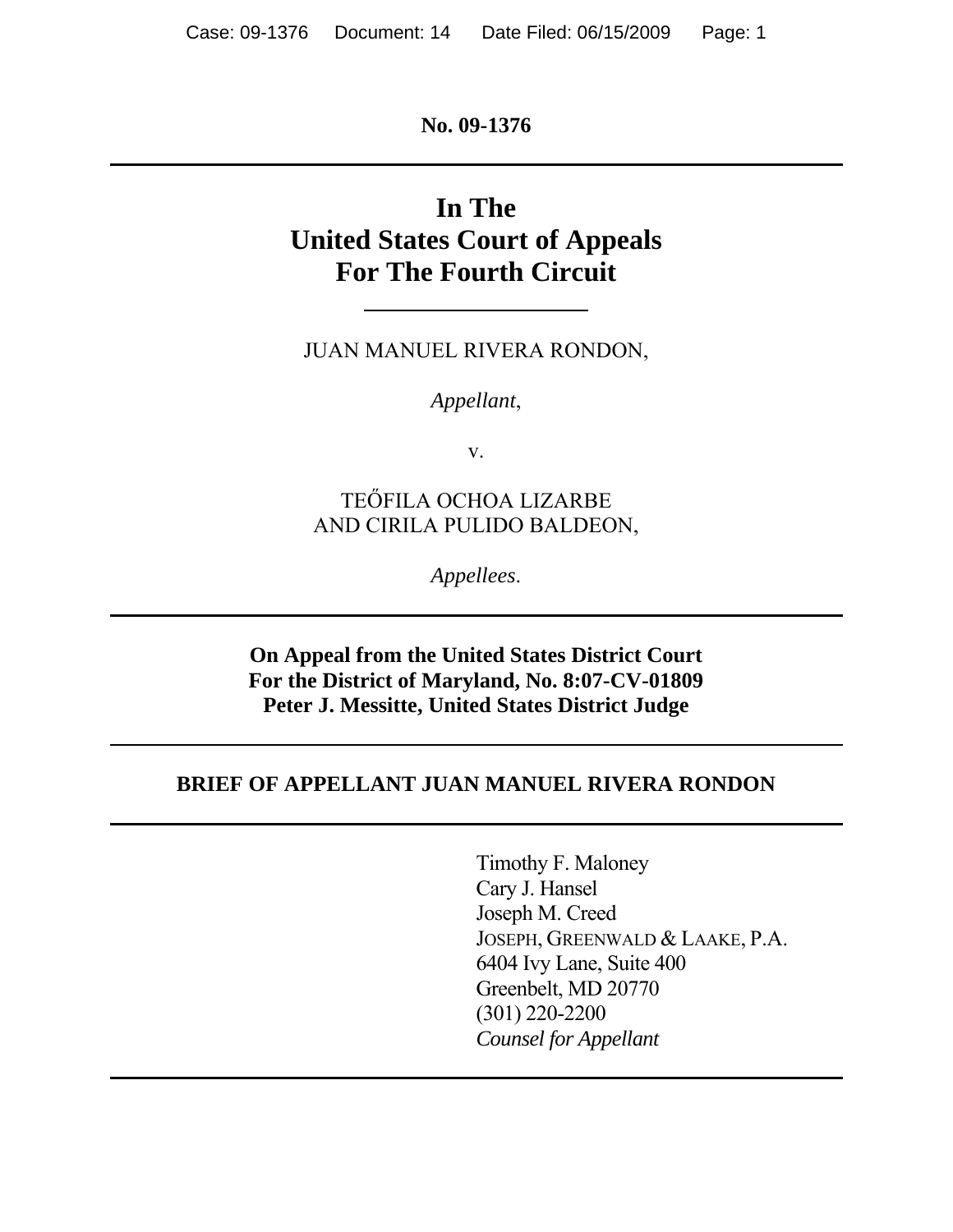**No. 09-1376**

---

# In The
# United States Court of Appeals
# For The Fourth Circuit

---

JUAN MANUEL RIVERA RONDON,

*Appellant*,

v.

TEŐFILA OCHOA LIZARBE
AND CIRILA PULIDO BALDEON,

*Appellees*.

---

**On Appeal from the United States District Court**
**For the District of Maryland, No. 8:07-CV-01809**
**Peter J. Messitte, United States District Judge**

---

**BRIEF OF APPELLANT JUAN MANUEL RIVERA RONDON**

---

Timothy F. Maloney
Cary J. Hansel
Joseph M. Creed
JOSEPH, GREENWALD & LAAKE, P.A.
6404 Ivy Lane, Suite 400
Greenbelt, MD 20770
(301) 220-2200
*Counsel for Appellant*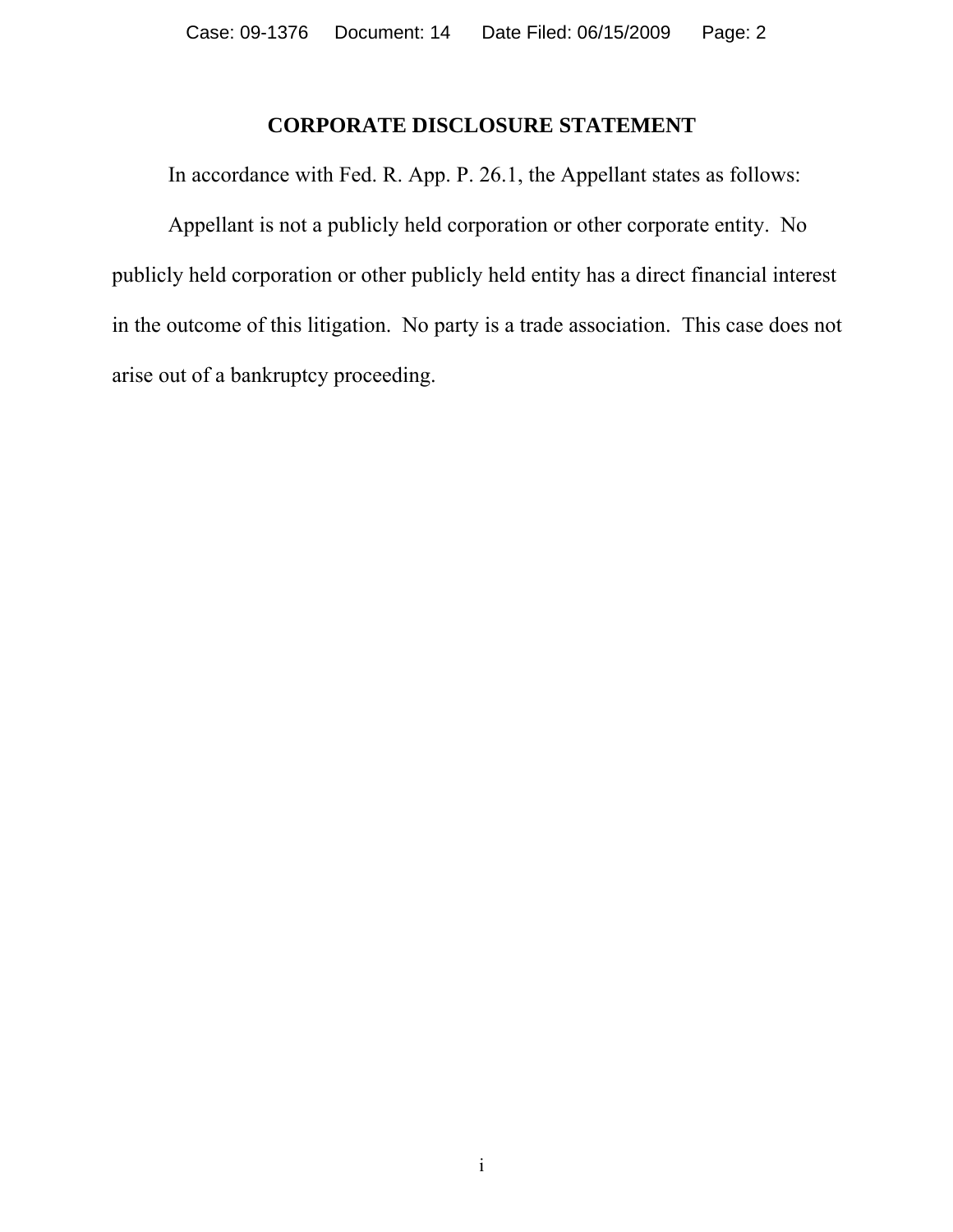# CORPORATE DISCLOSURE STATEMENT

In accordance with Fed. R. App. P. 26.1, the Appellant states as follows:

Appellant is not a publicly held corporation or other corporate entity. No publicly held corporation or other publicly held entity has a direct financial interest in the outcome of this litigation. No party is a trade association. This case does not arise out of a bankruptcy proceeding.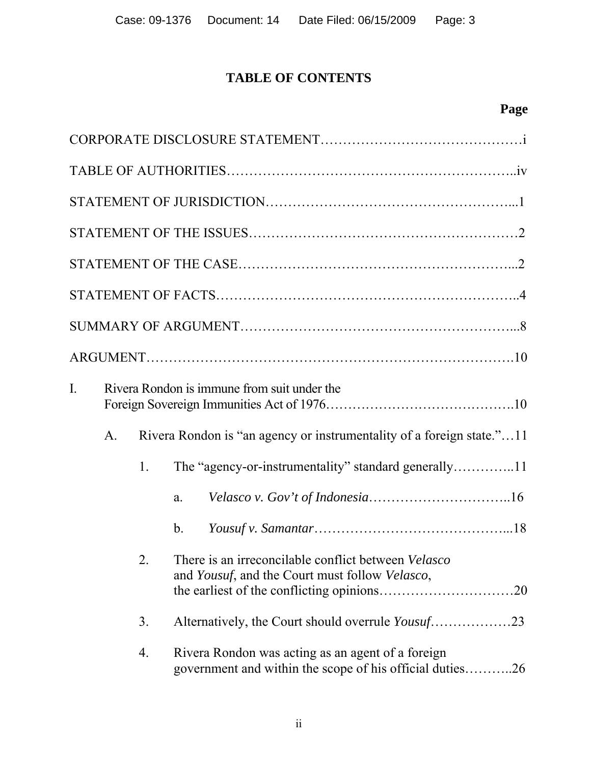# TABLE OF CONTENTS

**Page**

CORPORATE DISCLOSURE STATEMENT……………………………………i

TABLE OF AUTHORITIES……………………………………………………..iv

STATEMENT OF JURISDICTION………………………………………………...1

STATEMENT OF THE ISSUES…………………………………………………2

STATEMENT OF THE CASE…………………………………………………...2

STATEMENT OF FACTS……………………………………………………..4

SUMMARY OF ARGUMENT…………………………………………………...8

ARGUMENT……………………………………………………………………….10

I. Rivera Rondon is immune from suit under the Foreign Sovereign Immunities Act of 1976…………………………………….10

   A. Rivera Rondon is "an agency or instrumentality of a foreign state."…11

      1. The "agency-or-instrumentality" standard generally…………..11

         a. *Velasco v. Gov't of Indonesia*…………………………..16

         b. *Yousuf v. Samantar*……………………………………...18

      2. There is an irreconcilable conflict between *Velasco* and *Yousuf*, and the Court must follow *Velasco*, the earliest of the conflicting opinions…………………………20

      3. Alternatively, the Court should overrule *Yousuf*………………23

      4. Rivera Rondon was acting as an agent of a foreign government and within the scope of his official duties………..26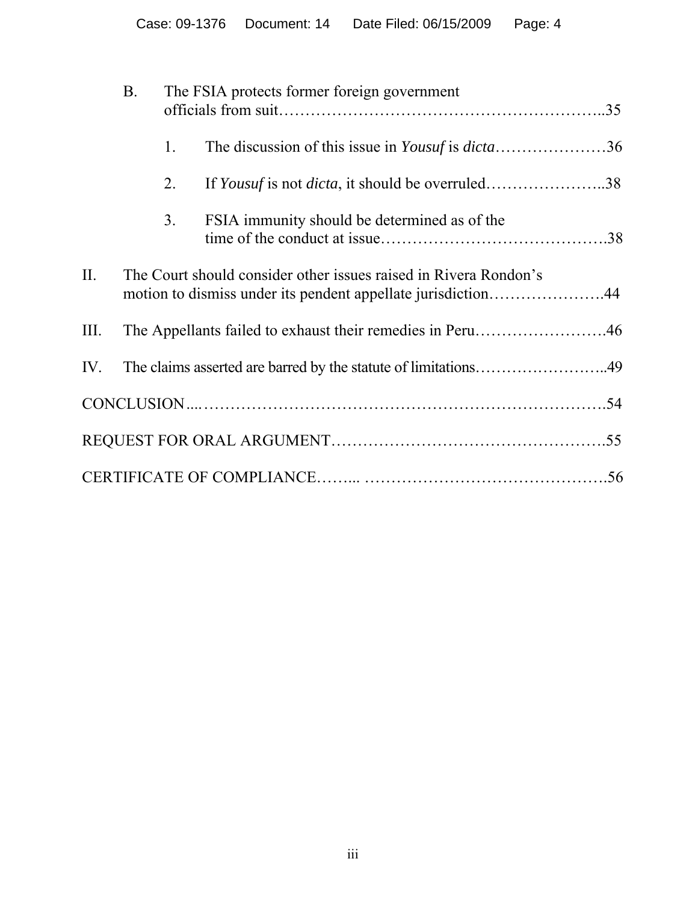B. The FSIA protects former foreign government officials from suit……………………………………………………..35

1. The discussion of this issue in *Yousuf* is *dicta*…………………36

2. If *Yousuf* is not *dicta*, it should be overruled…………………..38

3. FSIA immunity should be determined as of the time of the conduct at issue…………………………………….38

II. The Court should consider other issues raised in Rivera Rondon's motion to dismiss under its pendent appellate jurisdiction………………….44

III. The Appellants failed to exhaust their remedies in Peru…………………….46

IV. The claims asserted are barred by the statute of limitations……………………..49

CONCLUSION...…………………………………………………………….54

REQUEST FOR ORAL ARGUMENT…………………………………………….55

CERTIFICATE OF COMPLIANCE……... ……………………………………….56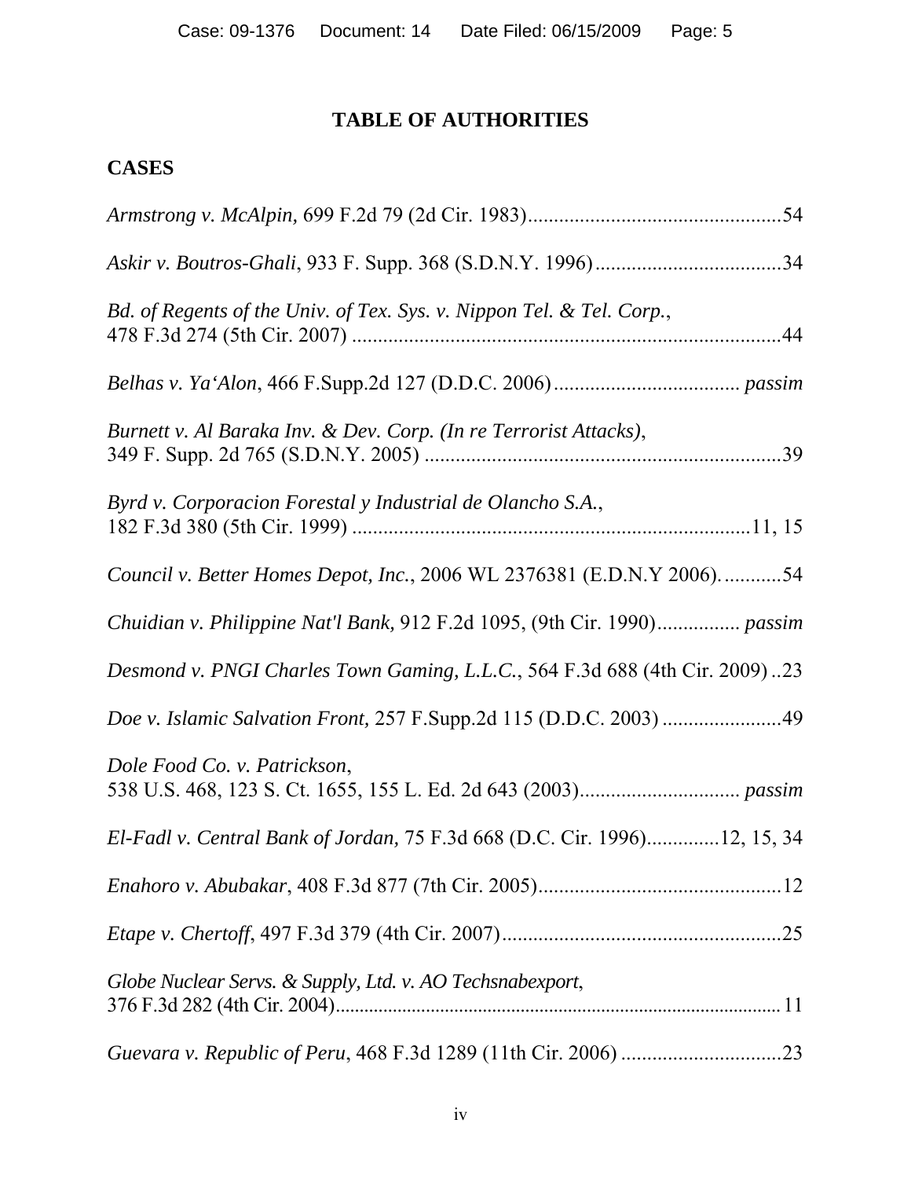# TABLE OF AUTHORITIES

## CASES

*Armstrong v. McAlpin,* 699 F.2d 79 (2d Cir. 1983).................................................54

*Askir v. Boutros-Ghali*, 933 F. Supp. 368 (S.D.N.Y. 1996)....................................34

*Bd. of Regents of the Univ. of Tex. Sys. v. Nippon Tel. & Tel. Corp.*, 478 F.3d 274 (5th Cir. 2007) ...................................................................................44

*Belhas v. Ya'Alon*, 466 F.Supp.2d 127 (D.D.C. 2006).................................... *passim*

*Burnett v. Al Baraka Inv. & Dev. Corp. (In re Terrorist Attacks)*, 349 F. Supp. 2d 765 (S.D.N.Y. 2005) .....................................................................39

*Byrd v. Corporacion Forestal y Industrial de Olancho S.A.*, 182 F.3d 380 (5th Cir. 1999) ..........................................................................11, 15

*Council v. Better Homes Depot, Inc.*, 2006 WL 2376381 (E.D.N.Y 2006)............54

*Chuidian v. Philippine Nat'l Bank,* 912 F.2d 1095, (9th Cir. 1990)................ *passim*

*Desmond v. PNGI Charles Town Gaming, L.L.C.*, 564 F.3d 688 (4th Cir. 2009) ..23

*Doe v. Islamic Salvation Front,* 257 F.Supp.2d 115 (D.D.C. 2003) .......................49

*Dole Food Co. v. Patrickson*, 538 U.S. 468, 123 S. Ct. 1655, 155 L. Ed. 2d 643 (2003)............................... *passim*

*El-Fadl v. Central Bank of Jordan,* 75 F.3d 668 (D.C. Cir. 1996)..............12, 15, 34

*Enahoro v. Abubakar*, 408 F.3d 877 (7th Cir. 2005)................................................12

*Etape v. Chertoff*, 497 F.3d 379 (4th Cir. 2007).......................................................25

*Globe Nuclear Servs. & Supply, Ltd. v. AO Techsnabexport*, 376 F.3d 282 (4th Cir. 2004)............................................................................................11

*Guevara v. Republic of Peru*, 468 F.3d 1289 (11th Cir. 2006) ...............................23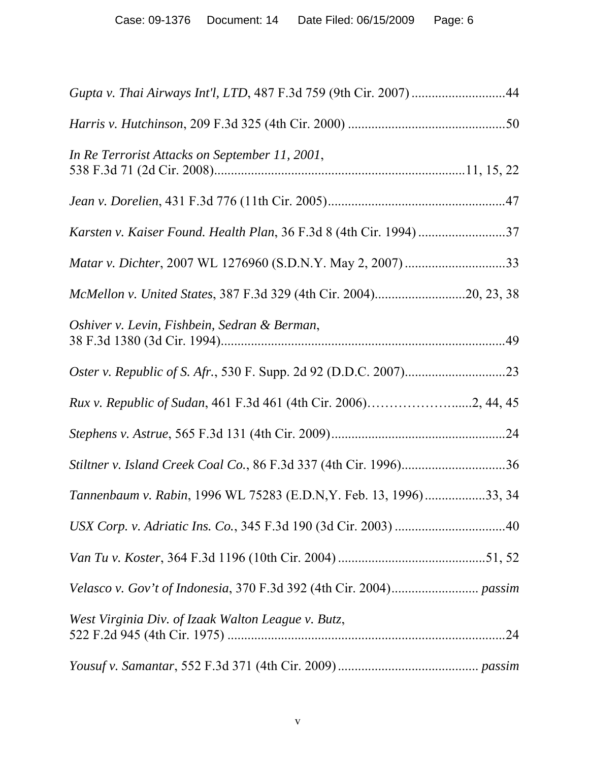*Gupta v. Thai Airways Int'l, LTD*, 487 F.3d 759 (9th Cir. 2007) ............................44

*Harris v. Hutchinson*, 209 F.3d 325 (4th Cir. 2000) ...............................................50

*In Re Terrorist Attacks on September 11, 2001*, 538 F.3d 71 (2d Cir. 2008)..........................................................................11, 15, 22

*Jean v. Dorelien*, 431 F.3d 776 (11th Cir. 2005).....................................................47

*Karsten v. Kaiser Found. Health Plan*, 36 F.3d 8 (4th Cir. 1994) ..........................37

*Matar v. Dichter*, 2007 WL 1276960 (S.D.N.Y. May 2, 2007) ..............................33

*McMellon v. United States*, 387 F.3d 329 (4th Cir. 2004)...........................20, 23, 38

*Oshiver v. Levin, Fishbein, Sedran & Berman*, 38 F.3d 1380 (3d Cir. 1994).....................................................................................49

*Oster v. Republic of S. Afr.*, 530 F. Supp. 2d 92 (D.D.C. 2007)..............................23

*Rux v. Republic of Sudan*, 461 F.3d 461 (4th Cir. 2006)…………………......2, 44, 45

*Stephens v. Astrue*, 565 F.3d 131 (4th Cir. 2009)....................................................24

*Stiltner v. Island Creek Coal Co.*, 86 F.3d 337 (4th Cir. 1996)...............................36

*Tannenbaum v. Rabin*, 1996 WL 75283 (E.D.N,Y. Feb. 13, 1996)..................33, 34

*USX Corp. v. Adriatic Ins. Co.*, 345 F.3d 190 (3d Cir. 2003) .................................40

*Van Tu v. Koster*, 364 F.3d 1196 (10th Cir. 2004) ............................................51, 52

*Velasco v. Gov't of Indonesia*, 370 F.3d 392 (4th Cir. 2004).......................... *passim*

*West Virginia Div. of Izaak Walton League v. Butz*, 522 F.2d 945 (4th Cir. 1975) ...................................................................................24

*Yousuf v. Samantar*, 552 F.3d 371 (4th Cir. 2009).......................................... *passim*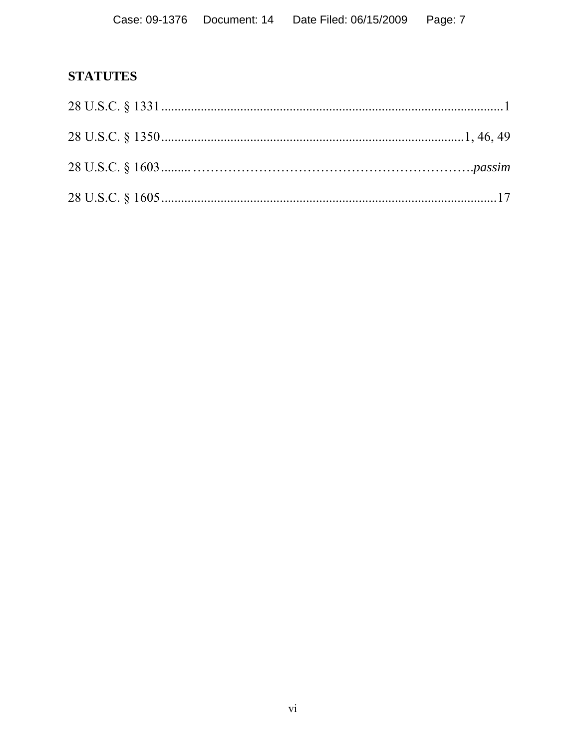**STATUTES**

28 U.S.C. § 1331 ........................................................................................................1

28 U.S.C. § 1350 ...........................................................................................1, 46, 49

28 U.S.C. § 1603 ......... ……………………………………………………….*passim*

28 U.S.C. § 1605 ......................................................................................................17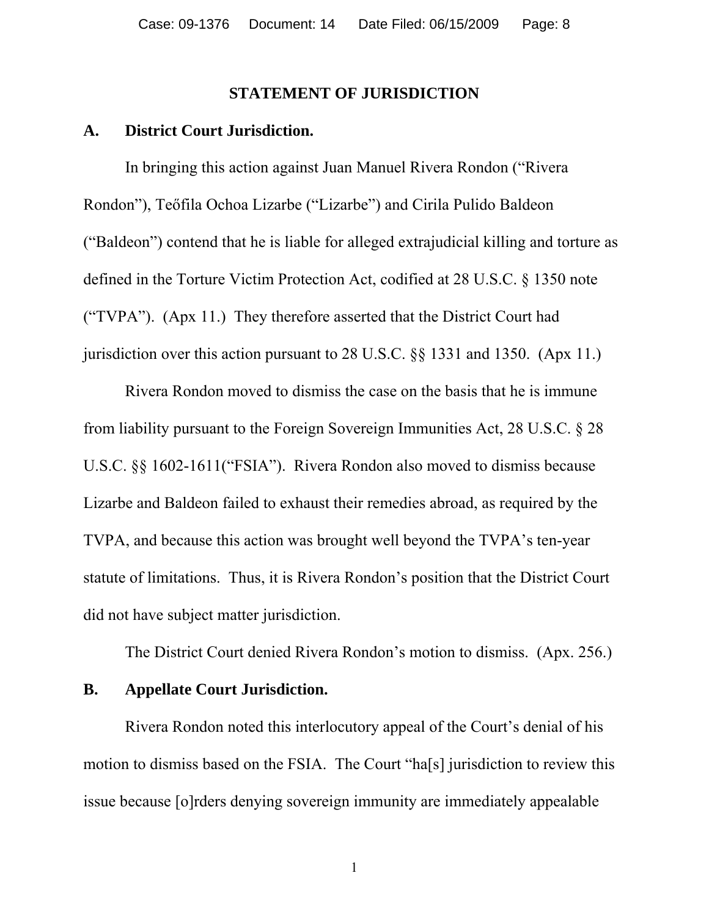## STATEMENT OF JURISDICTION

### A. District Court Jurisdiction.

In bringing this action against Juan Manuel Rivera Rondon ("Rivera Rondon"), Teőfila Ochoa Lizarbe ("Lizarbe") and Cirila Pulido Baldeon ("Baldeon") contend that he is liable for alleged extrajudicial killing and torture as defined in the Torture Victim Protection Act, codified at 28 U.S.C. § 1350 note ("TVPA"). (Apx 11.) They therefore asserted that the District Court had jurisdiction over this action pursuant to 28 U.S.C. §§ 1331 and 1350. (Apx 11.)

Rivera Rondon moved to dismiss the case on the basis that he is immune from liability pursuant to the Foreign Sovereign Immunities Act, 28 U.S.C. § 28 U.S.C. §§ 1602-1611("FSIA"). Rivera Rondon also moved to dismiss because Lizarbe and Baldeon failed to exhaust their remedies abroad, as required by the TVPA, and because this action was brought well beyond the TVPA's ten-year statute of limitations. Thus, it is Rivera Rondon's position that the District Court did not have subject matter jurisdiction.

The District Court denied Rivera Rondon's motion to dismiss. (Apx. 256.)

### B. Appellate Court Jurisdiction.

Rivera Rondon noted this interlocutory appeal of the Court's denial of his motion to dismiss based on the FSIA. The Court "ha[s] jurisdiction to review this issue because [o]rders denying sovereign immunity are immediately appealable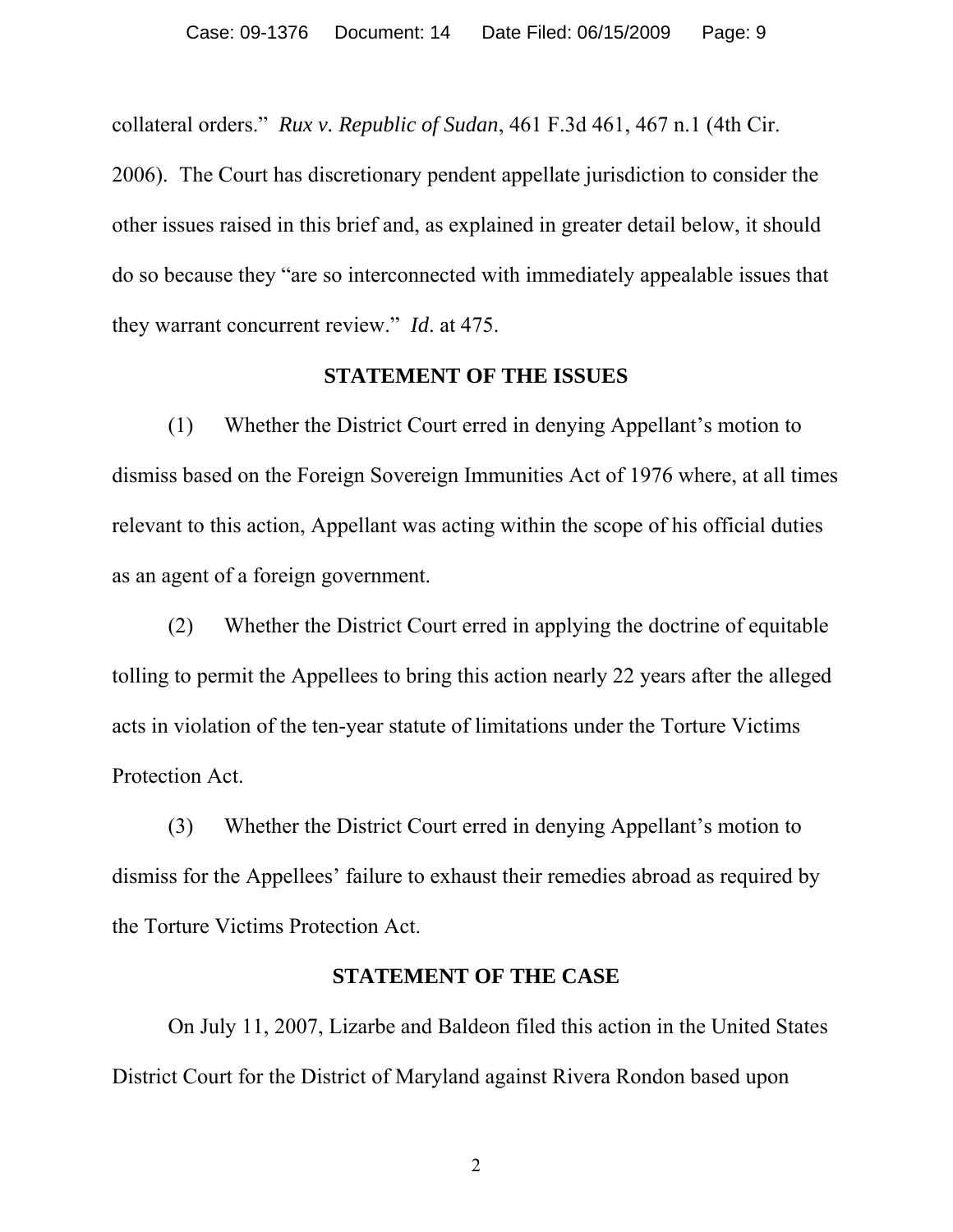collateral orders." *Rux v. Republic of Sudan*, 461 F.3d 461, 467 n.1 (4th Cir. 2006). The Court has discretionary pendent appellate jurisdiction to consider the other issues raised in this brief and, as explained in greater detail below, it should do so because they "are so interconnected with immediately appealable issues that they warrant concurrent review." *Id*. at 475.

## STATEMENT OF THE ISSUES

(1) Whether the District Court erred in denying Appellant's motion to dismiss based on the Foreign Sovereign Immunities Act of 1976 where, at all times relevant to this action, Appellant was acting within the scope of his official duties as an agent of a foreign government.

(2) Whether the District Court erred in applying the doctrine of equitable tolling to permit the Appellees to bring this action nearly 22 years after the alleged acts in violation of the ten-year statute of limitations under the Torture Victims Protection Act.

(3) Whether the District Court erred in denying Appellant's motion to dismiss for the Appellees' failure to exhaust their remedies abroad as required by the Torture Victims Protection Act.

## STATEMENT OF THE CASE

On July 11, 2007, Lizarbe and Baldeon filed this action in the United States District Court for the District of Maryland against Rivera Rondon based upon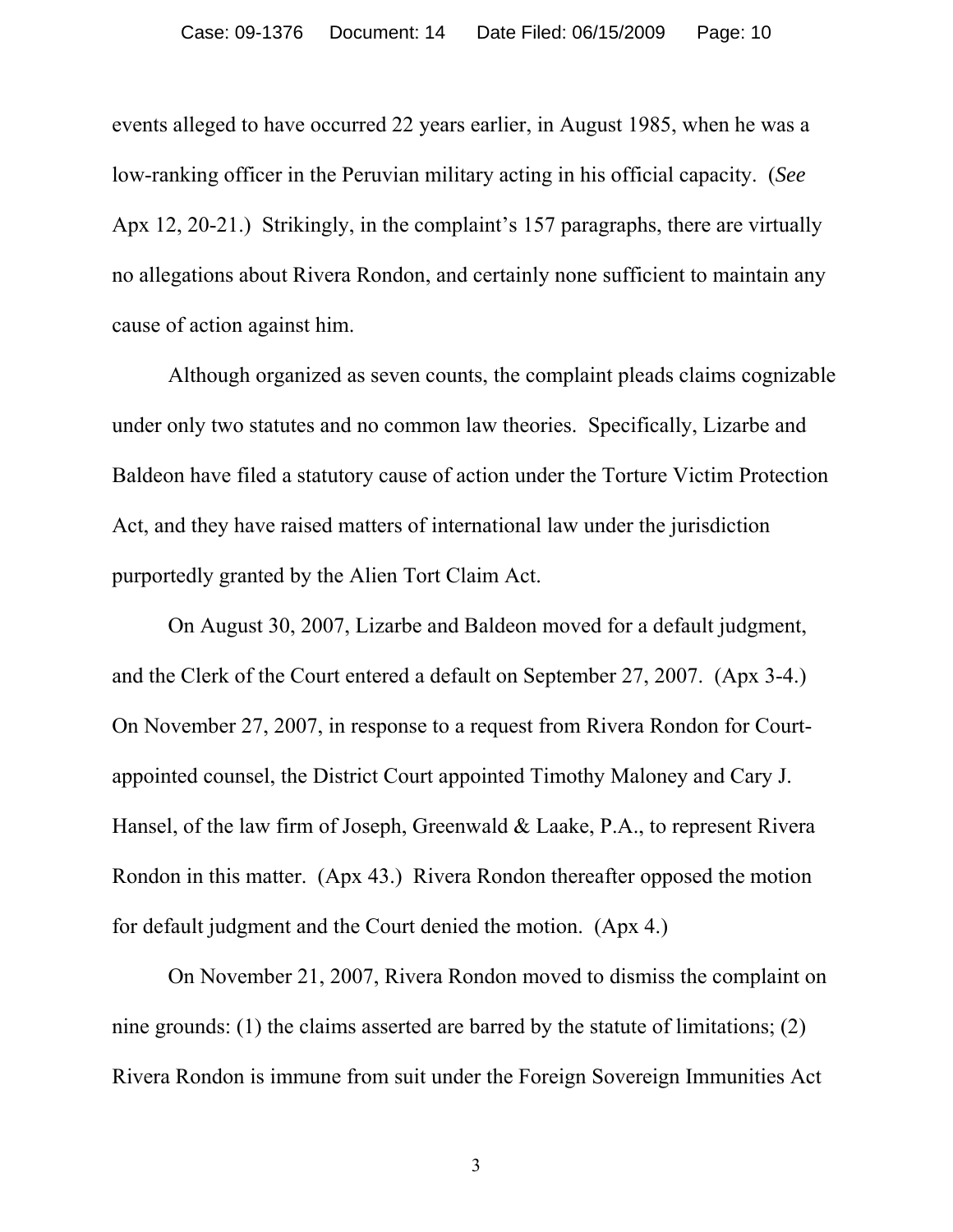events alleged to have occurred 22 years earlier, in August 1985, when he was a low-ranking officer in the Peruvian military acting in his official capacity. (*See* Apx 12, 20-21.) Strikingly, in the complaint's 157 paragraphs, there are virtually no allegations about Rivera Rondon, and certainly none sufficient to maintain any cause of action against him.

Although organized as seven counts, the complaint pleads claims cognizable under only two statutes and no common law theories. Specifically, Lizarbe and Baldeon have filed a statutory cause of action under the Torture Victim Protection Act, and they have raised matters of international law under the jurisdiction purportedly granted by the Alien Tort Claim Act.

On August 30, 2007, Lizarbe and Baldeon moved for a default judgment, and the Clerk of the Court entered a default on September 27, 2007. (Apx 3-4.) On November 27, 2007, in response to a request from Rivera Rondon for Court-appointed counsel, the District Court appointed Timothy Maloney and Cary J. Hansel, of the law firm of Joseph, Greenwald & Laake, P.A., to represent Rivera Rondon in this matter. (Apx 43.) Rivera Rondon thereafter opposed the motion for default judgment and the Court denied the motion. (Apx 4.)

On November 21, 2007, Rivera Rondon moved to dismiss the complaint on nine grounds: (1) the claims asserted are barred by the statute of limitations; (2) Rivera Rondon is immune from suit under the Foreign Sovereign Immunities Act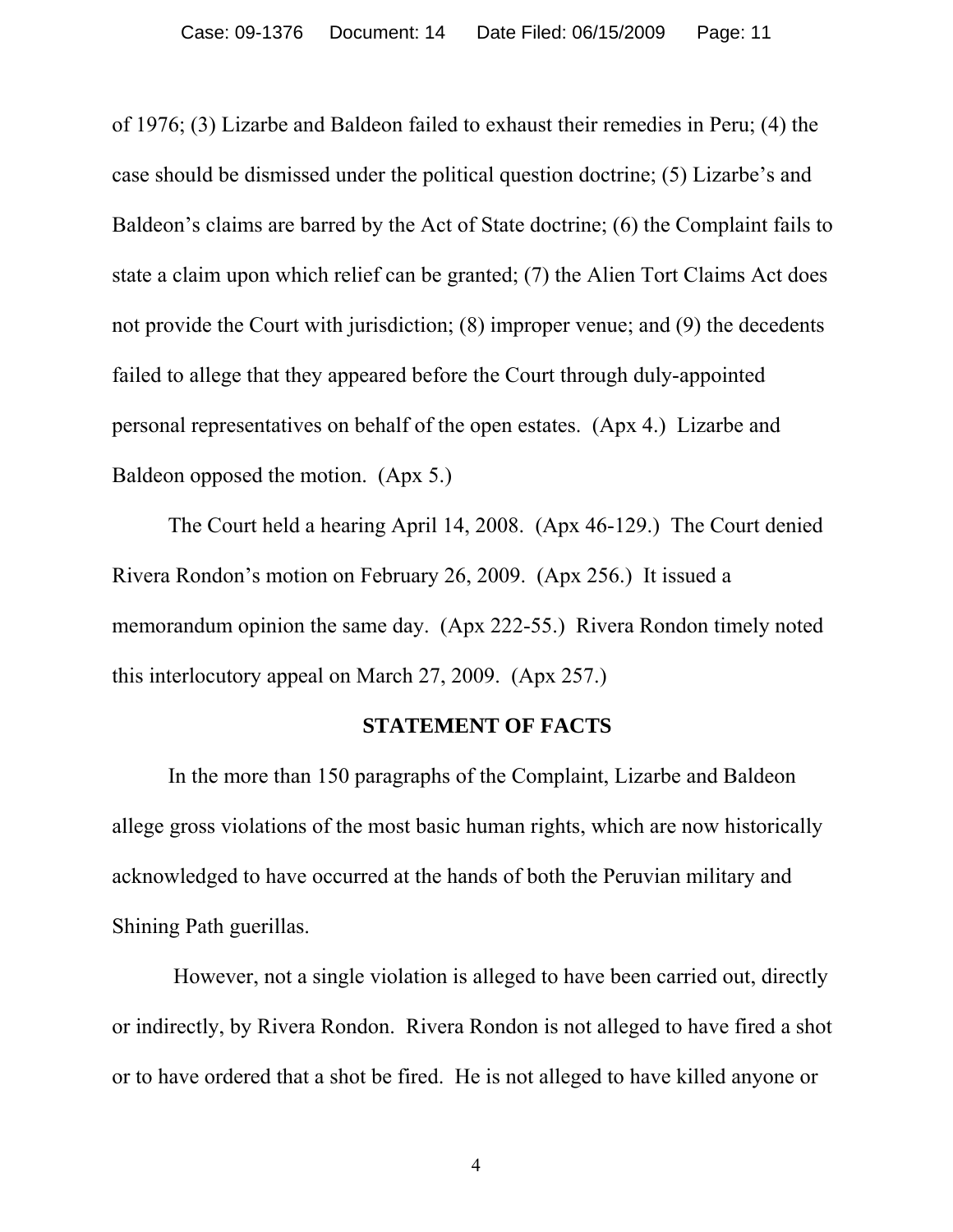of 1976; (3) Lizarbe and Baldeon failed to exhaust their remedies in Peru; (4) the case should be dismissed under the political question doctrine; (5) Lizarbe's and Baldeon's claims are barred by the Act of State doctrine; (6) the Complaint fails to state a claim upon which relief can be granted; (7) the Alien Tort Claims Act does not provide the Court with jurisdiction; (8) improper venue; and (9) the decedents failed to allege that they appeared before the Court through duly-appointed personal representatives on behalf of the open estates. (Apx 4.) Lizarbe and Baldeon opposed the motion. (Apx 5.)

The Court held a hearing April 14, 2008. (Apx 46-129.) The Court denied Rivera Rondon's motion on February 26, 2009. (Apx 256.) It issued a memorandum opinion the same day. (Apx 222-55.) Rivera Rondon timely noted this interlocutory appeal on March 27, 2009. (Apx 257.)

## STATEMENT OF FACTS

In the more than 150 paragraphs of the Complaint, Lizarbe and Baldeon allege gross violations of the most basic human rights, which are now historically acknowledged to have occurred at the hands of both the Peruvian military and Shining Path guerillas.

However, not a single violation is alleged to have been carried out, directly or indirectly, by Rivera Rondon. Rivera Rondon is not alleged to have fired a shot or to have ordered that a shot be fired. He is not alleged to have killed anyone or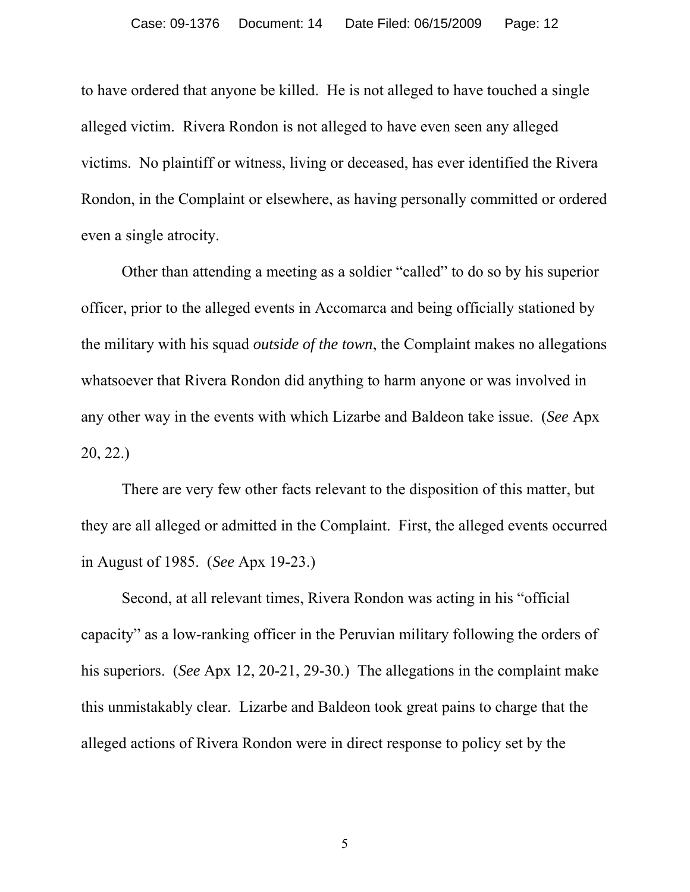to have ordered that anyone be killed. He is not alleged to have touched a single alleged victim. Rivera Rondon is not alleged to have even seen any alleged victims. No plaintiff or witness, living or deceased, has ever identified the Rivera Rondon, in the Complaint or elsewhere, as having personally committed or ordered even a single atrocity.

Other than attending a meeting as a soldier "called" to do so by his superior officer, prior to the alleged events in Accomarca and being officially stationed by the military with his squad *outside of the town*, the Complaint makes no allegations whatsoever that Rivera Rondon did anything to harm anyone or was involved in any other way in the events with which Lizarbe and Baldeon take issue. (*See* Apx 20, 22.)

There are very few other facts relevant to the disposition of this matter, but they are all alleged or admitted in the Complaint. First, the alleged events occurred in August of 1985. (*See* Apx 19-23.)

Second, at all relevant times, Rivera Rondon was acting in his "official capacity" as a low-ranking officer in the Peruvian military following the orders of his superiors. (*See* Apx 12, 20-21, 29-30.) The allegations in the complaint make this unmistakably clear. Lizarbe and Baldeon took great pains to charge that the alleged actions of Rivera Rondon were in direct response to policy set by the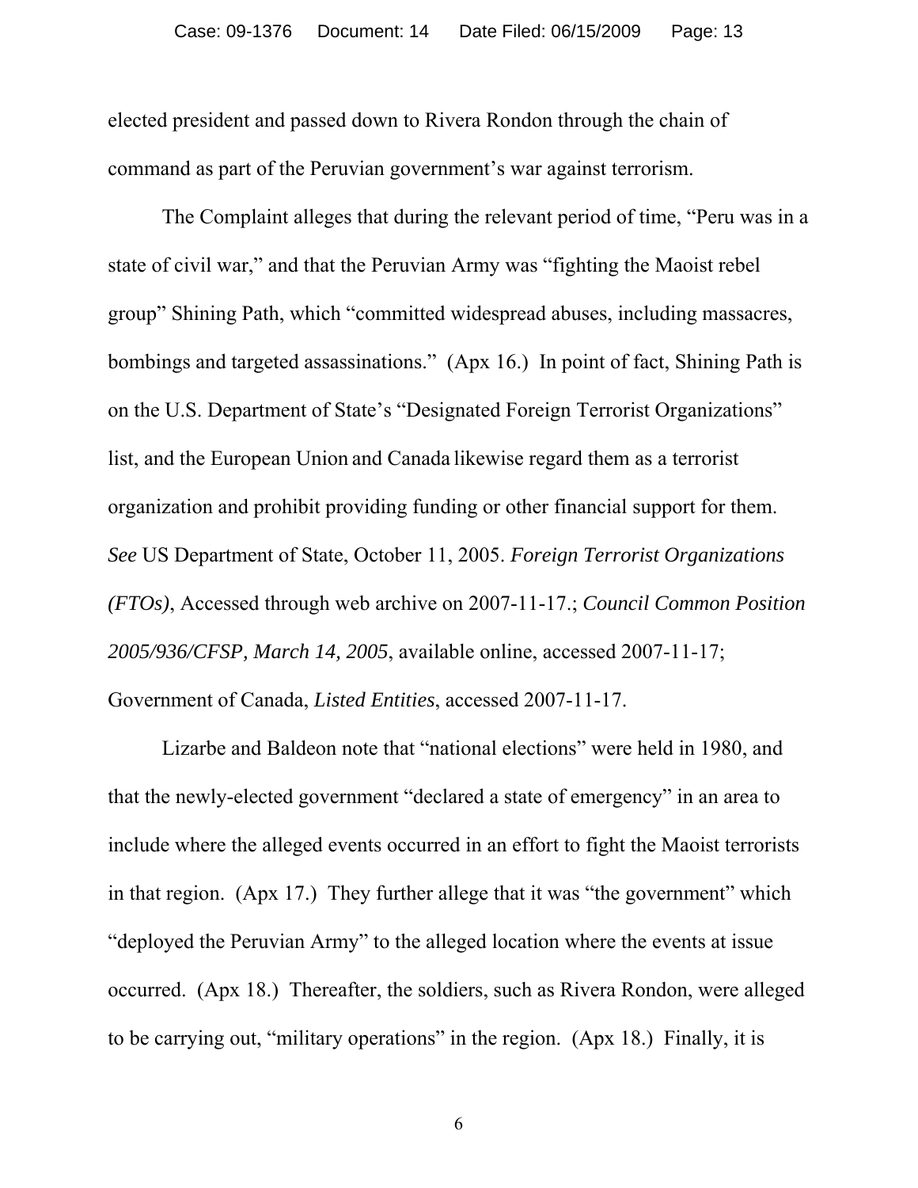elected president and passed down to Rivera Rondon through the chain of command as part of the Peruvian government's war against terrorism.

The Complaint alleges that during the relevant period of time, "Peru was in a state of civil war," and that the Peruvian Army was "fighting the Maoist rebel group" Shining Path, which "committed widespread abuses, including massacres, bombings and targeted assassinations." (Apx 16.) In point of fact, Shining Path is on the U.S. Department of State's "Designated Foreign Terrorist Organizations" list, and the European Union and Canada likewise regard them as a terrorist organization and prohibit providing funding or other financial support for them. *See* US Department of State, October 11, 2005. *Foreign Terrorist Organizations (FTOs)*, Accessed through web archive on 2007-11-17.; *Council Common Position 2005/936/CFSP, March 14, 2005*, available online, accessed 2007-11-17; Government of Canada, *Listed Entities*, accessed 2007-11-17.

Lizarbe and Baldeon note that "national elections" were held in 1980, and that the newly-elected government "declared a state of emergency" in an area to include where the alleged events occurred in an effort to fight the Maoist terrorists in that region. (Apx 17.) They further allege that it was "the government" which "deployed the Peruvian Army" to the alleged location where the events at issue occurred. (Apx 18.) Thereafter, the soldiers, such as Rivera Rondon, were alleged to be carrying out, "military operations" in the region. (Apx 18.) Finally, it is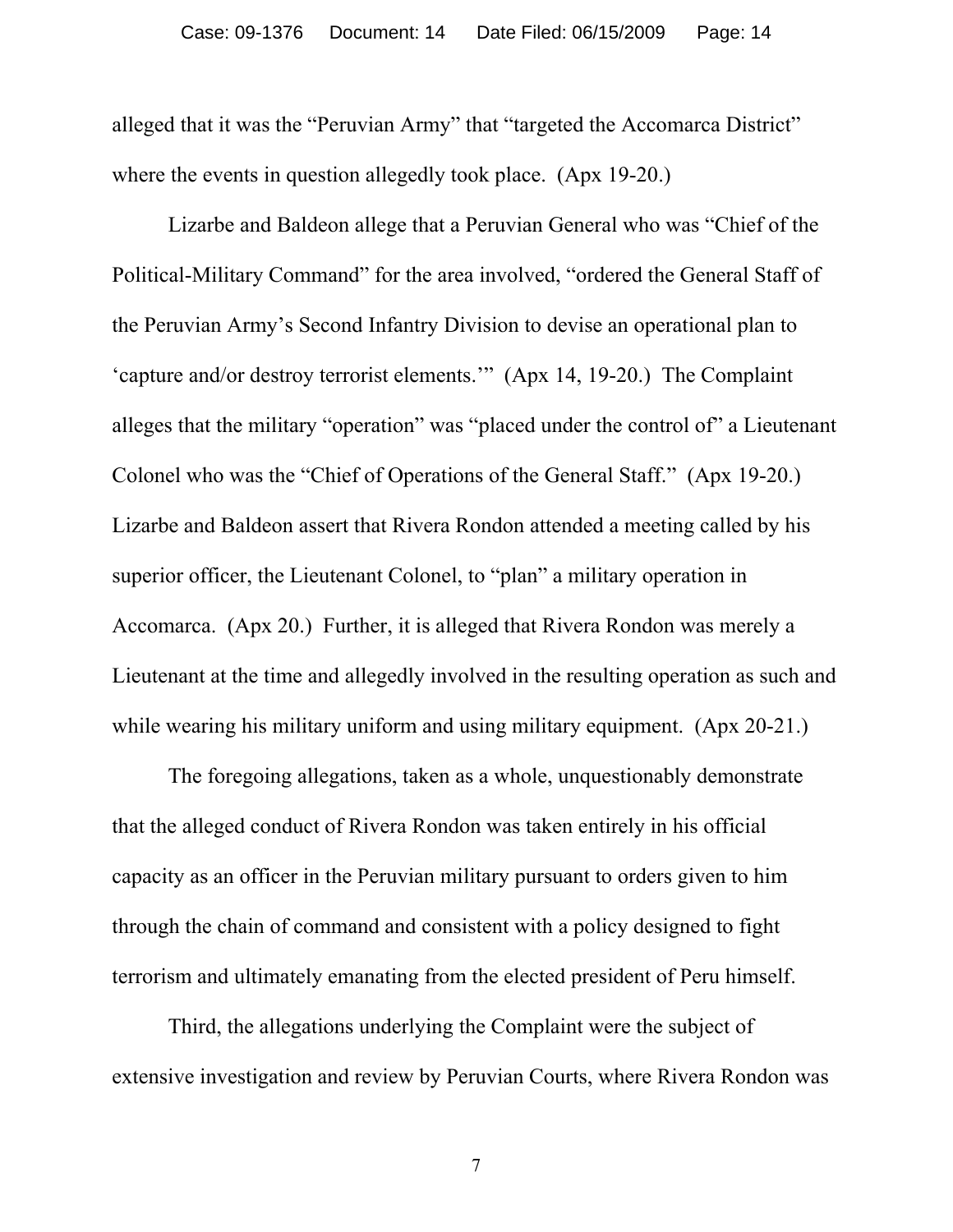alleged that it was the "Peruvian Army" that "targeted the Accomarca District" where the events in question allegedly took place. (Apx 19-20.)

Lizarbe and Baldeon allege that a Peruvian General who was "Chief of the Political-Military Command" for the area involved, "ordered the General Staff of the Peruvian Army's Second Infantry Division to devise an operational plan to 'capture and/or destroy terrorist elements.'" (Apx 14, 19-20.) The Complaint alleges that the military "operation" was "placed under the control of" a Lieutenant Colonel who was the "Chief of Operations of the General Staff." (Apx 19-20.) Lizarbe and Baldeon assert that Rivera Rondon attended a meeting called by his superior officer, the Lieutenant Colonel, to "plan" a military operation in Accomarca. (Apx 20.) Further, it is alleged that Rivera Rondon was merely a Lieutenant at the time and allegedly involved in the resulting operation as such and while wearing his military uniform and using military equipment. (Apx 20-21.)

The foregoing allegations, taken as a whole, unquestionably demonstrate that the alleged conduct of Rivera Rondon was taken entirely in his official capacity as an officer in the Peruvian military pursuant to orders given to him through the chain of command and consistent with a policy designed to fight terrorism and ultimately emanating from the elected president of Peru himself.

Third, the allegations underlying the Complaint were the subject of extensive investigation and review by Peruvian Courts, where Rivera Rondon was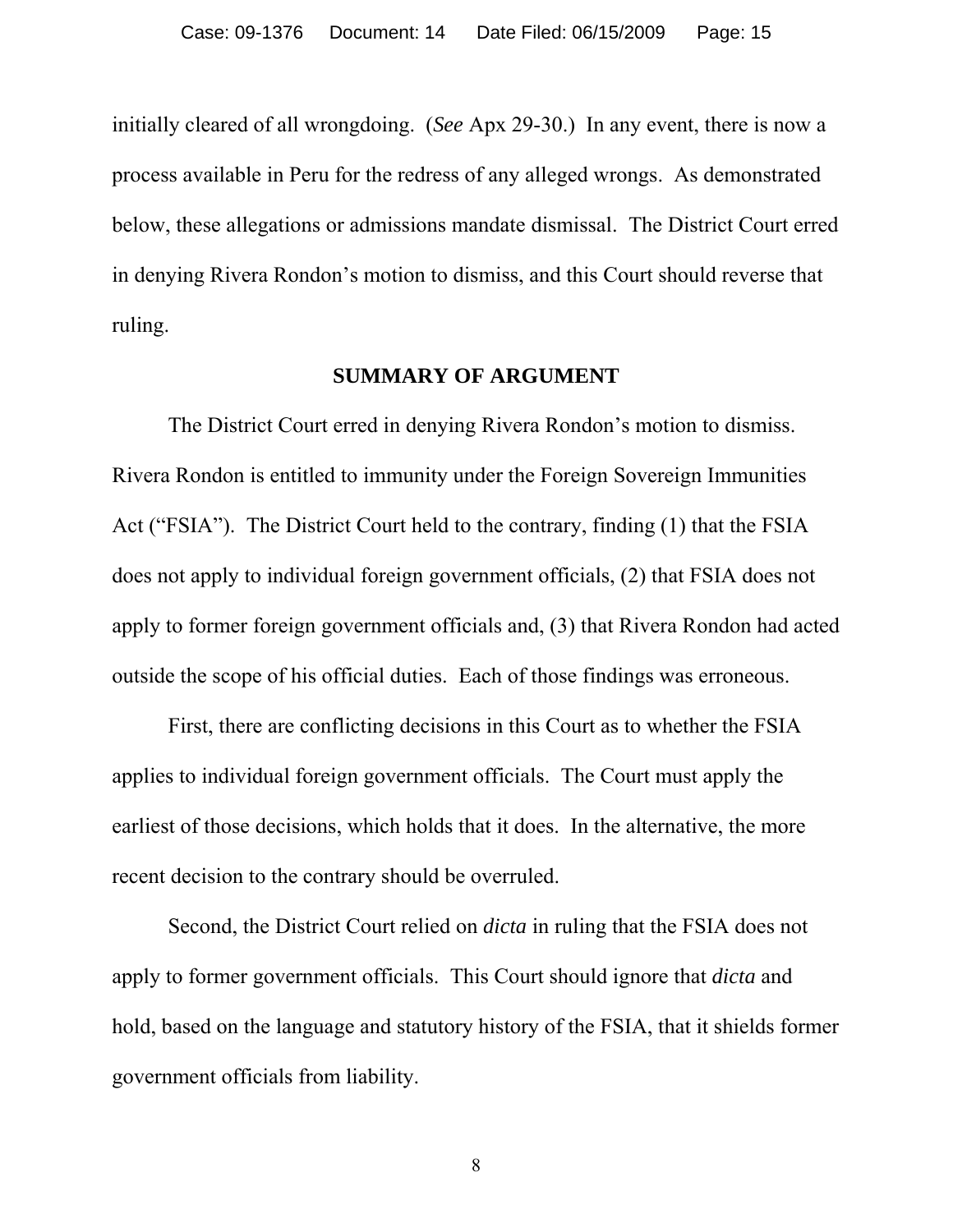initially cleared of all wrongdoing. (*See* Apx 29-30.) In any event, there is now a process available in Peru for the redress of any alleged wrongs. As demonstrated below, these allegations or admissions mandate dismissal. The District Court erred in denying Rivera Rondon's motion to dismiss, and this Court should reverse that ruling.

## SUMMARY OF ARGUMENT

The District Court erred in denying Rivera Rondon's motion to dismiss. Rivera Rondon is entitled to immunity under the Foreign Sovereign Immunities Act ("FSIA"). The District Court held to the contrary, finding (1) that the FSIA does not apply to individual foreign government officials, (2) that FSIA does not apply to former foreign government officials and, (3) that Rivera Rondon had acted outside the scope of his official duties. Each of those findings was erroneous.

First, there are conflicting decisions in this Court as to whether the FSIA applies to individual foreign government officials. The Court must apply the earliest of those decisions, which holds that it does. In the alternative, the more recent decision to the contrary should be overruled.

Second, the District Court relied on *dicta* in ruling that the FSIA does not apply to former government officials. This Court should ignore that *dicta* and hold, based on the language and statutory history of the FSIA, that it shields former government officials from liability.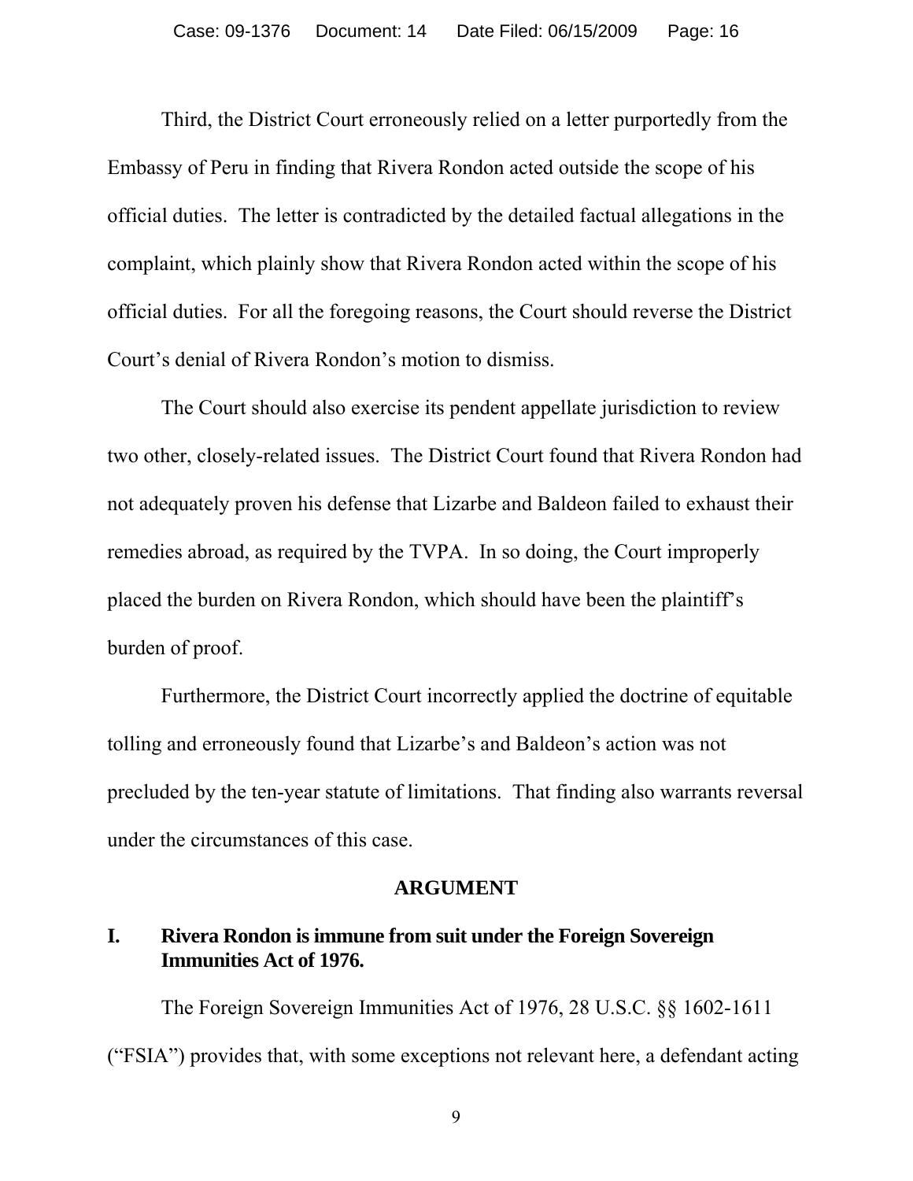Third, the District Court erroneously relied on a letter purportedly from the Embassy of Peru in finding that Rivera Rondon acted outside the scope of his official duties. The letter is contradicted by the detailed factual allegations in the complaint, which plainly show that Rivera Rondon acted within the scope of his official duties. For all the foregoing reasons, the Court should reverse the District Court's denial of Rivera Rondon's motion to dismiss.

The Court should also exercise its pendent appellate jurisdiction to review two other, closely-related issues. The District Court found that Rivera Rondon had not adequately proven his defense that Lizarbe and Baldeon failed to exhaust their remedies abroad, as required by the TVPA. In so doing, the Court improperly placed the burden on Rivera Rondon, which should have been the plaintiff's burden of proof.

Furthermore, the District Court incorrectly applied the doctrine of equitable tolling and erroneously found that Lizarbe's and Baldeon's action was not precluded by the ten-year statute of limitations. That finding also warrants reversal under the circumstances of this case.

## ARGUMENT

### I. Rivera Rondon is immune from suit under the Foreign Sovereign Immunities Act of 1976.

The Foreign Sovereign Immunities Act of 1976, 28 U.S.C. §§ 1602-1611 ("FSIA") provides that, with some exceptions not relevant here, a defendant acting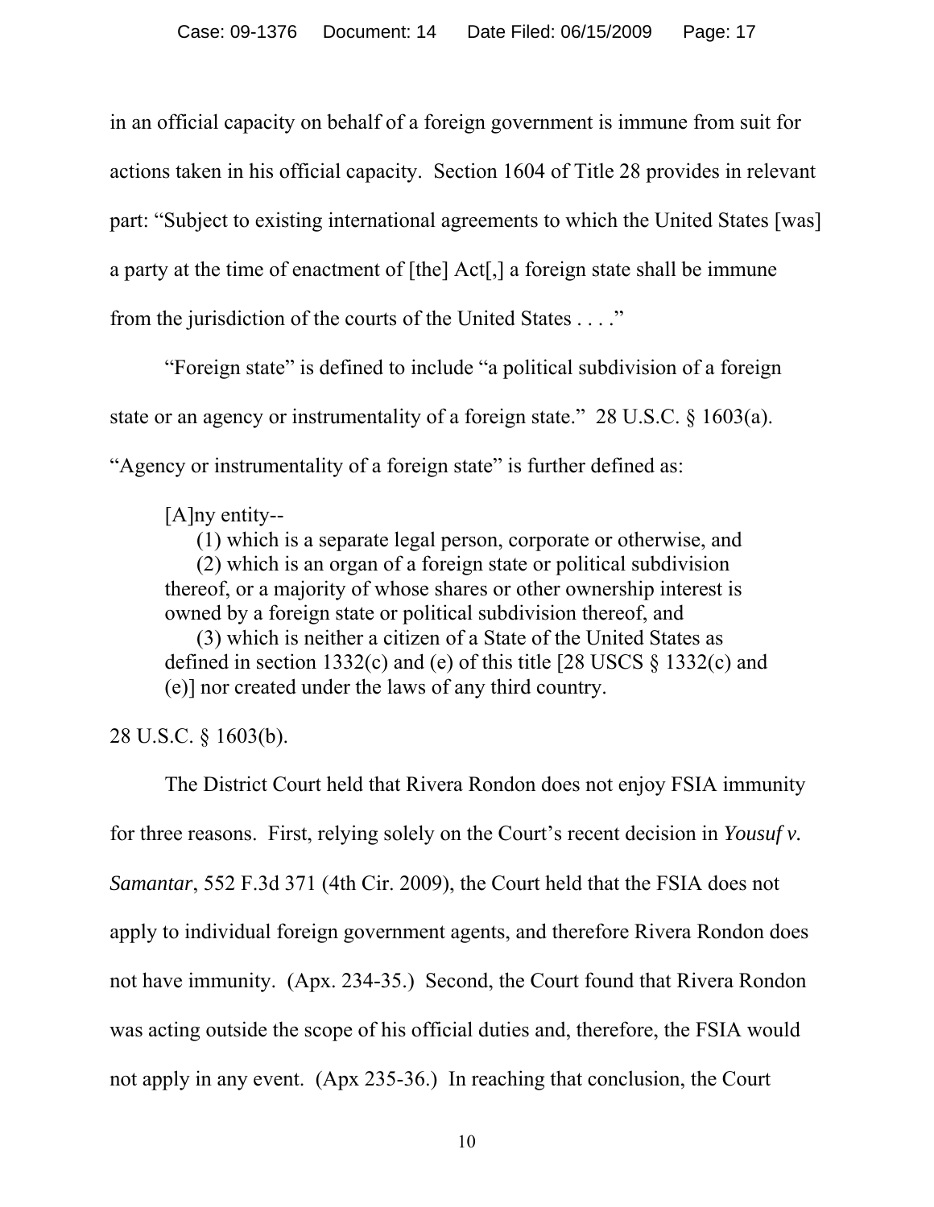in an official capacity on behalf of a foreign government is immune from suit for actions taken in his official capacity. Section 1604 of Title 28 provides in relevant part: "Subject to existing international agreements to which the United States [was] a party at the time of enactment of [the] Act[,] a foreign state shall be immune from the jurisdiction of the courts of the United States . . . ."

"Foreign state" is defined to include "a political subdivision of a foreign state or an agency or instrumentality of a foreign state." 28 U.S.C. § 1603(a). "Agency or instrumentality of a foreign state" is further defined as:

> [A]ny entity--
>
> (1) which is a separate legal person, corporate or otherwise, and
>
> (2) which is an organ of a foreign state or political subdivision thereof, or a majority of whose shares or other ownership interest is owned by a foreign state or political subdivision thereof, and
>
> (3) which is neither a citizen of a State of the United States as defined in section 1332(c) and (e) of this title [28 USCS § 1332(c) and (e)] nor created under the laws of any third country.

28 U.S.C. § 1603(b).

The District Court held that Rivera Rondon does not enjoy FSIA immunity for three reasons. First, relying solely on the Court's recent decision in *Yousuf v. Samantar*, 552 F.3d 371 (4th Cir. 2009), the Court held that the FSIA does not apply to individual foreign government agents, and therefore Rivera Rondon does not have immunity. (Apx. 234-35.) Second, the Court found that Rivera Rondon was acting outside the scope of his official duties and, therefore, the FSIA would not apply in any event. (Apx 235-36.) In reaching that conclusion, the Court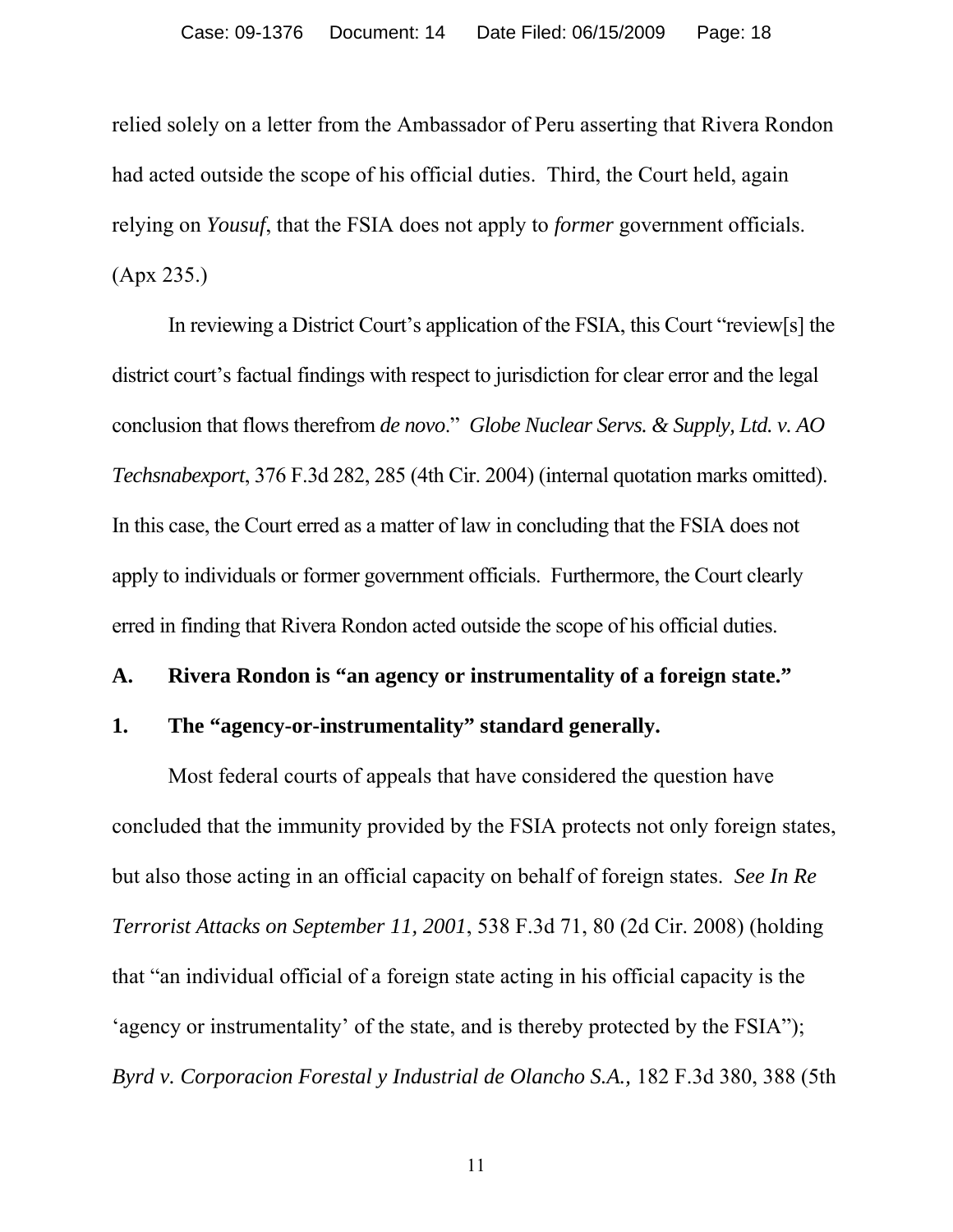relied solely on a letter from the Ambassador of Peru asserting that Rivera Rondon had acted outside the scope of his official duties. Third, the Court held, again relying on *Yousuf*, that the FSIA does not apply to *former* government officials. (Apx 235.)

In reviewing a District Court's application of the FSIA, this Court "review[s] the district court's factual findings with respect to jurisdiction for clear error and the legal conclusion that flows therefrom *de novo*." *Globe Nuclear Servs. & Supply, Ltd. v. AO Techsnabexport*, 376 F.3d 282, 285 (4th Cir. 2004) (internal quotation marks omitted). In this case, the Court erred as a matter of law in concluding that the FSIA does not apply to individuals or former government officials. Furthermore, the Court clearly erred in finding that Rivera Rondon acted outside the scope of his official duties.

### A. Rivera Rondon is "an agency or instrumentality of a foreign state."

#### 1. The "agency-or-instrumentality" standard generally.

Most federal courts of appeals that have considered the question have concluded that the immunity provided by the FSIA protects not only foreign states, but also those acting in an official capacity on behalf of foreign states. *See In Re Terrorist Attacks on September 11, 2001*, 538 F.3d 71, 80 (2d Cir. 2008) (holding that "an individual official of a foreign state acting in his official capacity is the 'agency or instrumentality' of the state, and is thereby protected by the FSIA"); *Byrd v. Corporacion Forestal y Industrial de Olancho S.A.,* 182 F.3d 380, 388 (5th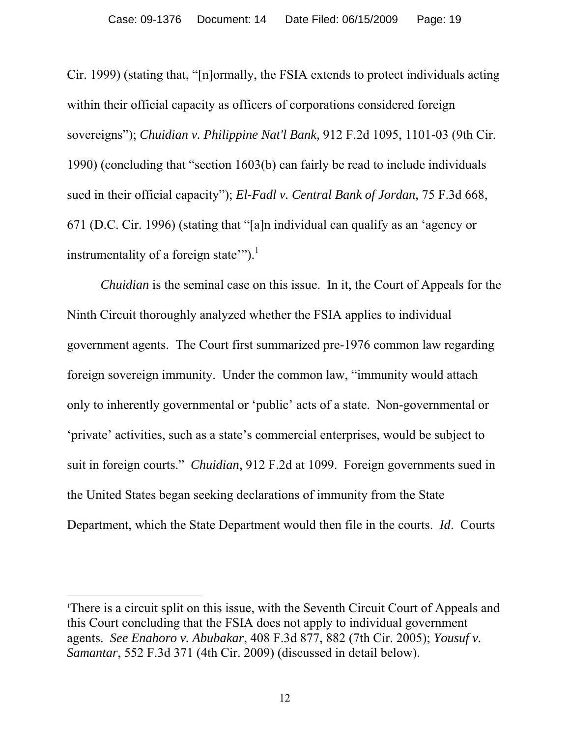Cir. 1999) (stating that, "[n]ormally, the FSIA extends to protect individuals acting within their official capacity as officers of corporations considered foreign sovereigns"); *Chuidian v. Philippine Nat'l Bank,* 912 F.2d 1095, 1101-03 (9th Cir. 1990) (concluding that "section 1603(b) can fairly be read to include individuals sued in their official capacity"); *El-Fadl v. Central Bank of Jordan,* 75 F.3d 668, 671 (D.C. Cir. 1996) (stating that "[a]n individual can qualify as an 'agency or instrumentality of a foreign state'").[1]

*Chuidian* is the seminal case on this issue. In it, the Court of Appeals for the Ninth Circuit thoroughly analyzed whether the FSIA applies to individual government agents. The Court first summarized pre-1976 common law regarding foreign sovereign immunity. Under the common law, "immunity would attach only to inherently governmental or 'public' acts of a state. Non-governmental or 'private' activities, such as a state's commercial enterprises, would be subject to suit in foreign courts." *Chuidian*, 912 F.2d at 1099. Foreign governments sued in the United States began seeking declarations of immunity from the State Department, which the State Department would then file in the courts. *Id*. Courts

---

[1] There is a circuit split on this issue, with the Seventh Circuit Court of Appeals and this Court concluding that the FSIA does not apply to individual government agents. *See Enahoro v. Abubakar*, 408 F.3d 877, 882 (7th Cir. 2005); *Yousuf v. Samantar*, 552 F.3d 371 (4th Cir. 2009) (discussed in detail below).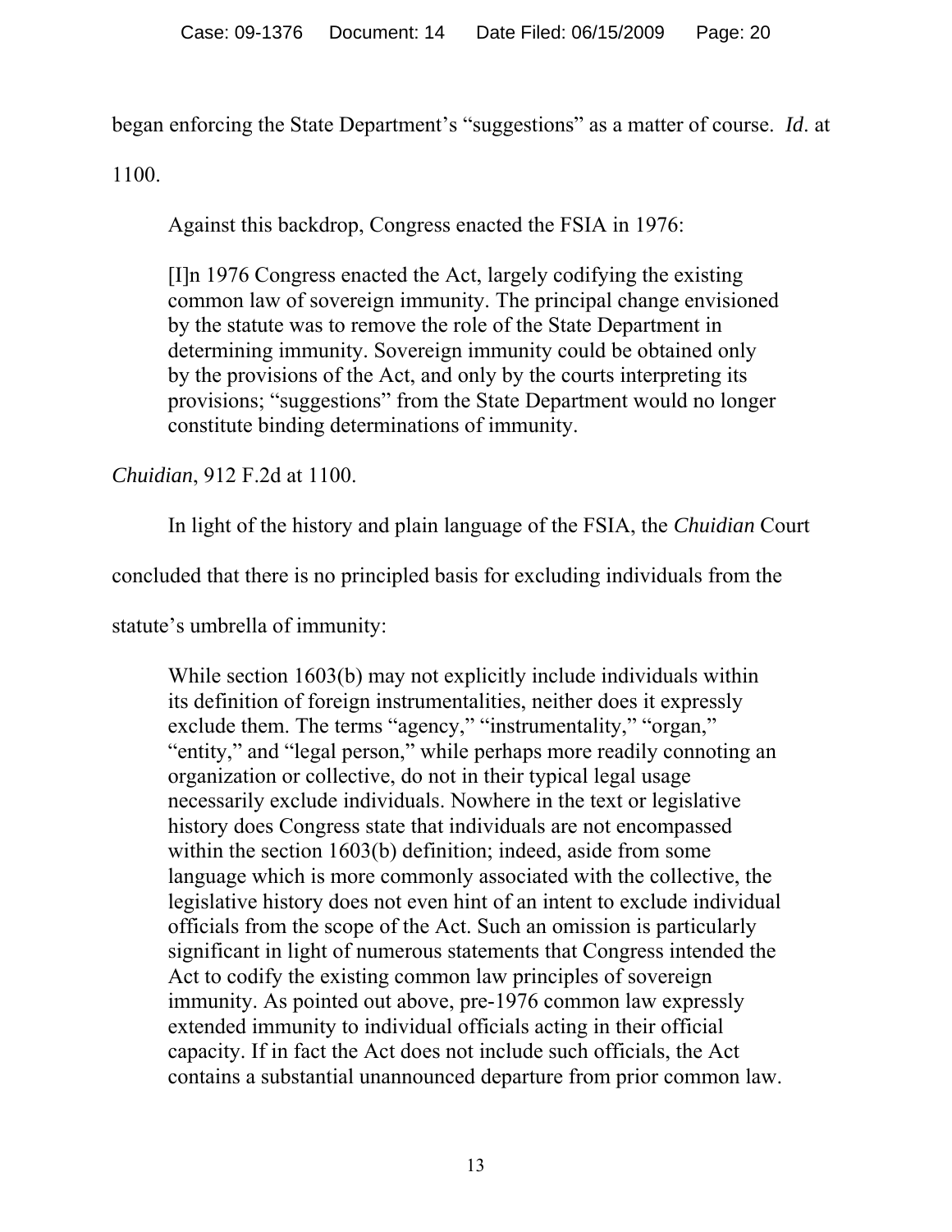began enforcing the State Department's "suggestions" as a matter of course. *Id*. at 1100.

Against this backdrop, Congress enacted the FSIA in 1976:

> [I]n 1976 Congress enacted the Act, largely codifying the existing common law of sovereign immunity. The principal change envisioned by the statute was to remove the role of the State Department in determining immunity. Sovereign immunity could be obtained only by the provisions of the Act, and only by the courts interpreting its provisions; "suggestions" from the State Department would no longer constitute binding determinations of immunity.

*Chuidian*, 912 F.2d at 1100.

In light of the history and plain language of the FSIA, the *Chuidian* Court concluded that there is no principled basis for excluding individuals from the statute's umbrella of immunity:

> While section 1603(b) may not explicitly include individuals within its definition of foreign instrumentalities, neither does it expressly exclude them. The terms "agency," "instrumentality," "organ," "entity," and "legal person," while perhaps more readily connoting an organization or collective, do not in their typical legal usage necessarily exclude individuals. Nowhere in the text or legislative history does Congress state that individuals are not encompassed within the section 1603(b) definition; indeed, aside from some language which is more commonly associated with the collective, the legislative history does not even hint of an intent to exclude individual officials from the scope of the Act. Such an omission is particularly significant in light of numerous statements that Congress intended the Act to codify the existing common law principles of sovereign immunity. As pointed out above, pre-1976 common law expressly extended immunity to individual officials acting in their official capacity. If in fact the Act does not include such officials, the Act contains a substantial unannounced departure from prior common law.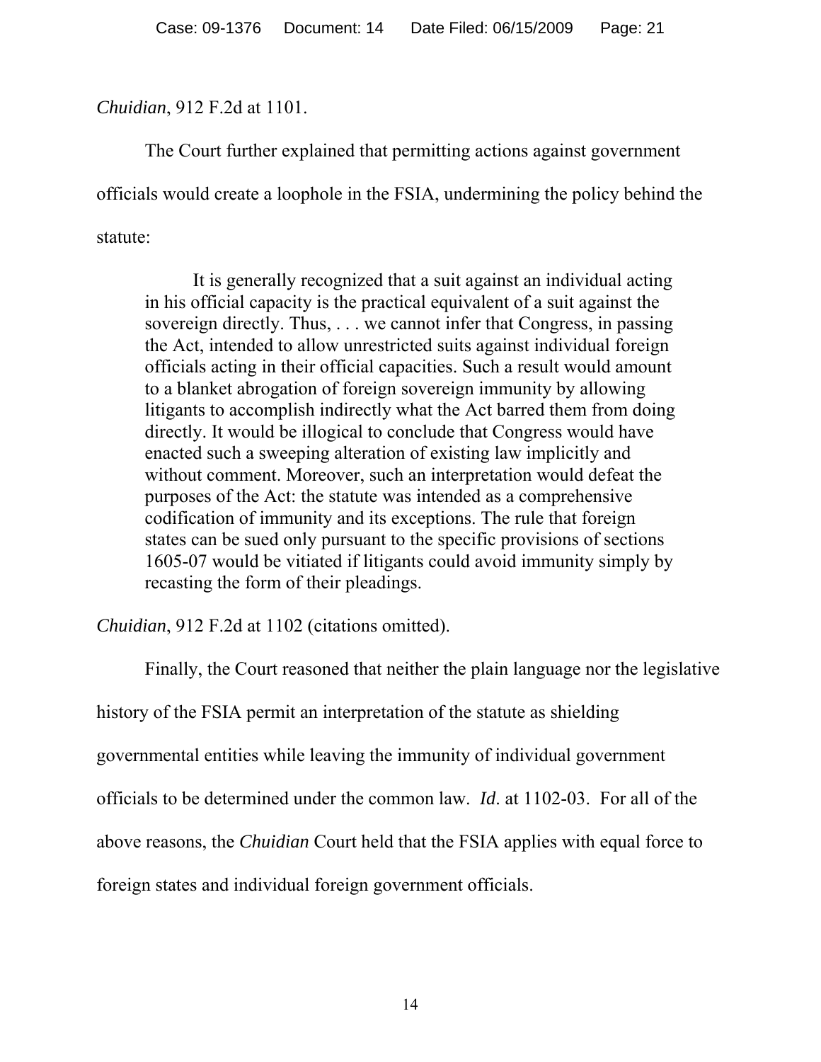*Chuidian*, 912 F.2d at 1101.

The Court further explained that permitting actions against government officials would create a loophole in the FSIA, undermining the policy behind the statute:

> It is generally recognized that a suit against an individual acting in his official capacity is the practical equivalent of a suit against the sovereign directly. Thus, . . . we cannot infer that Congress, in passing the Act, intended to allow unrestricted suits against individual foreign officials acting in their official capacities. Such a result would amount to a blanket abrogation of foreign sovereign immunity by allowing litigants to accomplish indirectly what the Act barred them from doing directly. It would be illogical to conclude that Congress would have enacted such a sweeping alteration of existing law implicitly and without comment. Moreover, such an interpretation would defeat the purposes of the Act: the statute was intended as a comprehensive codification of immunity and its exceptions. The rule that foreign states can be sued only pursuant to the specific provisions of sections 1605-07 would be vitiated if litigants could avoid immunity simply by recasting the form of their pleadings.

*Chuidian*, 912 F.2d at 1102 (citations omitted).

Finally, the Court reasoned that neither the plain language nor the legislative history of the FSIA permit an interpretation of the statute as shielding governmental entities while leaving the immunity of individual government officials to be determined under the common law. *Id*. at 1102-03. For all of the above reasons, the *Chuidian* Court held that the FSIA applies with equal force to foreign states and individual foreign government officials.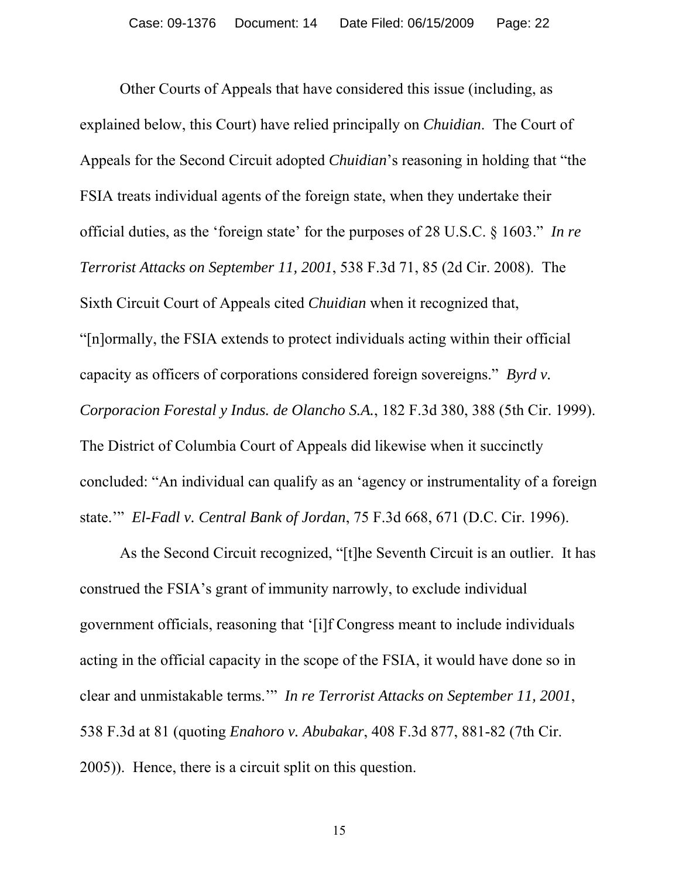Other Courts of Appeals that have considered this issue (including, as explained below, this Court) have relied principally on *Chuidian*. The Court of Appeals for the Second Circuit adopted *Chuidian*'s reasoning in holding that "the FSIA treats individual agents of the foreign state, when they undertake their official duties, as the 'foreign state' for the purposes of 28 U.S.C. § 1603." *In re Terrorist Attacks on September 11, 2001*, 538 F.3d 71, 85 (2d Cir. 2008). The Sixth Circuit Court of Appeals cited *Chuidian* when it recognized that, "[n]ormally, the FSIA extends to protect individuals acting within their official capacity as officers of corporations considered foreign sovereigns." *Byrd v. Corporacion Forestal y Indus. de Olancho S.A.*, 182 F.3d 380, 388 (5th Cir. 1999). The District of Columbia Court of Appeals did likewise when it succinctly concluded: "An individual can qualify as an 'agency or instrumentality of a foreign state.'" *El-Fadl v. Central Bank of Jordan*, 75 F.3d 668, 671 (D.C. Cir. 1996).

As the Second Circuit recognized, "[t]he Seventh Circuit is an outlier. It has construed the FSIA's grant of immunity narrowly, to exclude individual government officials, reasoning that '[i]f Congress meant to include individuals acting in the official capacity in the scope of the FSIA, it would have done so in clear and unmistakable terms.'" *In re Terrorist Attacks on September 11, 2001*, 538 F.3d at 81 (quoting *Enahoro v. Abubakar*, 408 F.3d 877, 881-82 (7th Cir. 2005)). Hence, there is a circuit split on this question.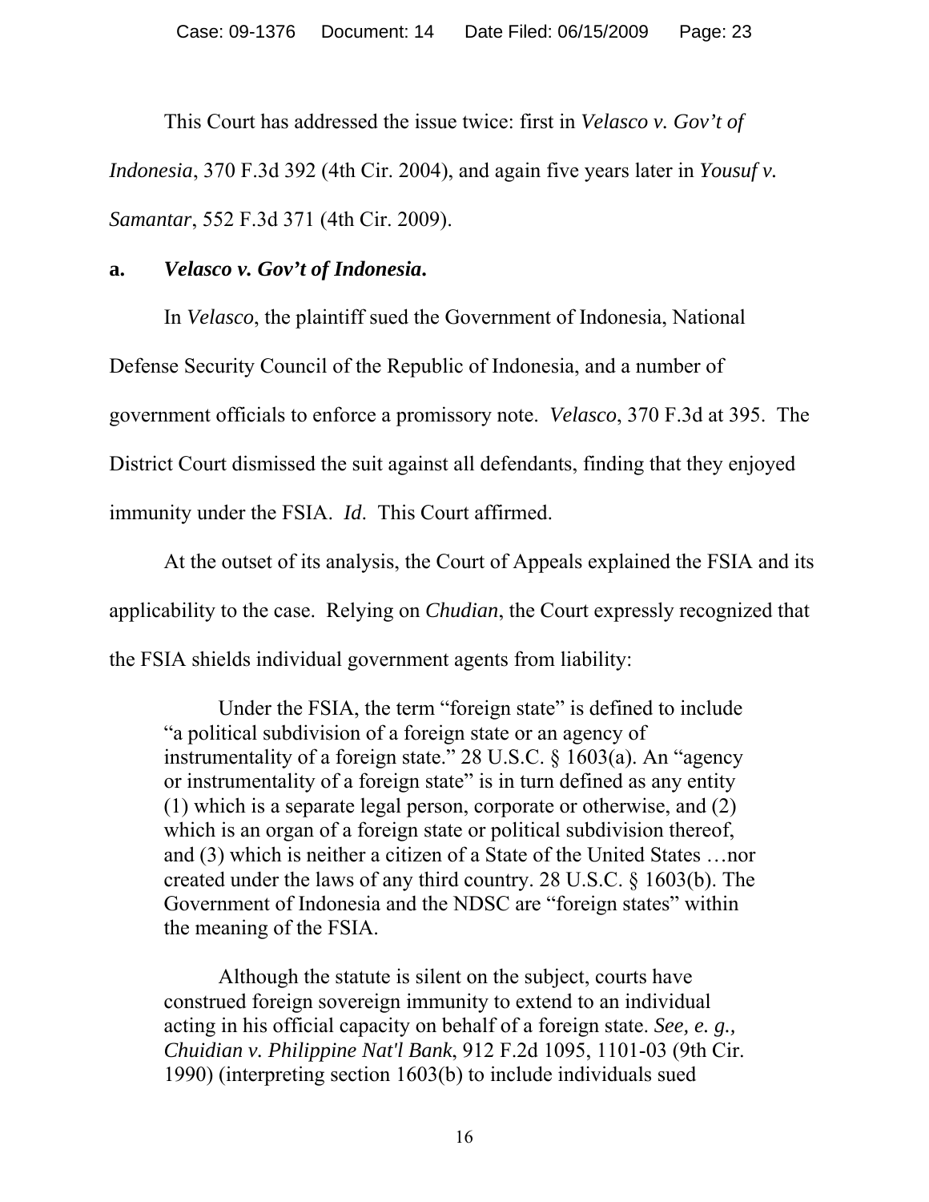This Court has addressed the issue twice: first in *Velasco v. Gov't of Indonesia*, 370 F.3d 392 (4th Cir. 2004), and again five years later in *Yousuf v. Samantar*, 552 F.3d 371 (4th Cir. 2009).

**a. *Velasco v. Gov't of Indonesia*.**

In *Velasco*, the plaintiff sued the Government of Indonesia, National Defense Security Council of the Republic of Indonesia, and a number of government officials to enforce a promissory note. *Velasco*, 370 F.3d at 395. The District Court dismissed the suit against all defendants, finding that they enjoyed immunity under the FSIA. *Id*. This Court affirmed.

At the outset of its analysis, the Court of Appeals explained the FSIA and its applicability to the case. Relying on *Chudian*, the Court expressly recognized that the FSIA shields individual government agents from liability:

> Under the FSIA, the term "foreign state" is defined to include "a political subdivision of a foreign state or an agency of instrumentality of a foreign state." 28 U.S.C. § 1603(a). An "agency or instrumentality of a foreign state" is in turn defined as any entity (1) which is a separate legal person, corporate or otherwise, and (2) which is an organ of a foreign state or political subdivision thereof, and (3) which is neither a citizen of a State of the United States …nor created under the laws of any third country. 28 U.S.C. § 1603(b). The Government of Indonesia and the NDSC are "foreign states" within the meaning of the FSIA.
>
> Although the statute is silent on the subject, courts have construed foreign sovereign immunity to extend to an individual acting in his official capacity on behalf of a foreign state. *See, e. g., Chuidian v. Philippine Nat'l Bank*, 912 F.2d 1095, 1101-03 (9th Cir. 1990) (interpreting section 1603(b) to include individuals sued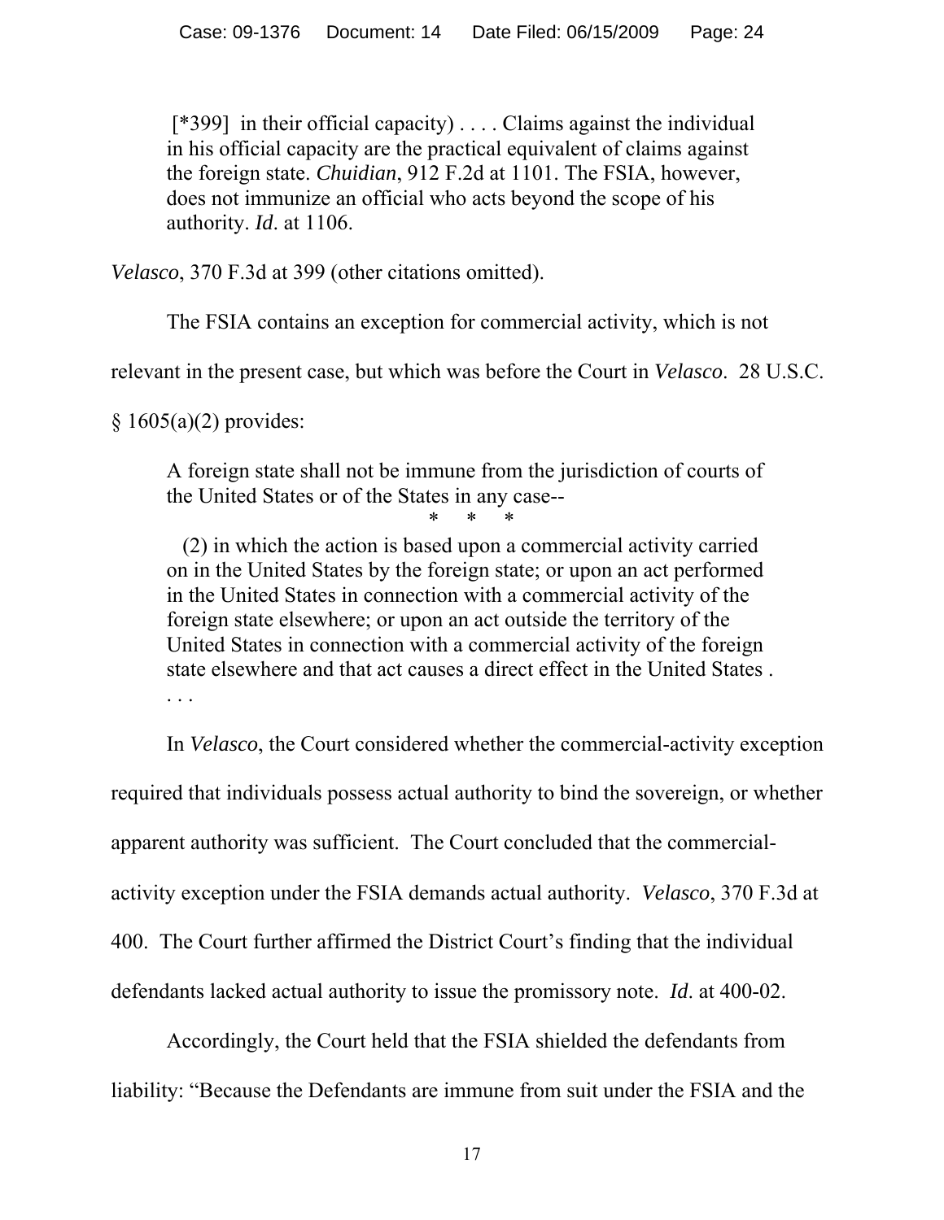> [*399] in their official capacity) . . . . Claims against the individual in his official capacity are the practical equivalent of claims against the foreign state. *Chuidian*, 912 F.2d at 1101. The FSIA, however, does not immunize an official who acts beyond the scope of his authority. *Id*. at 1106.

*Velasco*, 370 F.3d at 399 (other citations omitted).

The FSIA contains an exception for commercial activity, which is not relevant in the present case, but which was before the Court in *Velasco*. 28 U.S.C. § 1605(a)(2) provides:

> A foreign state shall not be immune from the jurisdiction of courts of the United States or of the States in any case--
>
> \* \* \*
>
> (2) in which the action is based upon a commercial activity carried on in the United States by the foreign state; or upon an act performed in the United States in connection with a commercial activity of the foreign state elsewhere; or upon an act outside the territory of the United States in connection with a commercial activity of the foreign state elsewhere and that act causes a direct effect in the United States . . . .

In *Velasco*, the Court considered whether the commercial-activity exception required that individuals possess actual authority to bind the sovereign, or whether apparent authority was sufficient. The Court concluded that the commercial-activity exception under the FSIA demands actual authority. *Velasco*, 370 F.3d at 400. The Court further affirmed the District Court's finding that the individual defendants lacked actual authority to issue the promissory note. *Id*. at 400-02.

Accordingly, the Court held that the FSIA shielded the defendants from liability: "Because the Defendants are immune from suit under the FSIA and the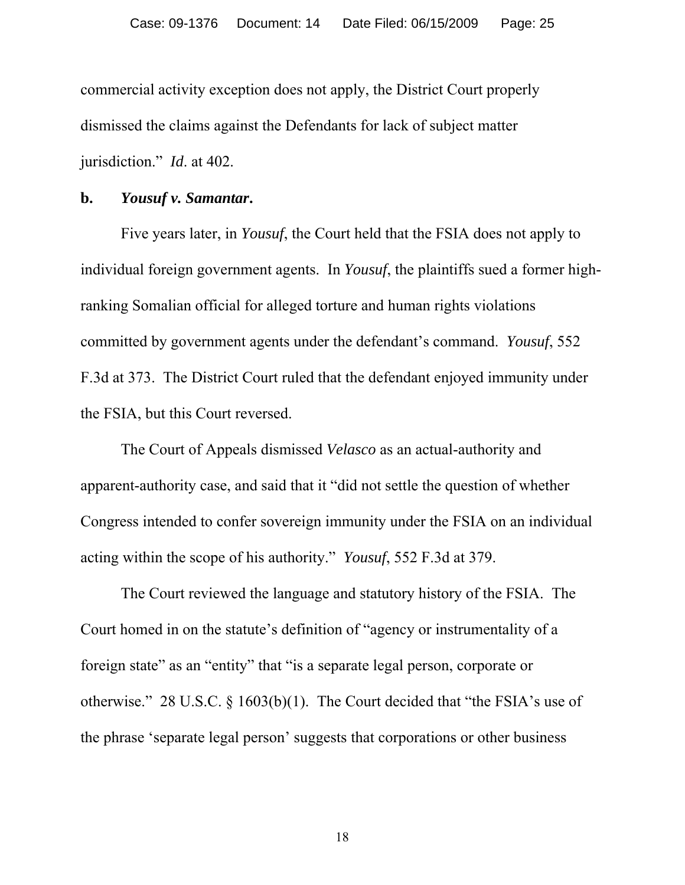commercial activity exception does not apply, the District Court properly dismissed the claims against the Defendants for lack of subject matter jurisdiction." *Id*. at 402.

**b. *Yousuf v. Samantar*.**

Five years later, in *Yousuf*, the Court held that the FSIA does not apply to individual foreign government agents. In *Yousuf*, the plaintiffs sued a former high-ranking Somalian official for alleged torture and human rights violations committed by government agents under the defendant's command. *Yousuf*, 552 F.3d at 373. The District Court ruled that the defendant enjoyed immunity under the FSIA, but this Court reversed.

The Court of Appeals dismissed *Velasco* as an actual-authority and apparent-authority case, and said that it "did not settle the question of whether Congress intended to confer sovereign immunity under the FSIA on an individual acting within the scope of his authority." *Yousuf*, 552 F.3d at 379.

The Court reviewed the language and statutory history of the FSIA. The Court homed in on the statute's definition of "agency or instrumentality of a foreign state" as an "entity" that "is a separate legal person, corporate or otherwise." 28 U.S.C. § 1603(b)(1). The Court decided that "the FSIA's use of the phrase 'separate legal person' suggests that corporations or other business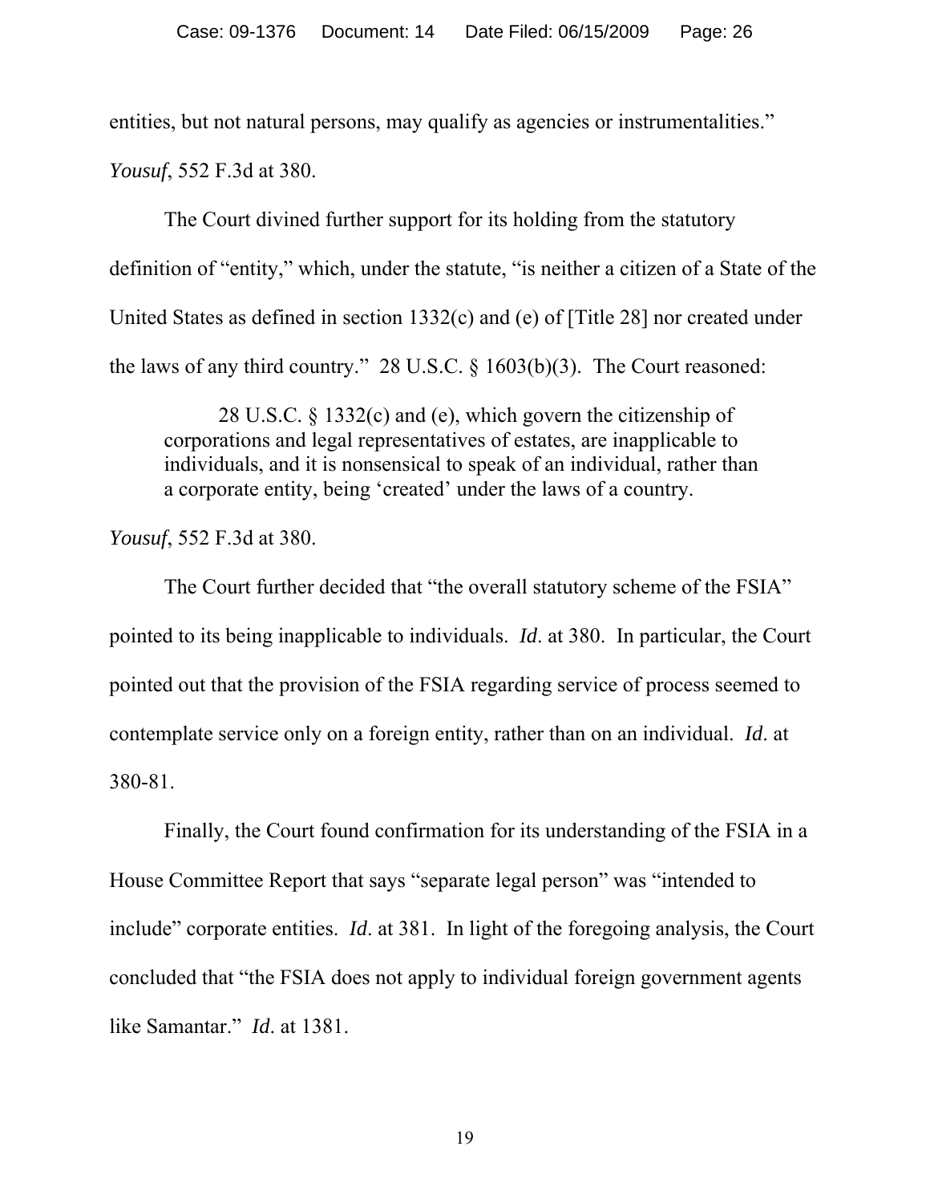entities, but not natural persons, may qualify as agencies or instrumentalities." *Yousuf*, 552 F.3d at 380.

The Court divined further support for its holding from the statutory definition of "entity," which, under the statute, "is neither a citizen of a State of the United States as defined in section 1332(c) and (e) of [Title 28] nor created under the laws of any third country." 28 U.S.C. § 1603(b)(3). The Court reasoned:

> 28 U.S.C. § 1332(c) and (e), which govern the citizenship of corporations and legal representatives of estates, are inapplicable to individuals, and it is nonsensical to speak of an individual, rather than a corporate entity, being 'created' under the laws of a country.

*Yousuf*, 552 F.3d at 380.

The Court further decided that "the overall statutory scheme of the FSIA" pointed to its being inapplicable to individuals. *Id*. at 380. In particular, the Court pointed out that the provision of the FSIA regarding service of process seemed to contemplate service only on a foreign entity, rather than on an individual. *Id*. at 380-81.

Finally, the Court found confirmation for its understanding of the FSIA in a House Committee Report that says "separate legal person" was "intended to include" corporate entities. *Id*. at 381. In light of the foregoing analysis, the Court concluded that "the FSIA does not apply to individual foreign government agents like Samantar." *Id*. at 1381.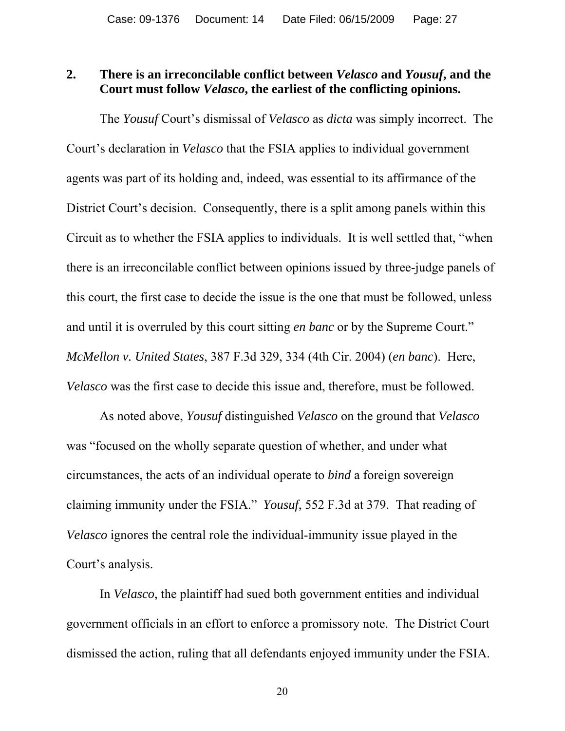### 2. There is an irreconcilable conflict between *Velasco* and *Yousuf*, and the Court must follow *Velasco*, the earliest of the conflicting opinions.

The *Yousuf* Court's dismissal of *Velasco* as *dicta* was simply incorrect. The Court's declaration in *Velasco* that the FSIA applies to individual government agents was part of its holding and, indeed, was essential to its affirmance of the District Court's decision. Consequently, there is a split among panels within this Circuit as to whether the FSIA applies to individuals. It is well settled that, "when there is an irreconcilable conflict between opinions issued by three-judge panels of this court, the first case to decide the issue is the one that must be followed, unless and until it is overruled by this court sitting *en banc* or by the Supreme Court." *McMellon v. United States*, 387 F.3d 329, 334 (4th Cir. 2004) (*en banc*). Here, *Velasco* was the first case to decide this issue and, therefore, must be followed.

As noted above, *Yousuf* distinguished *Velasco* on the ground that *Velasco* was "focused on the wholly separate question of whether, and under what circumstances, the acts of an individual operate to *bind* a foreign sovereign claiming immunity under the FSIA." *Yousuf*, 552 F.3d at 379. That reading of *Velasco* ignores the central role the individual-immunity issue played in the Court's analysis.

In *Velasco*, the plaintiff had sued both government entities and individual government officials in an effort to enforce a promissory note. The District Court dismissed the action, ruling that all defendants enjoyed immunity under the FSIA.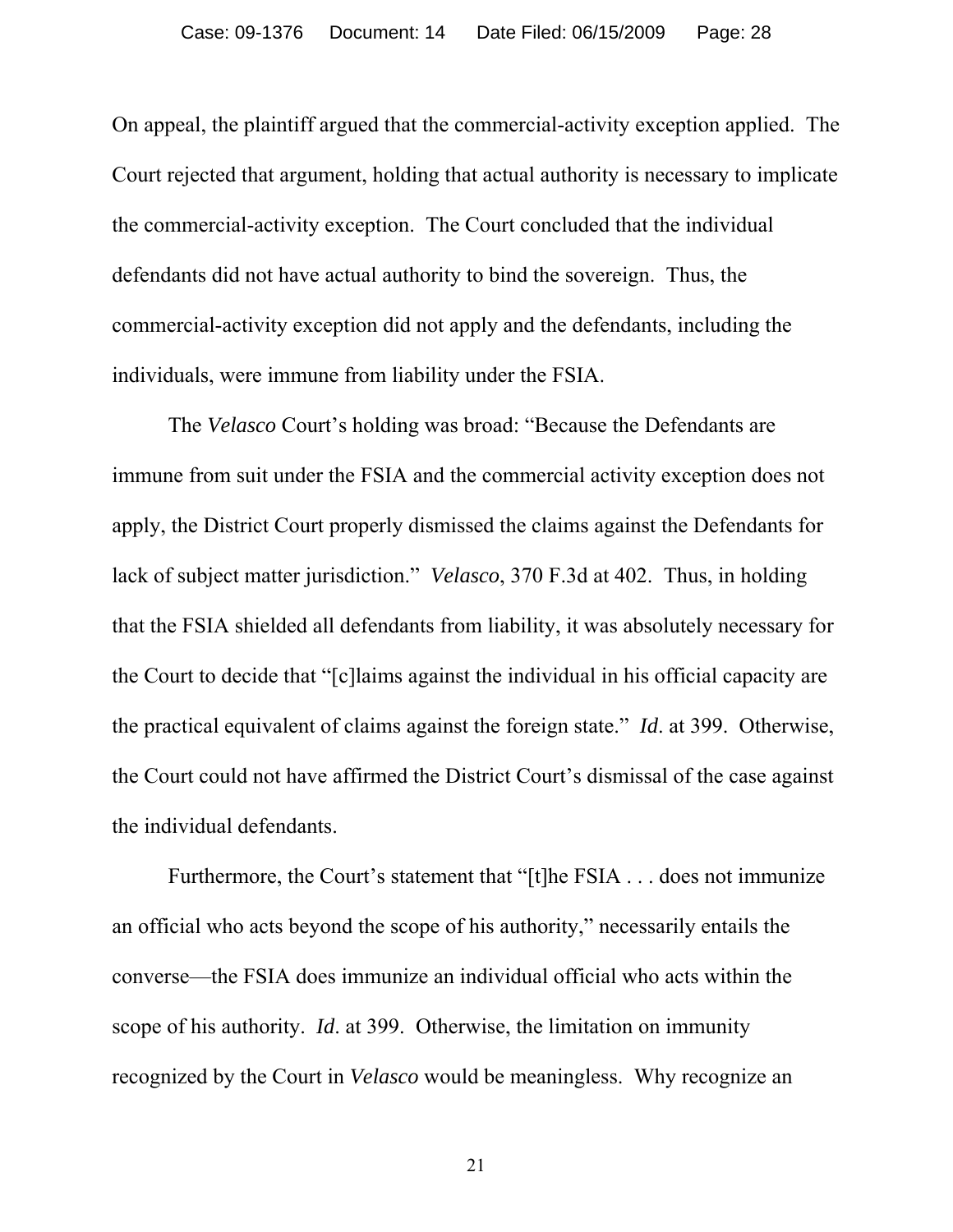On appeal, the plaintiff argued that the commercial-activity exception applied. The Court rejected that argument, holding that actual authority is necessary to implicate the commercial-activity exception. The Court concluded that the individual defendants did not have actual authority to bind the sovereign. Thus, the commercial-activity exception did not apply and the defendants, including the individuals, were immune from liability under the FSIA.

The *Velasco* Court's holding was broad: "Because the Defendants are immune from suit under the FSIA and the commercial activity exception does not apply, the District Court properly dismissed the claims against the Defendants for lack of subject matter jurisdiction." *Velasco*, 370 F.3d at 402. Thus, in holding that the FSIA shielded all defendants from liability, it was absolutely necessary for the Court to decide that "[c]laims against the individual in his official capacity are the practical equivalent of claims against the foreign state." *Id*. at 399. Otherwise, the Court could not have affirmed the District Court's dismissal of the case against the individual defendants.

Furthermore, the Court's statement that "[t]he FSIA . . . does not immunize an official who acts beyond the scope of his authority," necessarily entails the converse—the FSIA does immunize an individual official who acts within the scope of his authority. *Id*. at 399. Otherwise, the limitation on immunity recognized by the Court in *Velasco* would be meaningless. Why recognize an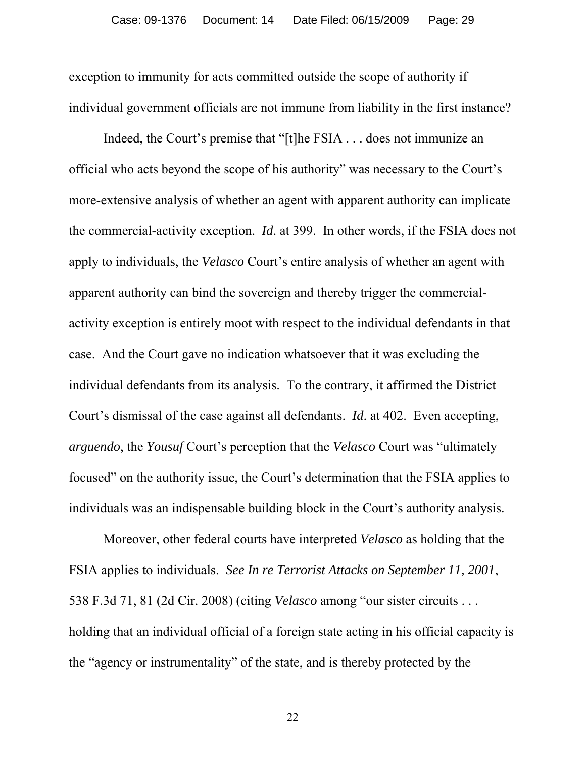exception to immunity for acts committed outside the scope of authority if individual government officials are not immune from liability in the first instance?

Indeed, the Court's premise that "[t]he FSIA . . . does not immunize an official who acts beyond the scope of his authority" was necessary to the Court's more-extensive analysis of whether an agent with apparent authority can implicate the commercial-activity exception. *Id*. at 399. In other words, if the FSIA does not apply to individuals, the *Velasco* Court's entire analysis of whether an agent with apparent authority can bind the sovereign and thereby trigger the commercial-activity exception is entirely moot with respect to the individual defendants in that case. And the Court gave no indication whatsoever that it was excluding the individual defendants from its analysis. To the contrary, it affirmed the District Court's dismissal of the case against all defendants. *Id*. at 402. Even accepting, *arguendo*, the *Yousuf* Court's perception that the *Velasco* Court was "ultimately focused" on the authority issue, the Court's determination that the FSIA applies to individuals was an indispensable building block in the Court's authority analysis.

Moreover, other federal courts have interpreted *Velasco* as holding that the FSIA applies to individuals. *See In re Terrorist Attacks on September 11, 2001*, 538 F.3d 71, 81 (2d Cir. 2008) (citing *Velasco* among "our sister circuits . . . holding that an individual official of a foreign state acting in his official capacity is the "agency or instrumentality" of the state, and is thereby protected by the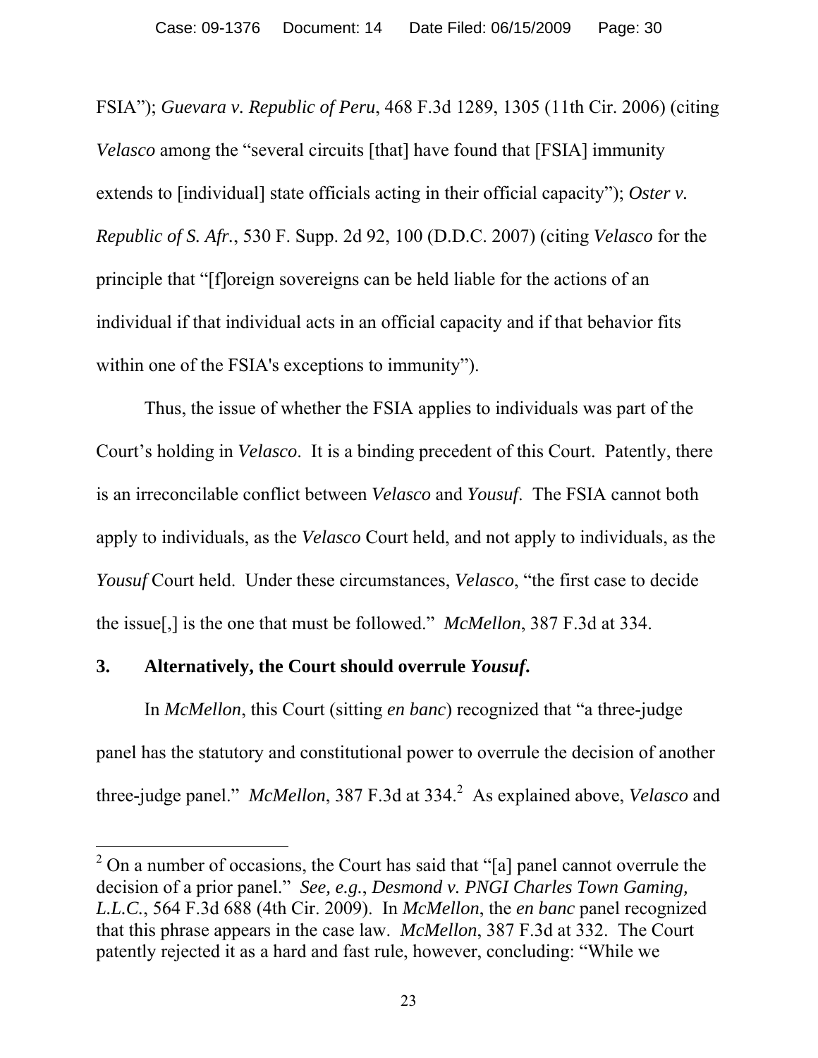FSIA"); *Guevara v. Republic of Peru*, 468 F.3d 1289, 1305 (11th Cir. 2006) (citing *Velasco* among the "several circuits [that] have found that [FSIA] immunity extends to [individual] state officials acting in their official capacity"); *Oster v. Republic of S. Afr.*, 530 F. Supp. 2d 92, 100 (D.D.C. 2007) (citing *Velasco* for the principle that "[f]oreign sovereigns can be held liable for the actions of an individual if that individual acts in an official capacity and if that behavior fits within one of the FSIA's exceptions to immunity").

Thus, the issue of whether the FSIA applies to individuals was part of the Court's holding in *Velasco*. It is a binding precedent of this Court. Patently, there is an irreconcilable conflict between *Velasco* and *Yousuf*. The FSIA cannot both apply to individuals, as the *Velasco* Court held, and not apply to individuals, as the *Yousuf* Court held. Under these circumstances, *Velasco*, "the first case to decide the issue[,] is the one that must be followed." *McMellon*, 387 F.3d at 334.

### 3. Alternatively, the Court should overrule *Yousuf*.

In *McMellon*, this Court (sitting *en banc*) recognized that "a three-judge panel has the statutory and constitutional power to overrule the decision of another three-judge panel." *McMellon*, 387 F.3d at 334.[2] As explained above, *Velasco* and

[2] On a number of occasions, the Court has said that "[a] panel cannot overrule the decision of a prior panel." *See, e.g.*, *Desmond v. PNGI Charles Town Gaming, L.L.C.*, 564 F.3d 688 (4th Cir. 2009). In *McMellon*, the *en banc* panel recognized that this phrase appears in the case law. *McMellon*, 387 F.3d at 332. The Court patently rejected it as a hard and fast rule, however, concluding: "While we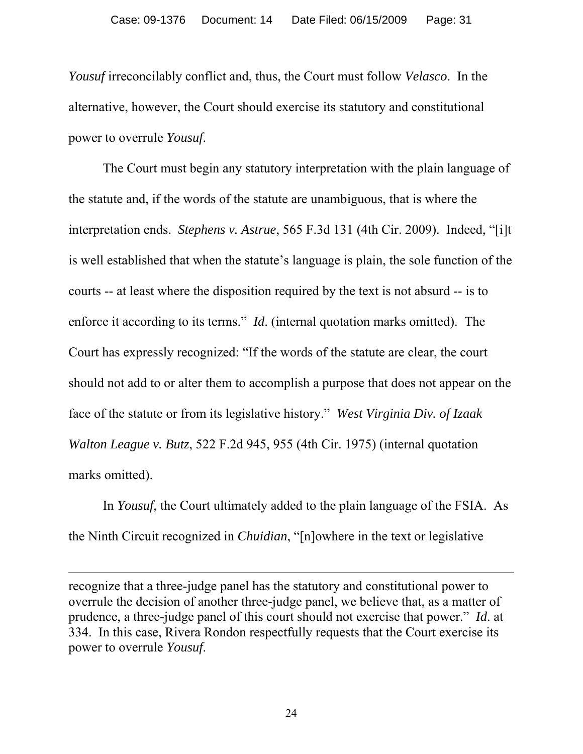*Yousuf* irreconcilably conflict and, thus, the Court must follow *Velasco*. In the alternative, however, the Court should exercise its statutory and constitutional power to overrule *Yousuf*.

The Court must begin any statutory interpretation with the plain language of the statute and, if the words of the statute are unambiguous, that is where the interpretation ends. *Stephens v. Astrue*, 565 F.3d 131 (4th Cir. 2009). Indeed, "[i]t is well established that when the statute's language is plain, the sole function of the courts -- at least where the disposition required by the text is not absurd -- is to enforce it according to its terms." *Id*. (internal quotation marks omitted). The Court has expressly recognized: "If the words of the statute are clear, the court should not add to or alter them to accomplish a purpose that does not appear on the face of the statute or from its legislative history." *West Virginia Div. of Izaak Walton League v. Butz*, 522 F.2d 945, 955 (4th Cir. 1975) (internal quotation marks omitted).

In *Yousuf*, the Court ultimately added to the plain language of the FSIA. As the Ninth Circuit recognized in *Chuidian*, "[n]owhere in the text or legislative

---

recognize that a three-judge panel has the statutory and constitutional power to overrule the decision of another three-judge panel, we believe that, as a matter of prudence, a three-judge panel of this court should not exercise that power." *Id*. at 334. In this case, Rivera Rondon respectfully requests that the Court exercise its power to overrule *Yousuf*.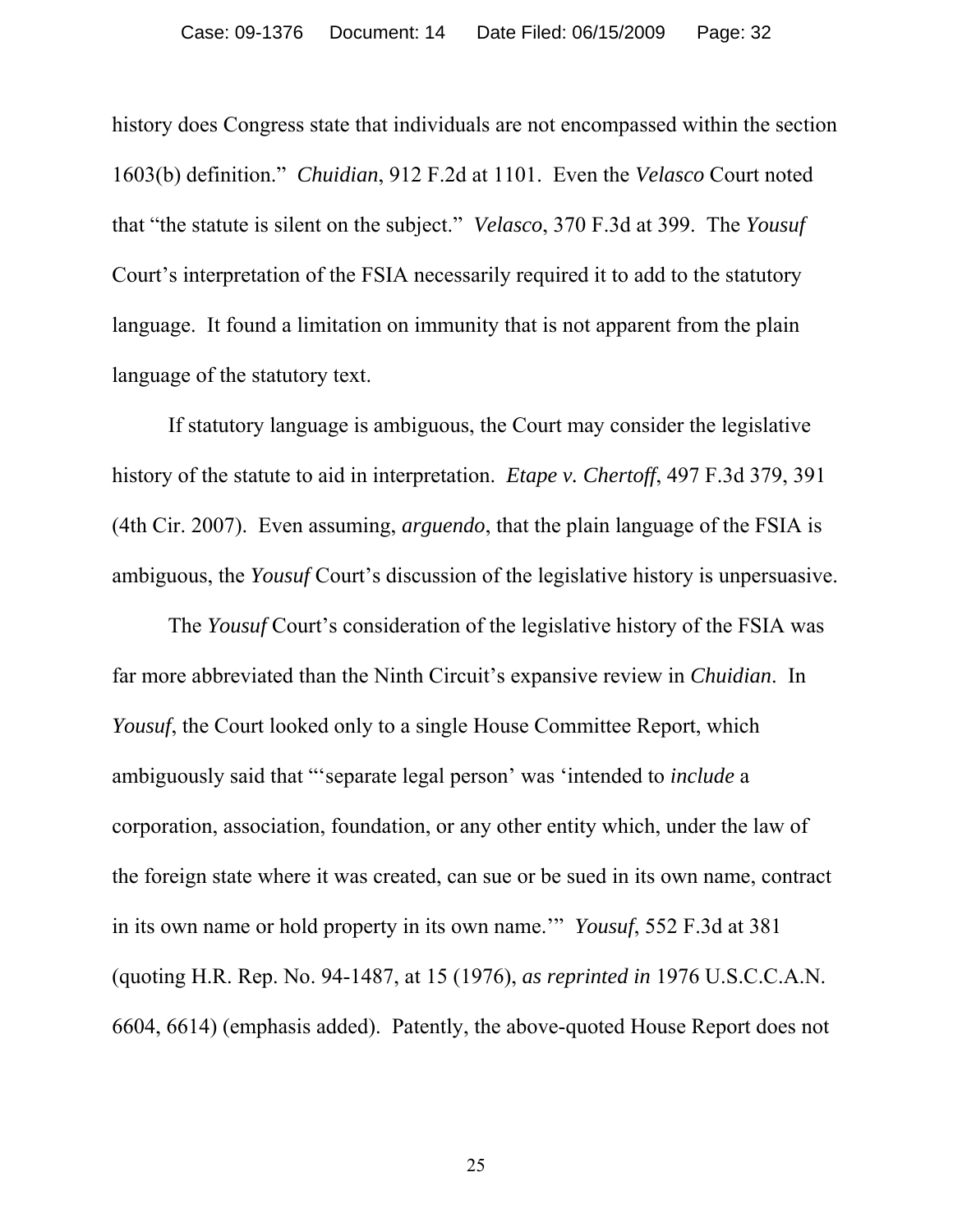history does Congress state that individuals are not encompassed within the section 1603(b) definition." *Chuidian*, 912 F.2d at 1101. Even the *Velasco* Court noted that "the statute is silent on the subject." *Velasco*, 370 F.3d at 399. The *Yousuf* Court's interpretation of the FSIA necessarily required it to add to the statutory language. It found a limitation on immunity that is not apparent from the plain language of the statutory text.

If statutory language is ambiguous, the Court may consider the legislative history of the statute to aid in interpretation. *Etape v. Chertoff*, 497 F.3d 379, 391 (4th Cir. 2007). Even assuming, *arguendo*, that the plain language of the FSIA is ambiguous, the *Yousuf* Court's discussion of the legislative history is unpersuasive.

The *Yousuf* Court's consideration of the legislative history of the FSIA was far more abbreviated than the Ninth Circuit's expansive review in *Chuidian*. In *Yousuf*, the Court looked only to a single House Committee Report, which ambiguously said that "'separate legal person' was 'intended to *include* a corporation, association, foundation, or any other entity which, under the law of the foreign state where it was created, can sue or be sued in its own name, contract in its own name or hold property in its own name.'" *Yousuf*, 552 F.3d at 381 (quoting H.R. Rep. No. 94-1487, at 15 (1976), *as reprinted in* 1976 U.S.C.C.A.N. 6604, 6614) (emphasis added). Patently, the above-quoted House Report does not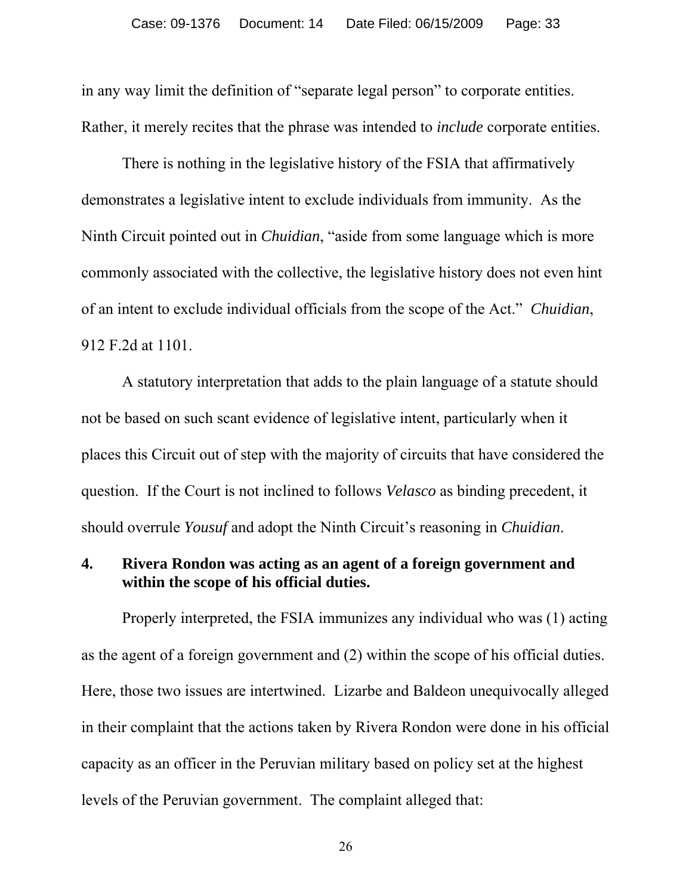in any way limit the definition of "separate legal person" to corporate entities. Rather, it merely recites that the phrase was intended to *include* corporate entities.

There is nothing in the legislative history of the FSIA that affirmatively demonstrates a legislative intent to exclude individuals from immunity. As the Ninth Circuit pointed out in *Chuidian*, "aside from some language which is more commonly associated with the collective, the legislative history does not even hint of an intent to exclude individual officials from the scope of the Act." *Chuidian*, 912 F.2d at 1101.

A statutory interpretation that adds to the plain language of a statute should not be based on such scant evidence of legislative intent, particularly when it places this Circuit out of step with the majority of circuits that have considered the question. If the Court is not inclined to follows *Velasco* as binding precedent, it should overrule *Yousuf* and adopt the Ninth Circuit's reasoning in *Chuidian*.

### 4. Rivera Rondon was acting as an agent of a foreign government and within the scope of his official duties.

Properly interpreted, the FSIA immunizes any individual who was (1) acting as the agent of a foreign government and (2) within the scope of his official duties. Here, those two issues are intertwined. Lizarbe and Baldeon unequivocally alleged in their complaint that the actions taken by Rivera Rondon were done in his official capacity as an officer in the Peruvian military based on policy set at the highest levels of the Peruvian government. The complaint alleged that: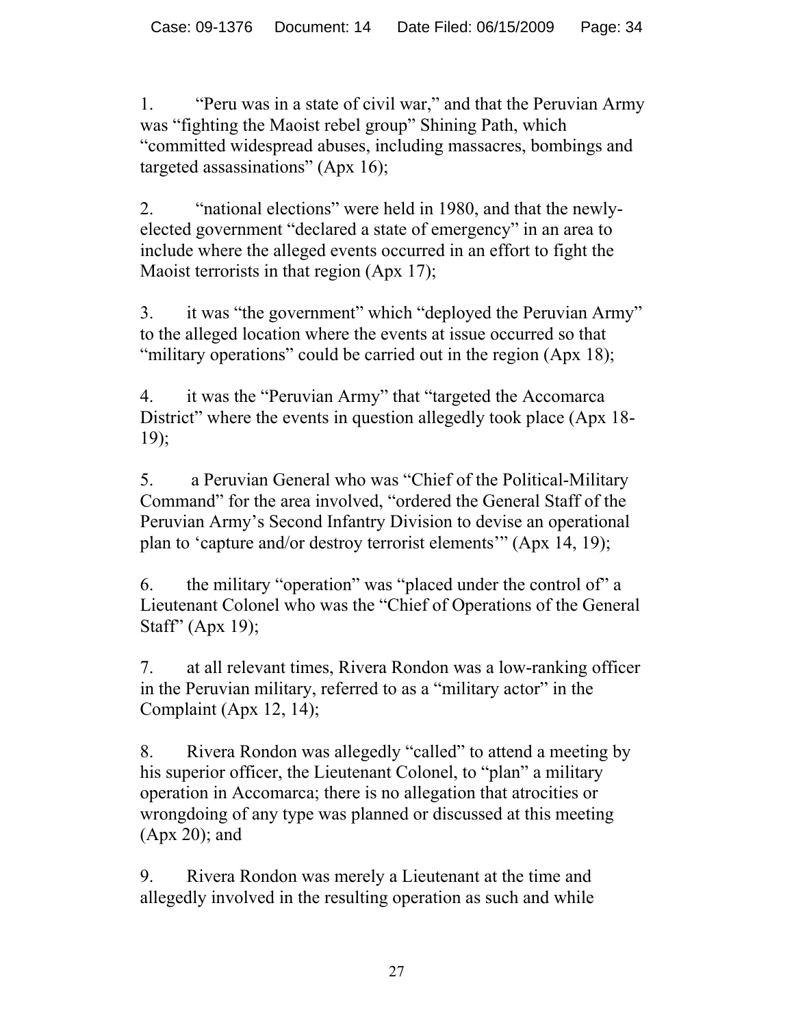1. "Peru was in a state of civil war," and that the Peruvian Army was "fighting the Maoist rebel group" Shining Path, which "committed widespread abuses, including massacres, bombings and targeted assassinations" (Apx 16);

2. "national elections" were held in 1980, and that the newly-elected government "declared a state of emergency" in an area to include where the alleged events occurred in an effort to fight the Maoist terrorists in that region (Apx 17);

3. it was "the government" which "deployed the Peruvian Army" to the alleged location where the events at issue occurred so that "military operations" could be carried out in the region (Apx 18);

4. it was the "Peruvian Army" that "targeted the Accomarca District" where the events in question allegedly took place (Apx 18-19);

5. a Peruvian General who was "Chief of the Political-Military Command" for the area involved, "ordered the General Staff of the Peruvian Army's Second Infantry Division to devise an operational plan to 'capture and/or destroy terrorist elements'" (Apx 14, 19);

6. the military "operation" was "placed under the control of" a Lieutenant Colonel who was the "Chief of Operations of the General Staff' (Apx 19);

7. at all relevant times, Rivera Rondon was a low-ranking officer in the Peruvian military, referred to as a "military actor" in the Complaint (Apx 12, 14);

8. Rivera Rondon was allegedly "called" to attend a meeting by his superior officer, the Lieutenant Colonel, to "plan" a military operation in Accomarca; there is no allegation that atrocities or wrongdoing of any type was planned or discussed at this meeting (Apx 20); and

9. Rivera Rondon was merely a Lieutenant at the time and allegedly involved in the resulting operation as such and while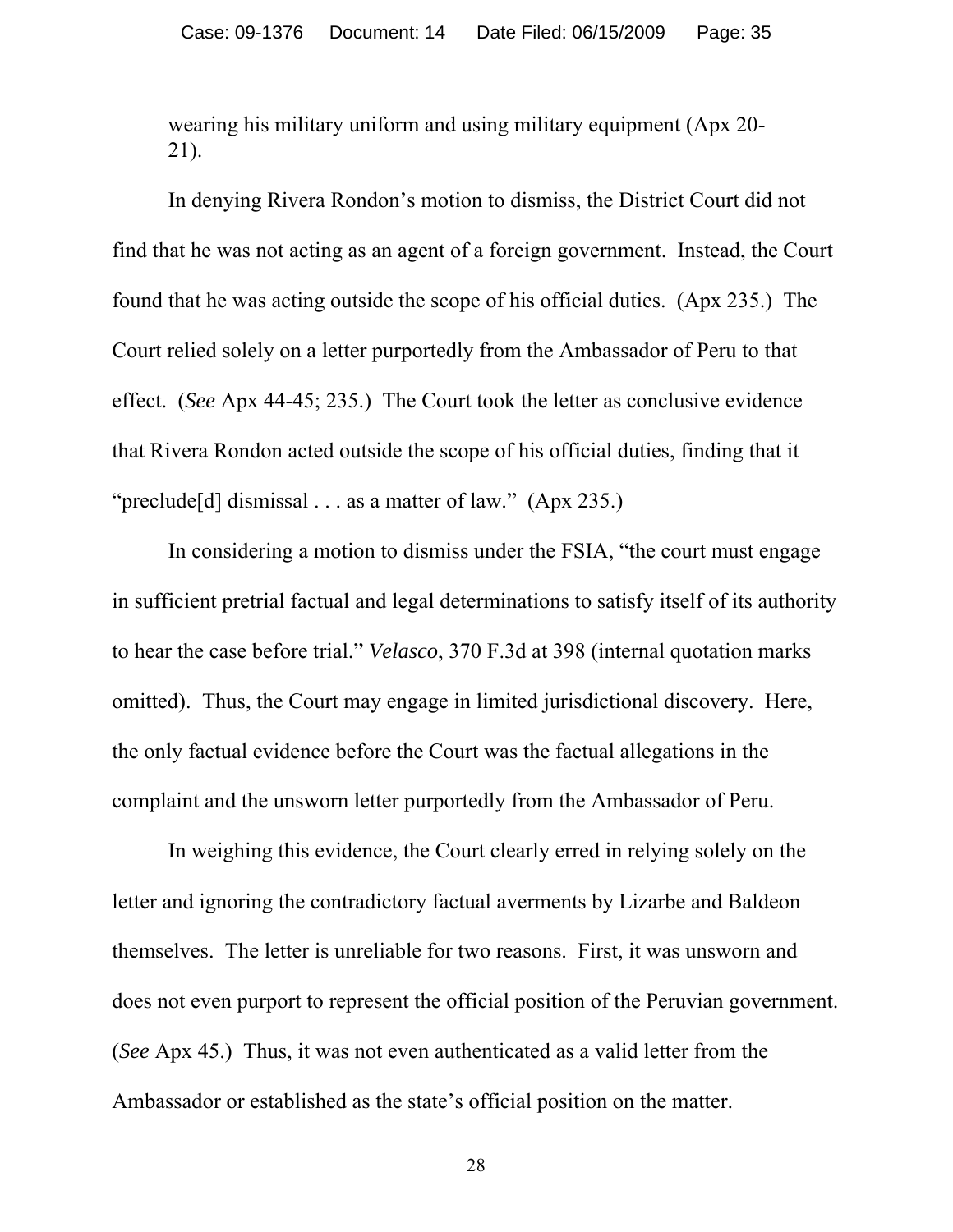wearing his military uniform and using military equipment (Apx 20-21).

In denying Rivera Rondon's motion to dismiss, the District Court did not find that he was not acting as an agent of a foreign government. Instead, the Court found that he was acting outside the scope of his official duties. (Apx 235.) The Court relied solely on a letter purportedly from the Ambassador of Peru to that effect. (*See* Apx 44-45; 235.) The Court took the letter as conclusive evidence that Rivera Rondon acted outside the scope of his official duties, finding that it "preclude[d] dismissal . . . as a matter of law." (Apx 235.)

In considering a motion to dismiss under the FSIA, "the court must engage in sufficient pretrial factual and legal determinations to satisfy itself of its authority to hear the case before trial." *Velasco*, 370 F.3d at 398 (internal quotation marks omitted). Thus, the Court may engage in limited jurisdictional discovery. Here, the only factual evidence before the Court was the factual allegations in the complaint and the unsworn letter purportedly from the Ambassador of Peru.

In weighing this evidence, the Court clearly erred in relying solely on the letter and ignoring the contradictory factual averments by Lizarbe and Baldeon themselves. The letter is unreliable for two reasons. First, it was unsworn and does not even purport to represent the official position of the Peruvian government. (*See* Apx 45.) Thus, it was not even authenticated as a valid letter from the Ambassador or established as the state's official position on the matter.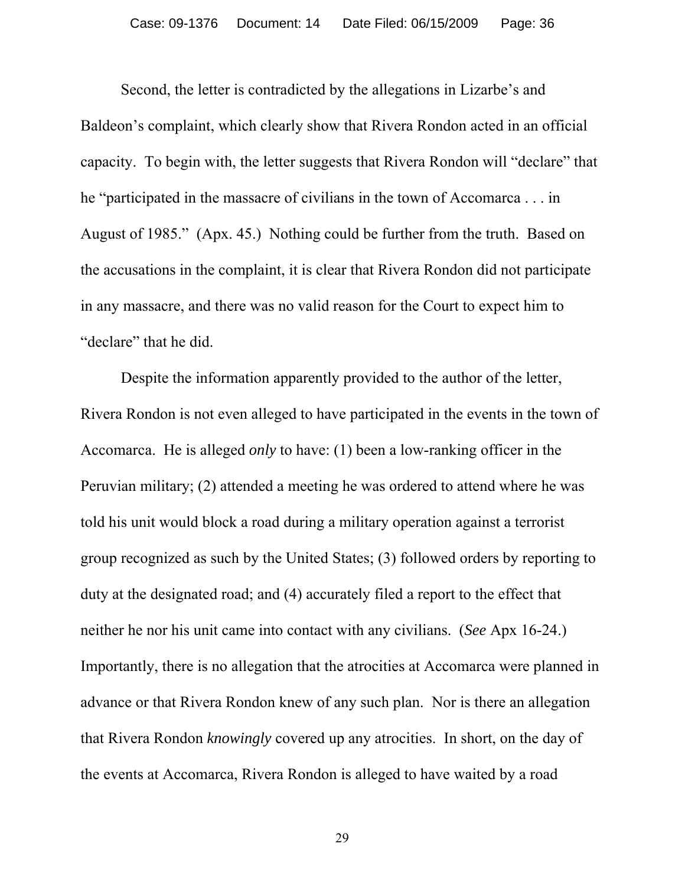Second, the letter is contradicted by the allegations in Lizarbe's and Baldeon's complaint, which clearly show that Rivera Rondon acted in an official capacity. To begin with, the letter suggests that Rivera Rondon will "declare" that he "participated in the massacre of civilians in the town of Accomarca . . . in August of 1985." (Apx. 45.) Nothing could be further from the truth. Based on the accusations in the complaint, it is clear that Rivera Rondon did not participate in any massacre, and there was no valid reason for the Court to expect him to "declare" that he did.

Despite the information apparently provided to the author of the letter, Rivera Rondon is not even alleged to have participated in the events in the town of Accomarca. He is alleged *only* to have: (1) been a low-ranking officer in the Peruvian military; (2) attended a meeting he was ordered to attend where he was told his unit would block a road during a military operation against a terrorist group recognized as such by the United States; (3) followed orders by reporting to duty at the designated road; and (4) accurately filed a report to the effect that neither he nor his unit came into contact with any civilians. (*See* Apx 16-24.) Importantly, there is no allegation that the atrocities at Accomarca were planned in advance or that Rivera Rondon knew of any such plan. Nor is there an allegation that Rivera Rondon *knowingly* covered up any atrocities. In short, on the day of the events at Accomarca, Rivera Rondon is alleged to have waited by a road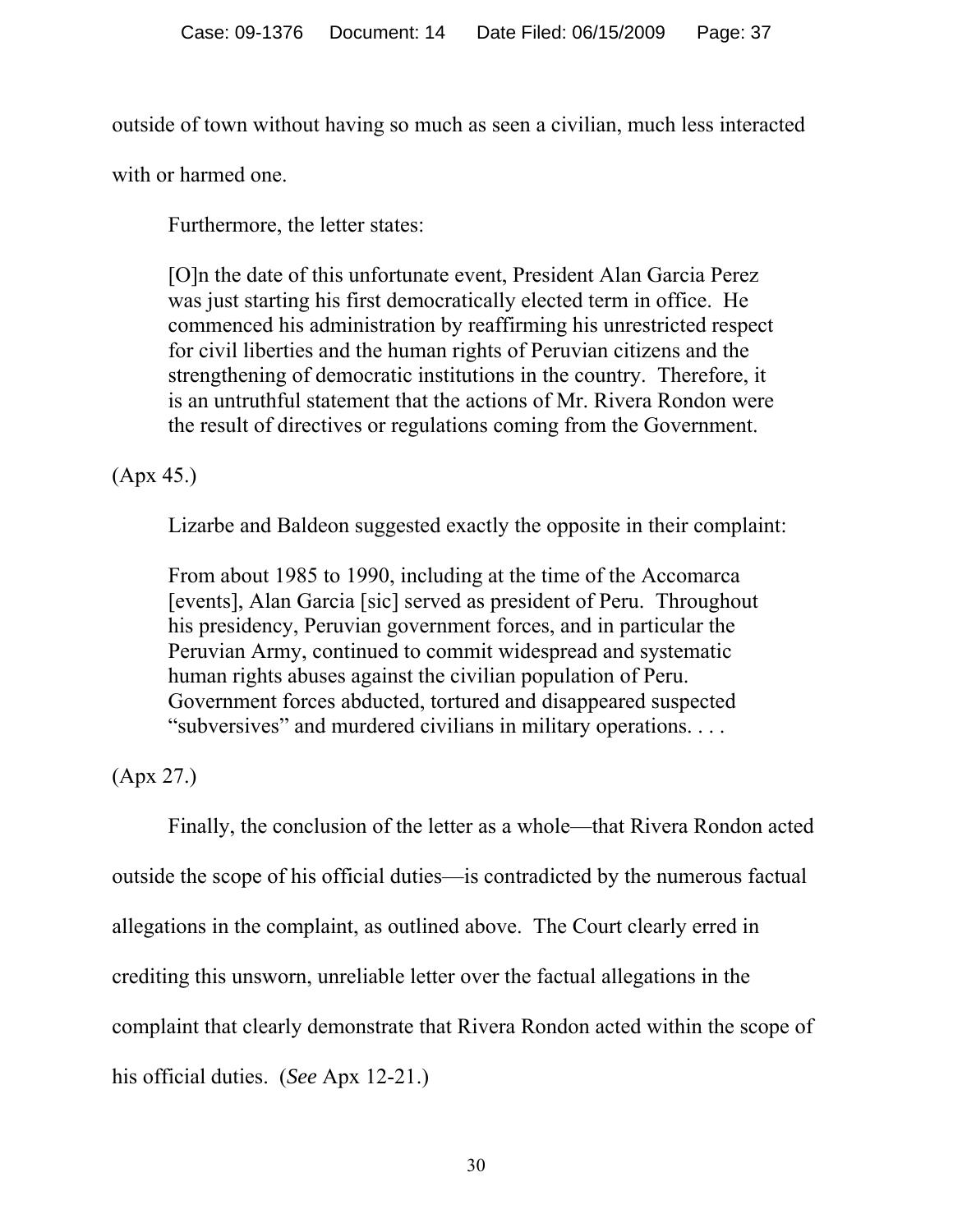outside of town without having so much as seen a civilian, much less interacted with or harmed one.

Furthermore, the letter states:

> [O]n the date of this unfortunate event, President Alan Garcia Perez was just starting his first democratically elected term in office. He commenced his administration by reaffirming his unrestricted respect for civil liberties and the human rights of Peruvian citizens and the strengthening of democratic institutions in the country. Therefore, it is an untruthful statement that the actions of Mr. Rivera Rondon were the result of directives or regulations coming from the Government.

(Apx 45.)

Lizarbe and Baldeon suggested exactly the opposite in their complaint:

> From about 1985 to 1990, including at the time of the Accomarca [events], Alan Garcia [sic] served as president of Peru. Throughout his presidency, Peruvian government forces, and in particular the Peruvian Army, continued to commit widespread and systematic human rights abuses against the civilian population of Peru. Government forces abducted, tortured and disappeared suspected "subversives" and murdered civilians in military operations. . . .

(Apx 27.)

Finally, the conclusion of the letter as a whole—that Rivera Rondon acted outside the scope of his official duties—is contradicted by the numerous factual allegations in the complaint, as outlined above. The Court clearly erred in crediting this unsworn, unreliable letter over the factual allegations in the complaint that clearly demonstrate that Rivera Rondon acted within the scope of his official duties. (*See* Apx 12-21.)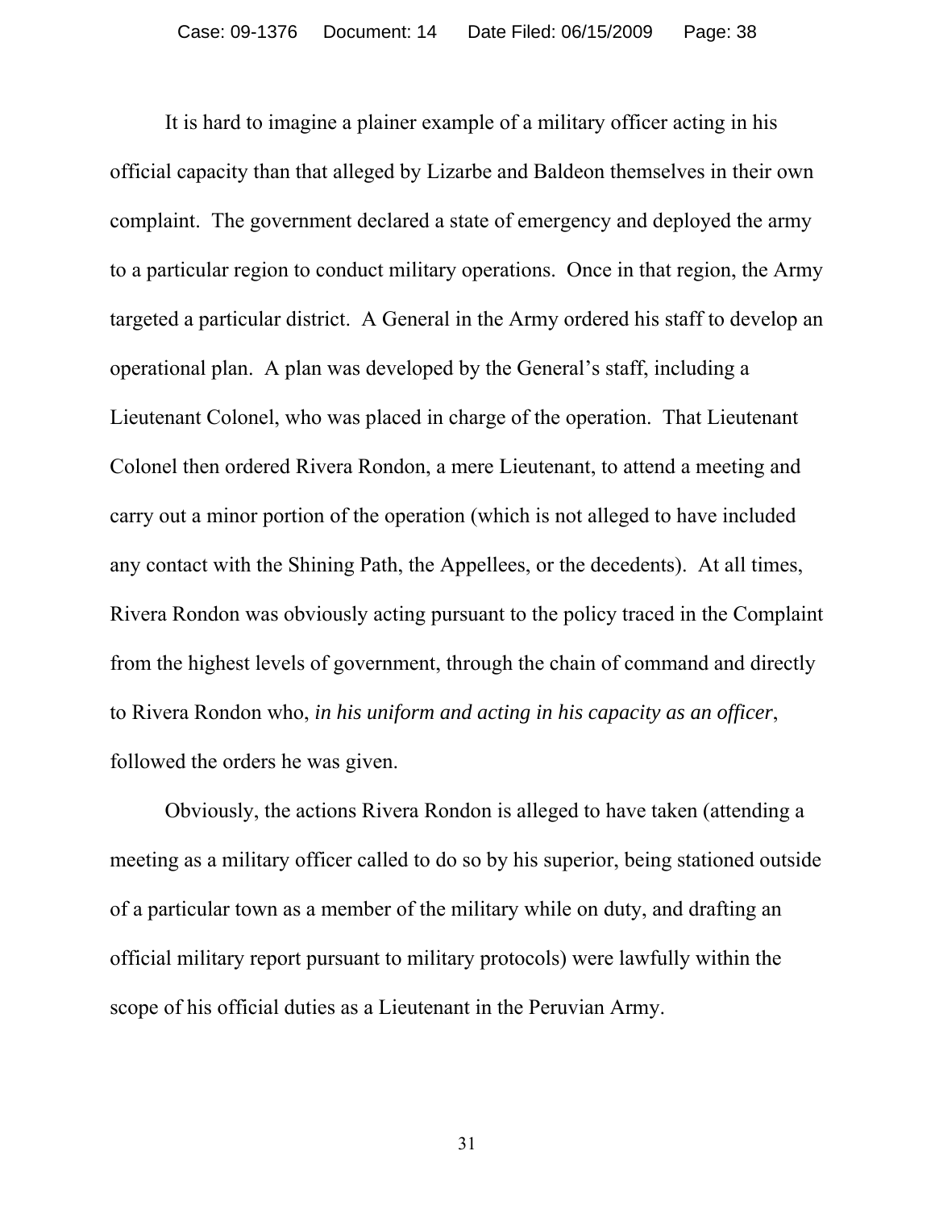It is hard to imagine a plainer example of a military officer acting in his official capacity than that alleged by Lizarbe and Baldeon themselves in their own complaint. The government declared a state of emergency and deployed the army to a particular region to conduct military operations. Once in that region, the Army targeted a particular district. A General in the Army ordered his staff to develop an operational plan. A plan was developed by the General's staff, including a Lieutenant Colonel, who was placed in charge of the operation. That Lieutenant Colonel then ordered Rivera Rondon, a mere Lieutenant, to attend a meeting and carry out a minor portion of the operation (which is not alleged to have included any contact with the Shining Path, the Appellees, or the decedents). At all times, Rivera Rondon was obviously acting pursuant to the policy traced in the Complaint from the highest levels of government, through the chain of command and directly to Rivera Rondon who, *in his uniform and acting in his capacity as an officer*, followed the orders he was given.

Obviously, the actions Rivera Rondon is alleged to have taken (attending a meeting as a military officer called to do so by his superior, being stationed outside of a particular town as a member of the military while on duty, and drafting an official military report pursuant to military protocols) were lawfully within the scope of his official duties as a Lieutenant in the Peruvian Army.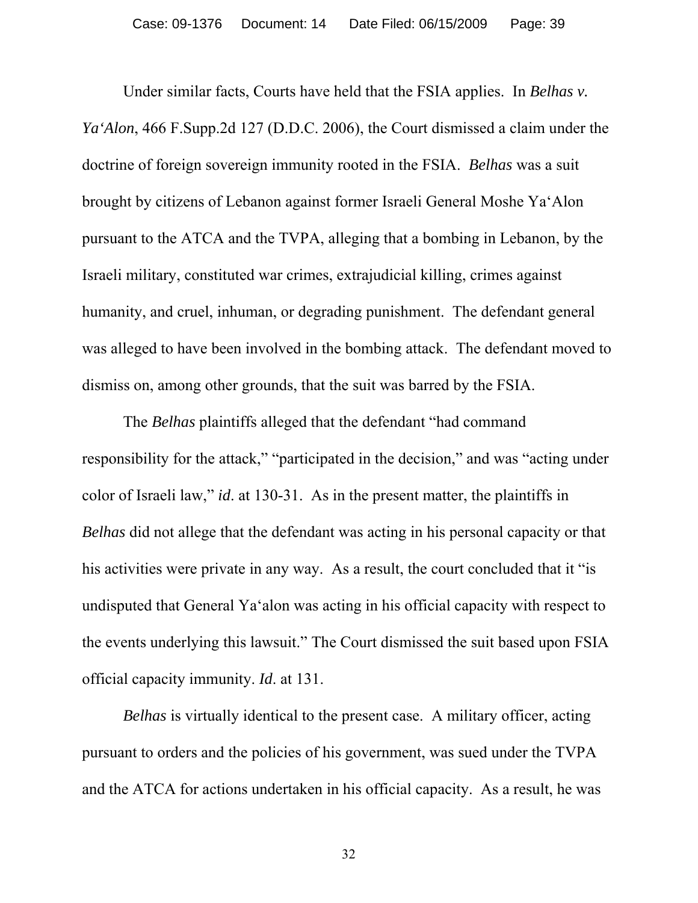Under similar facts, Courts have held that the FSIA applies. In *Belhas v. Ya'Alon*, 466 F.Supp.2d 127 (D.D.C. 2006), the Court dismissed a claim under the doctrine of foreign sovereign immunity rooted in the FSIA. *Belhas* was a suit brought by citizens of Lebanon against former Israeli General Moshe Ya'Alon pursuant to the ATCA and the TVPA, alleging that a bombing in Lebanon, by the Israeli military, constituted war crimes, extrajudicial killing, crimes against humanity, and cruel, inhuman, or degrading punishment. The defendant general was alleged to have been involved in the bombing attack. The defendant moved to dismiss on, among other grounds, that the suit was barred by the FSIA.

The *Belhas* plaintiffs alleged that the defendant "had command responsibility for the attack," "participated in the decision," and was "acting under color of Israeli law," *id*. at 130-31. As in the present matter, the plaintiffs in *Belhas* did not allege that the defendant was acting in his personal capacity or that his activities were private in any way. As a result, the court concluded that it "is undisputed that General Ya'alon was acting in his official capacity with respect to the events underlying this lawsuit." The Court dismissed the suit based upon FSIA official capacity immunity. *Id*. at 131.

*Belhas* is virtually identical to the present case. A military officer, acting pursuant to orders and the policies of his government, was sued under the TVPA and the ATCA for actions undertaken in his official capacity. As a result, he was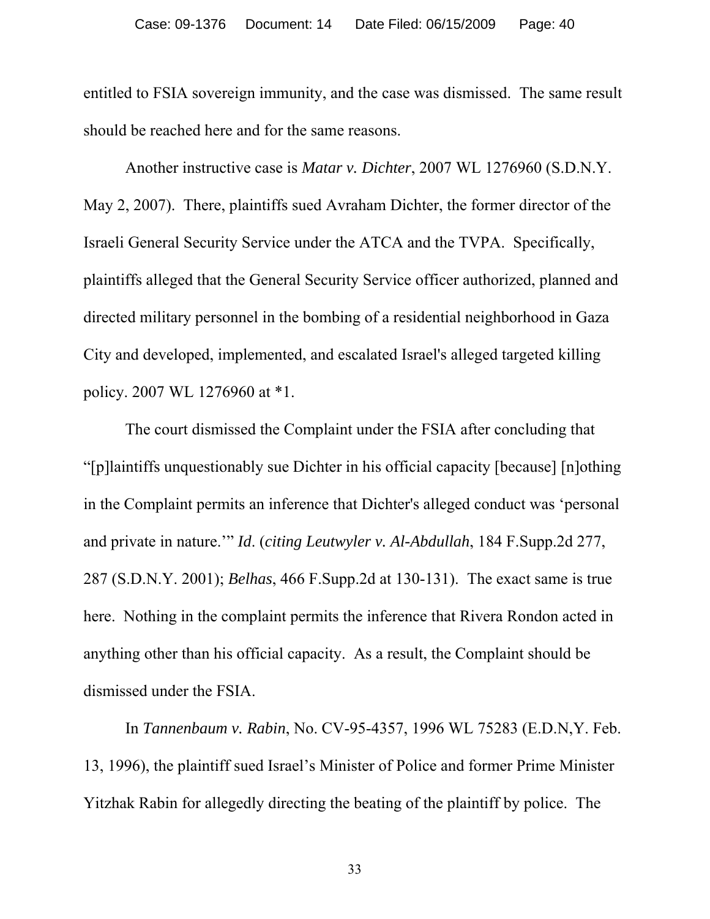entitled to FSIA sovereign immunity, and the case was dismissed. The same result should be reached here and for the same reasons.

Another instructive case is *Matar v. Dichter*, 2007 WL 1276960 (S.D.N.Y. May 2, 2007). There, plaintiffs sued Avraham Dichter, the former director of the Israeli General Security Service under the ATCA and the TVPA. Specifically, plaintiffs alleged that the General Security Service officer authorized, planned and directed military personnel in the bombing of a residential neighborhood in Gaza City and developed, implemented, and escalated Israel's alleged targeted killing policy. 2007 WL 1276960 at *1.

The court dismissed the Complaint under the FSIA after concluding that "[p]laintiffs unquestionably sue Dichter in his official capacity [because] [n]othing in the Complaint permits an inference that Dichter's alleged conduct was 'personal and private in nature.'" *Id*. (*citing Leutwyler v. Al-Abdullah*, 184 F.Supp.2d 277, 287 (S.D.N.Y. 2001); *Belhas*, 466 F.Supp.2d at 130-131). The exact same is true here. Nothing in the complaint permits the inference that Rivera Rondon acted in anything other than his official capacity. As a result, the Complaint should be dismissed under the FSIA.

In *Tannenbaum v. Rabin*, No. CV-95-4357, 1996 WL 75283 (E.D.N,Y. Feb. 13, 1996), the plaintiff sued Israel's Minister of Police and former Prime Minister Yitzhak Rabin for allegedly directing the beating of the plaintiff by police. The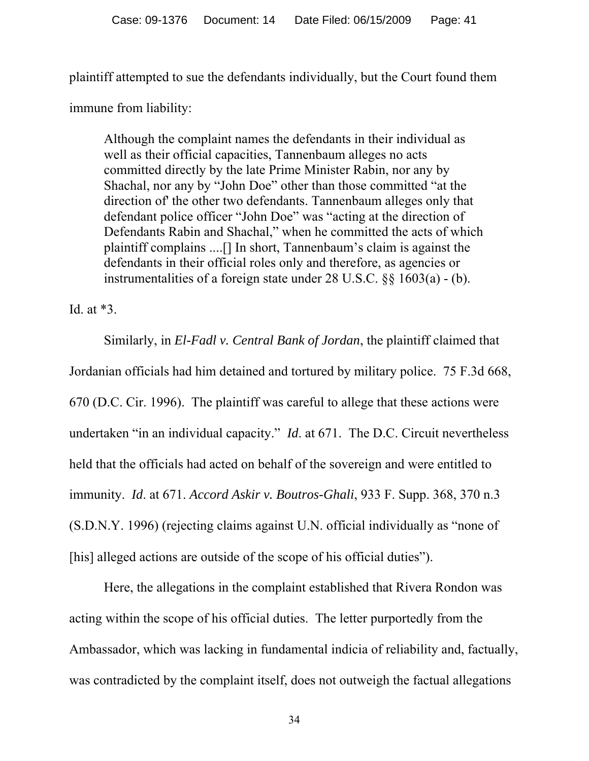plaintiff attempted to sue the defendants individually, but the Court found them immune from liability:

> Although the complaint names the defendants in their individual as well as their official capacities, Tannenbaum alleges no acts committed directly by the late Prime Minister Rabin, nor any by Shachal, nor any by "John Doe" other than those committed "at the direction of' the other two defendants. Tannenbaum alleges only that defendant police officer "John Doe" was "acting at the direction of Defendants Rabin and Shachal," when he committed the acts of which plaintiff complains ....[] In short, Tannenbaum's claim is against the defendants in their official roles only and therefore, as agencies or instrumentalities of a foreign state under 28 U.S.C. §§ 1603(a) - (b).

Id. at *3.

Similarly, in *El-Fadl v. Central Bank of Jordan*, the plaintiff claimed that Jordanian officials had him detained and tortured by military police. 75 F.3d 668, 670 (D.C. Cir. 1996). The plaintiff was careful to allege that these actions were undertaken "in an individual capacity." *Id*. at 671. The D.C. Circuit nevertheless held that the officials had acted on behalf of the sovereign and were entitled to immunity. *Id*. at 671. *Accord Askir v. Boutros-Ghali*, 933 F. Supp. 368, 370 n.3 (S.D.N.Y. 1996) (rejecting claims against U.N. official individually as "none of [his] alleged actions are outside of the scope of his official duties").

Here, the allegations in the complaint established that Rivera Rondon was acting within the scope of his official duties. The letter purportedly from the Ambassador, which was lacking in fundamental indicia of reliability and, factually, was contradicted by the complaint itself, does not outweigh the factual allegations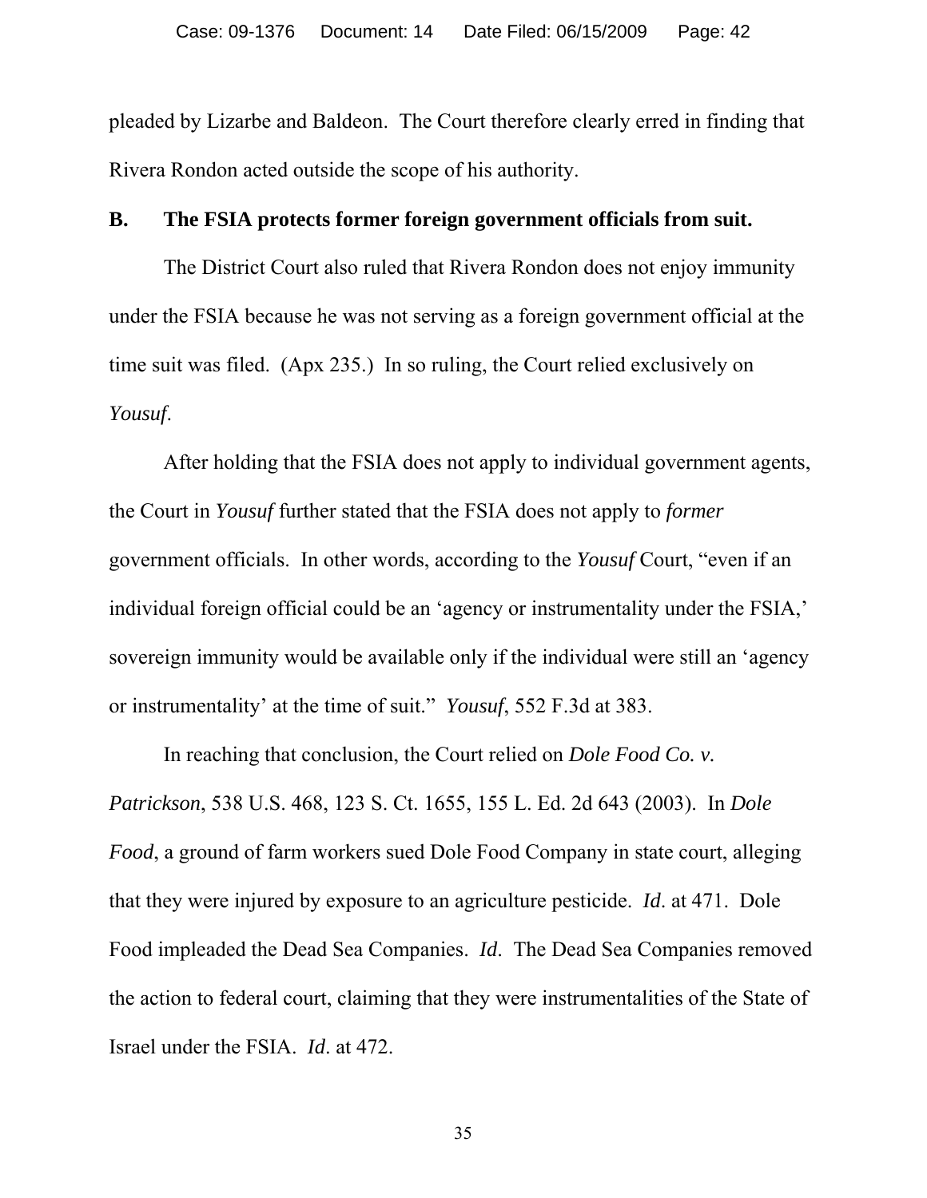pleaded by Lizarbe and Baldeon. The Court therefore clearly erred in finding that Rivera Rondon acted outside the scope of his authority.

**B. The FSIA protects former foreign government officials from suit.**

The District Court also ruled that Rivera Rondon does not enjoy immunity under the FSIA because he was not serving as a foreign government official at the time suit was filed. (Apx 235.) In so ruling, the Court relied exclusively on *Yousuf*.

After holding that the FSIA does not apply to individual government agents, the Court in *Yousuf* further stated that the FSIA does not apply to *former* government officials. In other words, according to the *Yousuf* Court, "even if an individual foreign official could be an 'agency or instrumentality under the FSIA,' sovereign immunity would be available only if the individual were still an 'agency or instrumentality' at the time of suit." *Yousuf*, 552 F.3d at 383.

In reaching that conclusion, the Court relied on *Dole Food Co. v. Patrickson*, 538 U.S. 468, 123 S. Ct. 1655, 155 L. Ed. 2d 643 (2003). In *Dole Food*, a ground of farm workers sued Dole Food Company in state court, alleging that they were injured by exposure to an agriculture pesticide. *Id*. at 471. Dole Food impleaded the Dead Sea Companies. *Id*. The Dead Sea Companies removed the action to federal court, claiming that they were instrumentalities of the State of Israel under the FSIA. *Id*. at 472.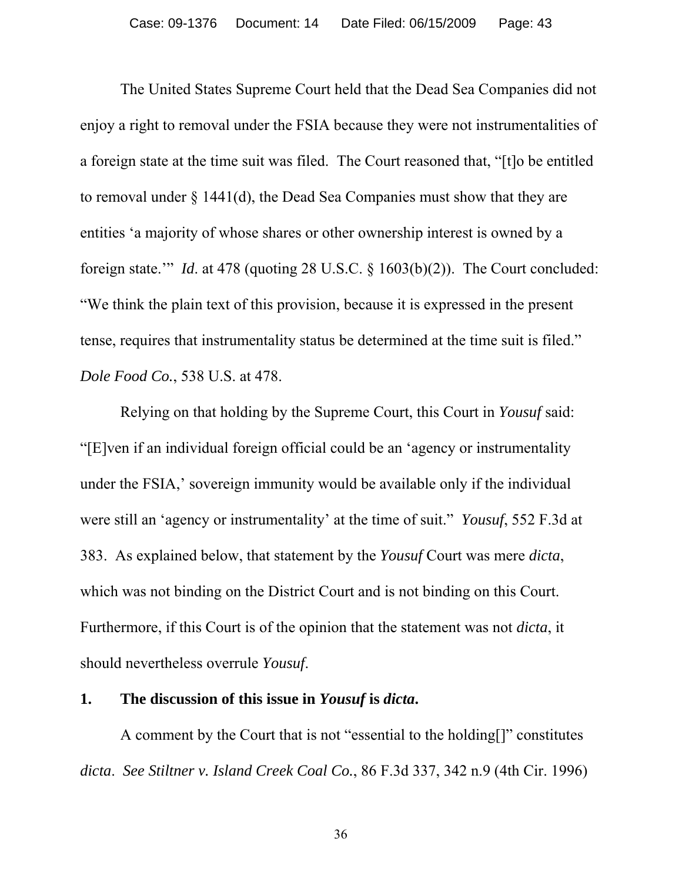The United States Supreme Court held that the Dead Sea Companies did not enjoy a right to removal under the FSIA because they were not instrumentalities of a foreign state at the time suit was filed. The Court reasoned that, "[t]o be entitled to removal under § 1441(d), the Dead Sea Companies must show that they are entities 'a majority of whose shares or other ownership interest is owned by a foreign state.'" *Id*. at 478 (quoting 28 U.S.C. § 1603(b)(2)). The Court concluded: "We think the plain text of this provision, because it is expressed in the present tense, requires that instrumentality status be determined at the time suit is filed." *Dole Food Co.*, 538 U.S. at 478.

Relying on that holding by the Supreme Court, this Court in *Yousuf* said: "[E]ven if an individual foreign official could be an 'agency or instrumentality under the FSIA,' sovereign immunity would be available only if the individual were still an 'agency or instrumentality' at the time of suit." *Yousuf*, 552 F.3d at 383. As explained below, that statement by the *Yousuf* Court was mere *dicta*, which was not binding on the District Court and is not binding on this Court. Furthermore, if this Court is of the opinion that the statement was not *dicta*, it should nevertheless overrule *Yousuf*.

### 1. The discussion of this issue in *Yousuf* is *dicta*.

A comment by the Court that is not "essential to the holding[]" constitutes *dicta*. *See Stiltner v. Island Creek Coal Co.*, 86 F.3d 337, 342 n.9 (4th Cir. 1996)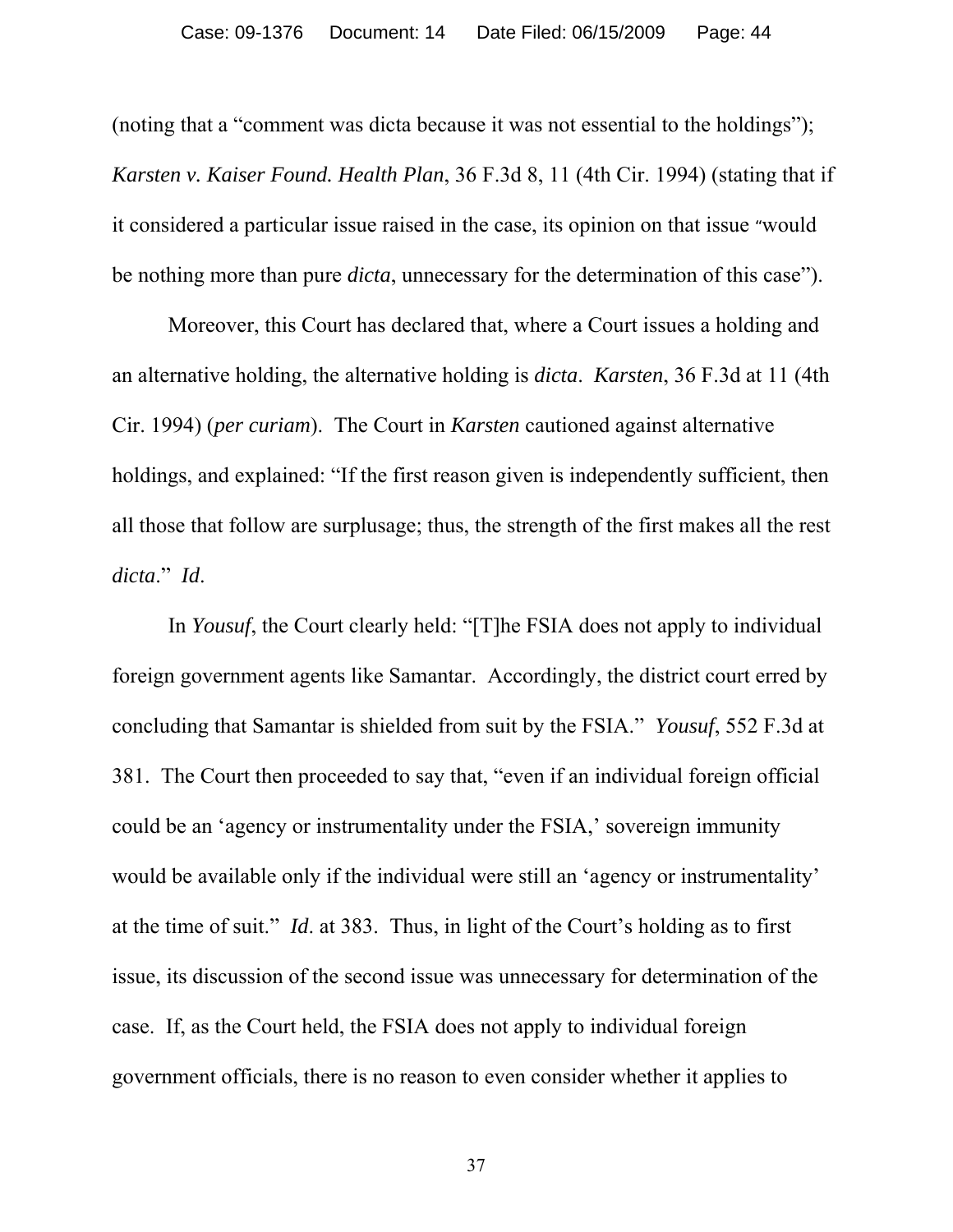(noting that a "comment was dicta because it was not essential to the holdings"); *Karsten v. Kaiser Found. Health Plan*, 36 F.3d 8, 11 (4th Cir. 1994) (stating that if it considered a particular issue raised in the case, its opinion on that issue "would be nothing more than pure *dicta*, unnecessary for the determination of this case").

Moreover, this Court has declared that, where a Court issues a holding and an alternative holding, the alternative holding is *dicta*. *Karsten*, 36 F.3d at 11 (4th Cir. 1994) (*per curiam*). The Court in *Karsten* cautioned against alternative holdings, and explained: "If the first reason given is independently sufficient, then all those that follow are surplusage; thus, the strength of the first makes all the rest *dicta*." *Id*.

In *Yousuf*, the Court clearly held: "[T]he FSIA does not apply to individual foreign government agents like Samantar. Accordingly, the district court erred by concluding that Samantar is shielded from suit by the FSIA." *Yousuf*, 552 F.3d at 381. The Court then proceeded to say that, "even if an individual foreign official could be an 'agency or instrumentality under the FSIA,' sovereign immunity would be available only if the individual were still an 'agency or instrumentality' at the time of suit." *Id*. at 383. Thus, in light of the Court's holding as to first issue, its discussion of the second issue was unnecessary for determination of the case. If, as the Court held, the FSIA does not apply to individual foreign government officials, there is no reason to even consider whether it applies to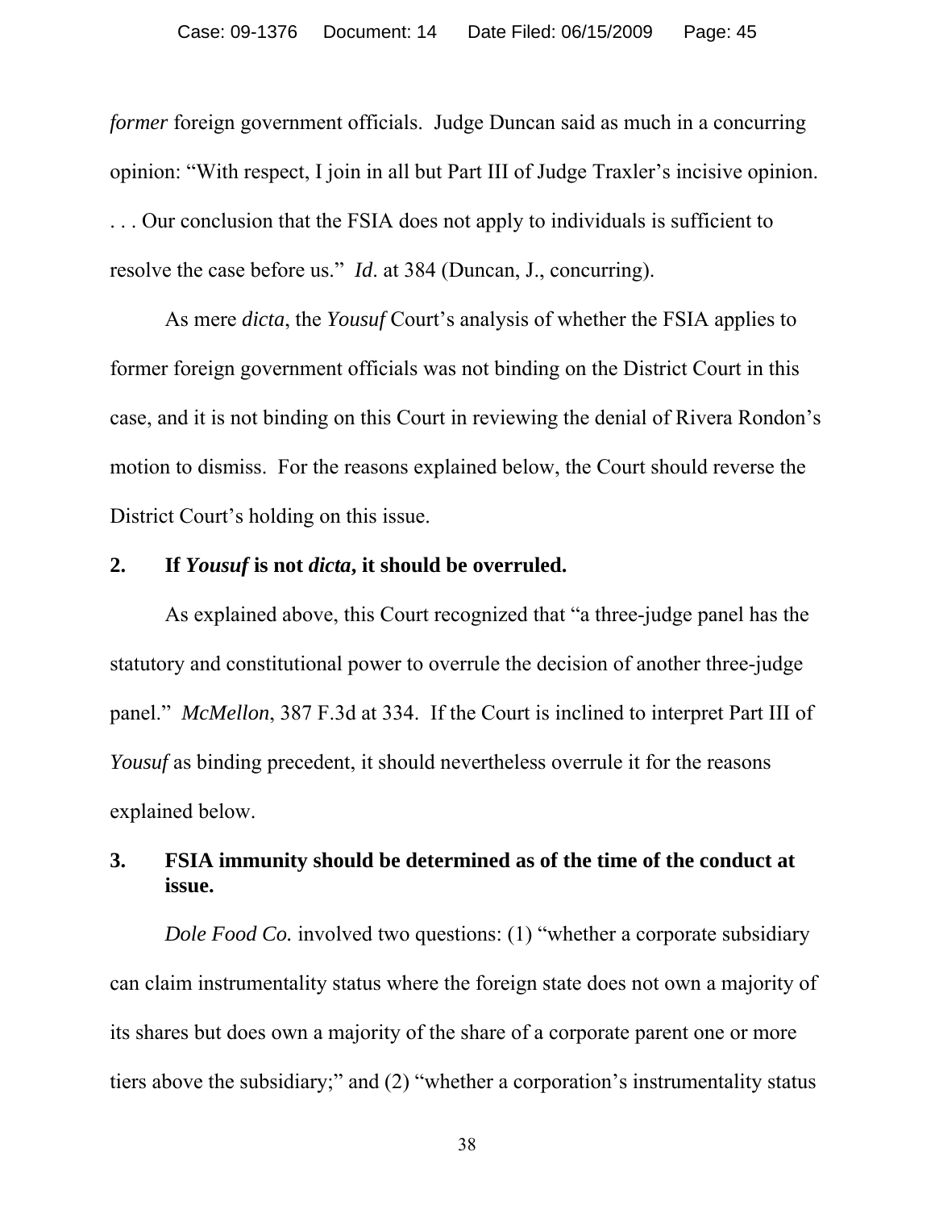*former* foreign government officials. Judge Duncan said as much in a concurring opinion: "With respect, I join in all but Part III of Judge Traxler's incisive opinion. . . . Our conclusion that the FSIA does not apply to individuals is sufficient to resolve the case before us." *Id*. at 384 (Duncan, J., concurring).

As mere *dicta*, the *Yousuf* Court's analysis of whether the FSIA applies to former foreign government officials was not binding on the District Court in this case, and it is not binding on this Court in reviewing the denial of Rivera Rondon's motion to dismiss. For the reasons explained below, the Court should reverse the District Court's holding on this issue.

**2. If *Yousuf* is not *dicta*, it should be overruled.**

As explained above, this Court recognized that "a three-judge panel has the statutory and constitutional power to overrule the decision of another three-judge panel." *McMellon*, 387 F.3d at 334. If the Court is inclined to interpret Part III of *Yousuf* as binding precedent, it should nevertheless overrule it for the reasons explained below.

**3. FSIA immunity should be determined as of the time of the conduct at issue.**

*Dole Food Co.* involved two questions: (1) "whether a corporate subsidiary can claim instrumentality status where the foreign state does not own a majority of its shares but does own a majority of the share of a corporate parent one or more tiers above the subsidiary;" and (2) "whether a corporation's instrumentality status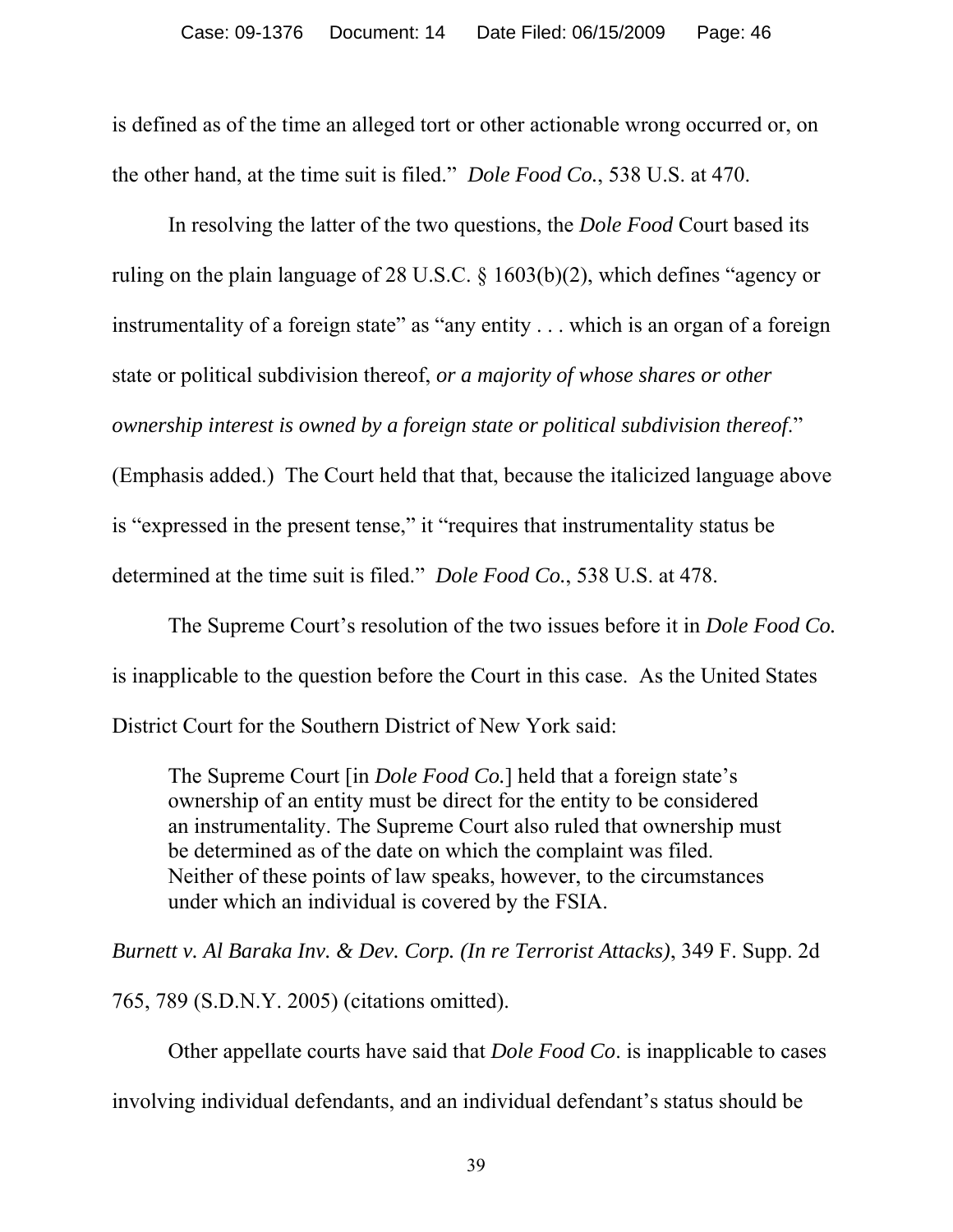is defined as of the time an alleged tort or other actionable wrong occurred or, on the other hand, at the time suit is filed." *Dole Food Co.*, 538 U.S. at 470.

In resolving the latter of the two questions, the *Dole Food* Court based its ruling on the plain language of 28 U.S.C. § 1603(b)(2), which defines "agency or instrumentality of a foreign state" as "any entity . . . which is an organ of a foreign state or political subdivision thereof, *or a majority of whose shares or other ownership interest is owned by a foreign state or political subdivision thereof*." (Emphasis added.) The Court held that that, because the italicized language above is "expressed in the present tense," it "requires that instrumentality status be determined at the time suit is filed." *Dole Food Co.*, 538 U.S. at 478.

The Supreme Court's resolution of the two issues before it in *Dole Food Co.* is inapplicable to the question before the Court in this case. As the United States District Court for the Southern District of New York said:

> The Supreme Court [in *Dole Food Co.*] held that a foreign state's ownership of an entity must be direct for the entity to be considered an instrumentality. The Supreme Court also ruled that ownership must be determined as of the date on which the complaint was filed. Neither of these points of law speaks, however, to the circumstances under which an individual is covered by the FSIA.

*Burnett v. Al Baraka Inv. & Dev. Corp. (In re Terrorist Attacks)*, 349 F. Supp. 2d 765, 789 (S.D.N.Y. 2005) (citations omitted).

Other appellate courts have said that *Dole Food Co*. is inapplicable to cases involving individual defendants, and an individual defendant's status should be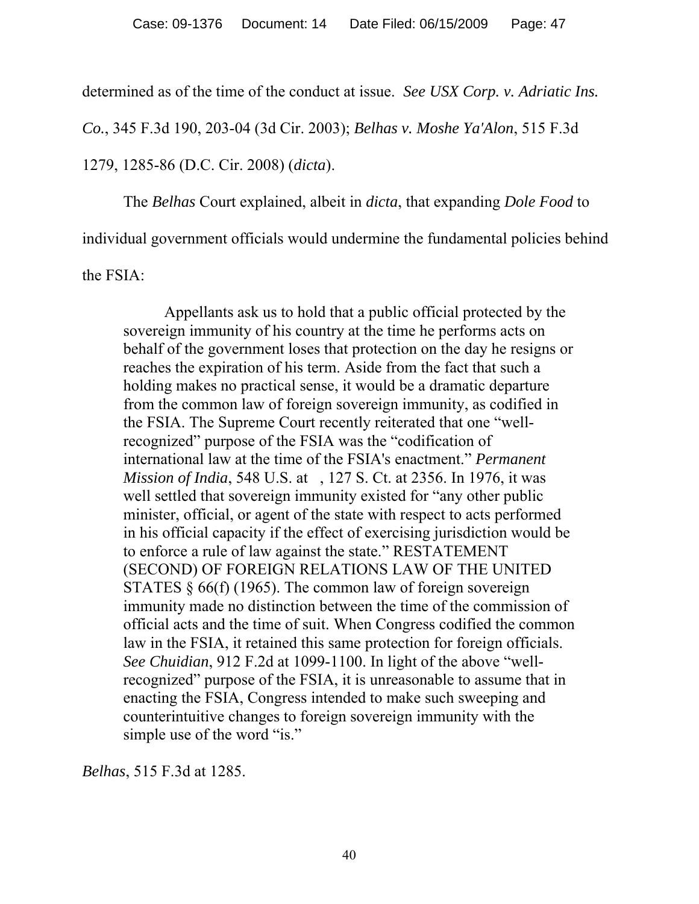determined as of the time of the conduct at issue. *See USX Corp. v. Adriatic Ins. Co.*, 345 F.3d 190, 203-04 (3d Cir. 2003); *Belhas v. Moshe Ya'Alon*, 515 F.3d 1279, 1285-86 (D.C. Cir. 2008) (*dicta*).

The *Belhas* Court explained, albeit in *dicta*, that expanding *Dole Food* to individual government officials would undermine the fundamental policies behind the FSIA:

> Appellants ask us to hold that a public official protected by the sovereign immunity of his country at the time he performs acts on behalf of the government loses that protection on the day he resigns or reaches the expiration of his term. Aside from the fact that such a holding makes no practical sense, it would be a dramatic departure from the common law of foreign sovereign immunity, as codified in the FSIA. The Supreme Court recently reiterated that one "well-recognized" purpose of the FSIA was the "codification of international law at the time of the FSIA's enactment." *Permanent Mission of India*, 548 U.S. at , 127 S. Ct. at 2356. In 1976, it was well settled that sovereign immunity existed for "any other public minister, official, or agent of the state with respect to acts performed in his official capacity if the effect of exercising jurisdiction would be to enforce a rule of law against the state." RESTATEMENT (SECOND) OF FOREIGN RELATIONS LAW OF THE UNITED STATES § 66(f) (1965). The common law of foreign sovereign immunity made no distinction between the time of the commission of official acts and the time of suit. When Congress codified the common law in the FSIA, it retained this same protection for foreign officials. *See Chuidian*, 912 F.2d at 1099-1100. In light of the above "well-recognized" purpose of the FSIA, it is unreasonable to assume that in enacting the FSIA, Congress intended to make such sweeping and counterintuitive changes to foreign sovereign immunity with the simple use of the word "is."

*Belhas*, 515 F.3d at 1285.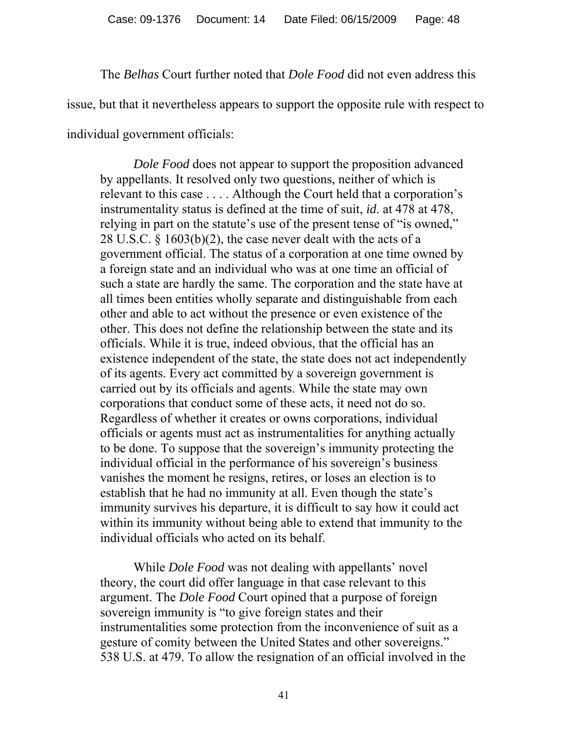The *Belhas* Court further noted that *Dole Food* did not even address this issue, but that it nevertheless appears to support the opposite rule with respect to individual government officials:

> *Dole Food* does not appear to support the proposition advanced by appellants. It resolved only two questions, neither of which is relevant to this case . . . . Although the Court held that a corporation's instrumentality status is defined at the time of suit, *id*. at 478 at 478, relying in part on the statute's use of the present tense of "is owned," 28 U.S.C. § 1603(b)(2), the case never dealt with the acts of a government official. The status of a corporation at one time owned by a foreign state and an individual who was at one time an official of such a state are hardly the same. The corporation and the state have at all times been entities wholly separate and distinguishable from each other and able to act without the presence or even existence of the other. This does not define the relationship between the state and its officials. While it is true, indeed obvious, that the official has an existence independent of the state, the state does not act independently of its agents. Every act committed by a sovereign government is carried out by its officials and agents. While the state may own corporations that conduct some of these acts, it need not do so. Regardless of whether it creates or owns corporations, individual officials or agents must act as instrumentalities for anything actually to be done. To suppose that the sovereign's immunity protecting the individual official in the performance of his sovereign's business vanishes the moment he resigns, retires, or loses an election is to establish that he had no immunity at all. Even though the state's immunity survives his departure, it is difficult to say how it could act within its immunity without being able to extend that immunity to the individual officials who acted on its behalf.
>
> While *Dole Food* was not dealing with appellants' novel theory, the court did offer language in that case relevant to this argument. The *Dole Food* Court opined that a purpose of foreign sovereign immunity is "to give foreign states and their instrumentalities some protection from the inconvenience of suit as a gesture of comity between the United States and other sovereigns." 538 U.S. at 479. To allow the resignation of an official involved in the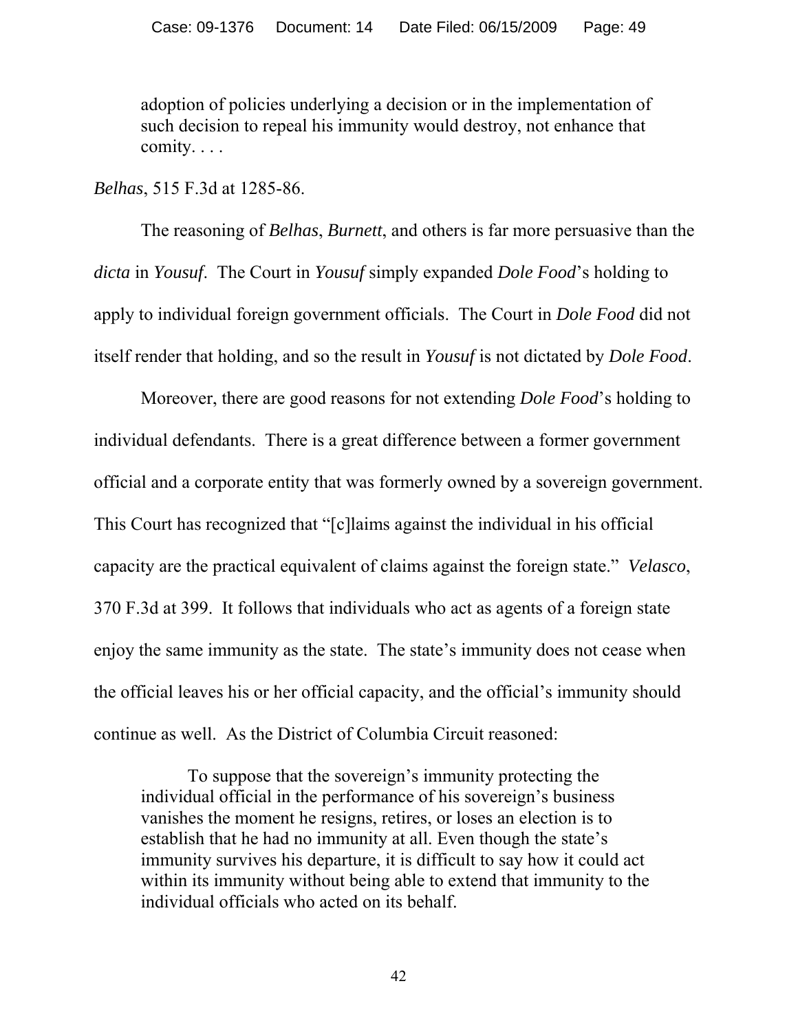> adoption of policies underlying a decision or in the implementation of such decision to repeal his immunity would destroy, not enhance that comity. . . .

*Belhas*, 515 F.3d at 1285-86.

The reasoning of *Belhas*, *Burnett*, and others is far more persuasive than the *dicta* in *Yousuf*. The Court in *Yousuf* simply expanded *Dole Food*'s holding to apply to individual foreign government officials. The Court in *Dole Food* did not itself render that holding, and so the result in *Yousuf* is not dictated by *Dole Food*.

Moreover, there are good reasons for not extending *Dole Food*'s holding to individual defendants. There is a great difference between a former government official and a corporate entity that was formerly owned by a sovereign government. This Court has recognized that "[c]laims against the individual in his official capacity are the practical equivalent of claims against the foreign state." *Velasco*, 370 F.3d at 399. It follows that individuals who act as agents of a foreign state enjoy the same immunity as the state. The state's immunity does not cease when the official leaves his or her official capacity, and the official's immunity should continue as well. As the District of Columbia Circuit reasoned:

> To suppose that the sovereign's immunity protecting the individual official in the performance of his sovereign's business vanishes the moment he resigns, retires, or loses an election is to establish that he had no immunity at all. Even though the state's immunity survives his departure, it is difficult to say how it could act within its immunity without being able to extend that immunity to the individual officials who acted on its behalf.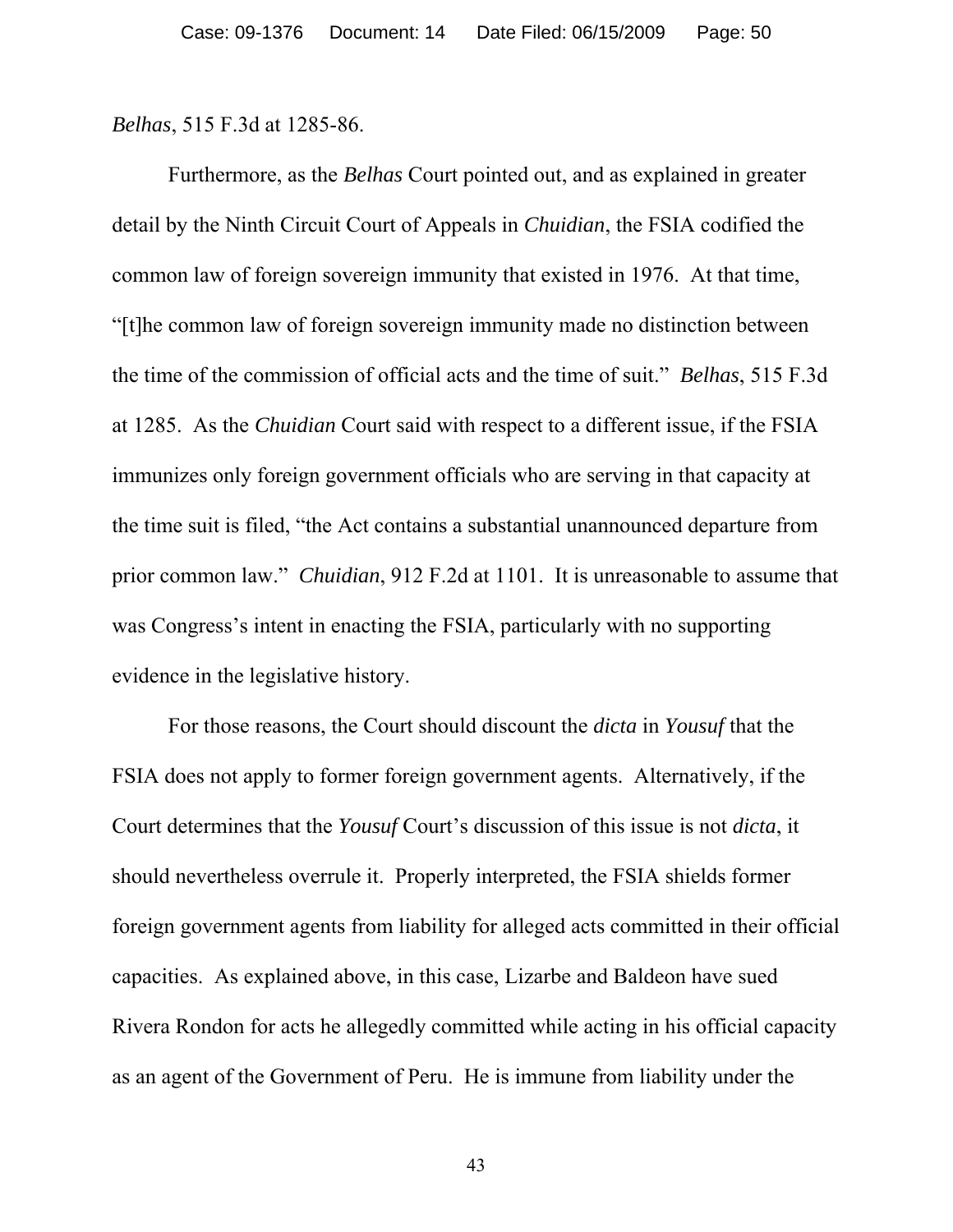*Belhas*, 515 F.3d at 1285-86.

Furthermore, as the *Belhas* Court pointed out, and as explained in greater detail by the Ninth Circuit Court of Appeals in *Chuidian*, the FSIA codified the common law of foreign sovereign immunity that existed in 1976. At that time, "[t]he common law of foreign sovereign immunity made no distinction between the time of the commission of official acts and the time of suit." *Belhas*, 515 F.3d at 1285. As the *Chuidian* Court said with respect to a different issue, if the FSIA immunizes only foreign government officials who are serving in that capacity at the time suit is filed, "the Act contains a substantial unannounced departure from prior common law." *Chuidian*, 912 F.2d at 1101. It is unreasonable to assume that was Congress's intent in enacting the FSIA, particularly with no supporting evidence in the legislative history.

For those reasons, the Court should discount the *dicta* in *Yousuf* that the FSIA does not apply to former foreign government agents. Alternatively, if the Court determines that the *Yousuf* Court's discussion of this issue is not *dicta*, it should nevertheless overrule it. Properly interpreted, the FSIA shields former foreign government agents from liability for alleged acts committed in their official capacities. As explained above, in this case, Lizarbe and Baldeon have sued Rivera Rondon for acts he allegedly committed while acting in his official capacity as an agent of the Government of Peru. He is immune from liability under the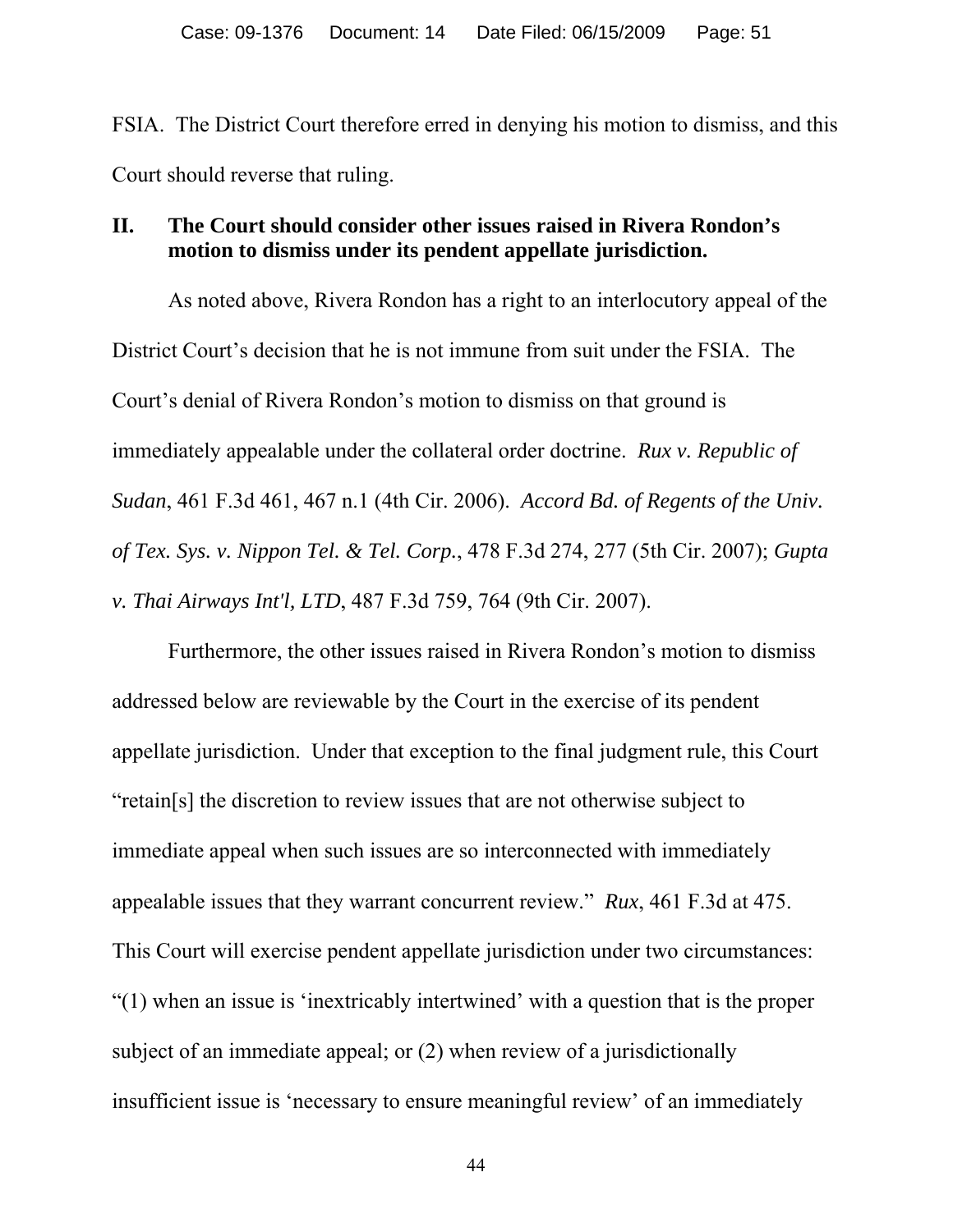FSIA. The District Court therefore erred in denying his motion to dismiss, and this Court should reverse that ruling.

## II. The Court should consider other issues raised in Rivera Rondon's motion to dismiss under its pendent appellate jurisdiction.

As noted above, Rivera Rondon has a right to an interlocutory appeal of the District Court's decision that he is not immune from suit under the FSIA. The Court's denial of Rivera Rondon's motion to dismiss on that ground is immediately appealable under the collateral order doctrine. *Rux v. Republic of Sudan*, 461 F.3d 461, 467 n.1 (4th Cir. 2006). *Accord Bd. of Regents of the Univ. of Tex. Sys. v. Nippon Tel. & Tel. Corp.*, 478 F.3d 274, 277 (5th Cir. 2007); *Gupta v. Thai Airways Int'l, LTD*, 487 F.3d 759, 764 (9th Cir. 2007).

Furthermore, the other issues raised in Rivera Rondon's motion to dismiss addressed below are reviewable by the Court in the exercise of its pendent appellate jurisdiction. Under that exception to the final judgment rule, this Court "retain[s] the discretion to review issues that are not otherwise subject to immediate appeal when such issues are so interconnected with immediately appealable issues that they warrant concurrent review." *Rux*, 461 F.3d at 475. This Court will exercise pendent appellate jurisdiction under two circumstances: "(1) when an issue is 'inextricably intertwined' with a question that is the proper subject of an immediate appeal; or (2) when review of a jurisdictionally insufficient issue is 'necessary to ensure meaningful review' of an immediately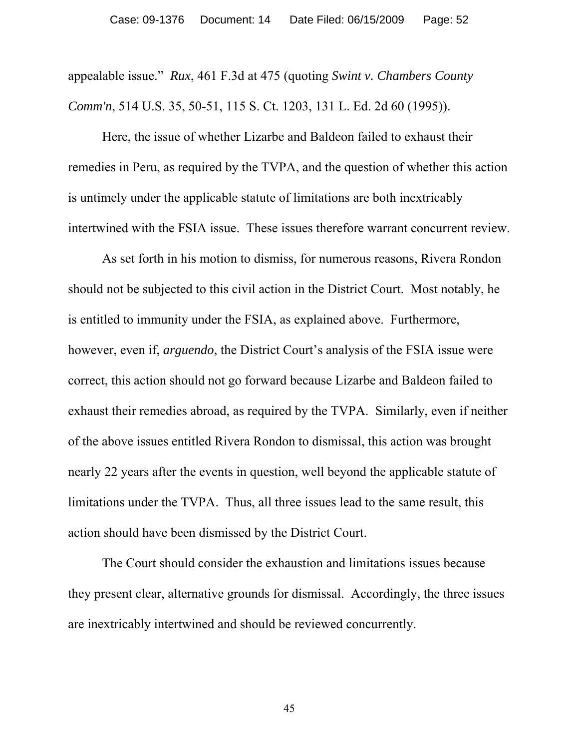appealable issue." *Rux*, 461 F.3d at 475 (quoting *Swint v. Chambers County Comm'n*, 514 U.S. 35, 50-51, 115 S. Ct. 1203, 131 L. Ed. 2d 60 (1995)).

Here, the issue of whether Lizarbe and Baldeon failed to exhaust their remedies in Peru, as required by the TVPA, and the question of whether this action is untimely under the applicable statute of limitations are both inextricably intertwined with the FSIA issue. These issues therefore warrant concurrent review.

As set forth in his motion to dismiss, for numerous reasons, Rivera Rondon should not be subjected to this civil action in the District Court. Most notably, he is entitled to immunity under the FSIA, as explained above. Furthermore, however, even if, *arguendo*, the District Court's analysis of the FSIA issue were correct, this action should not go forward because Lizarbe and Baldeon failed to exhaust their remedies abroad, as required by the TVPA. Similarly, even if neither of the above issues entitled Rivera Rondon to dismissal, this action was brought nearly 22 years after the events in question, well beyond the applicable statute of limitations under the TVPA. Thus, all three issues lead to the same result, this action should have been dismissed by the District Court.

The Court should consider the exhaustion and limitations issues because they present clear, alternative grounds for dismissal. Accordingly, the three issues are inextricably intertwined and should be reviewed concurrently.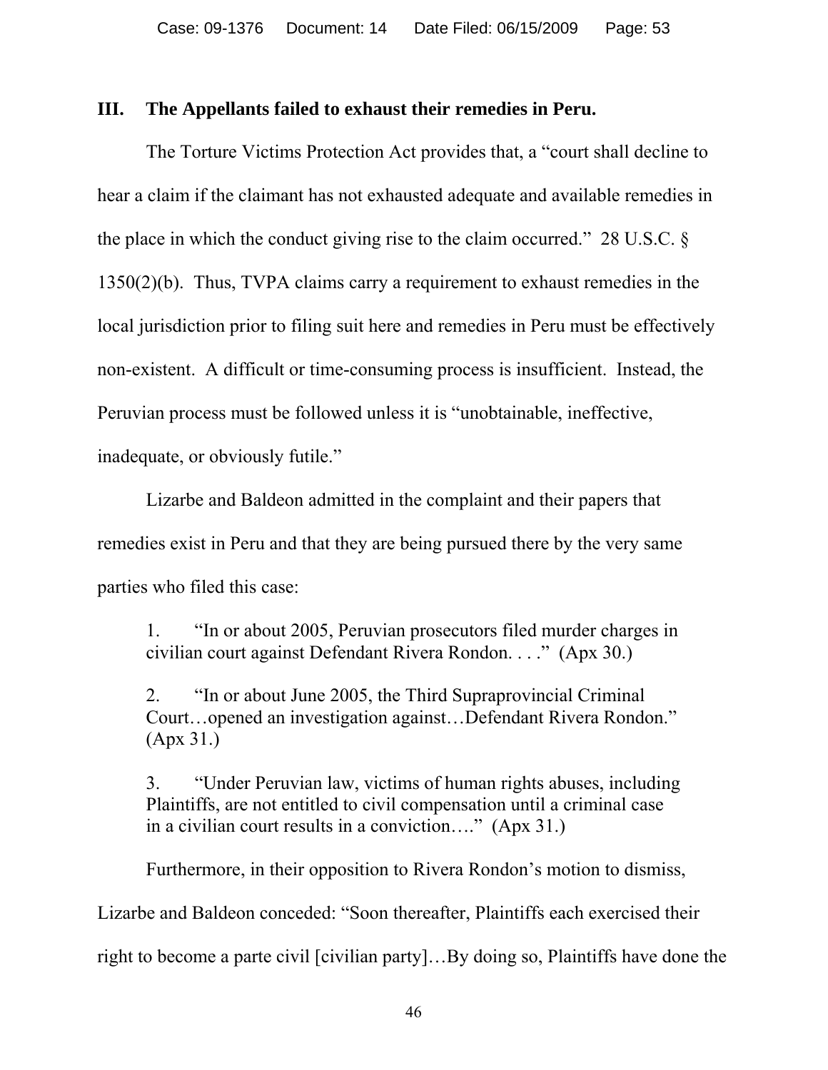## III. The Appellants failed to exhaust their remedies in Peru.

The Torture Victims Protection Act provides that, a "court shall decline to hear a claim if the claimant has not exhausted adequate and available remedies in the place in which the conduct giving rise to the claim occurred." 28 U.S.C. § 1350(2)(b). Thus, TVPA claims carry a requirement to exhaust remedies in the local jurisdiction prior to filing suit here and remedies in Peru must be effectively non-existent. A difficult or time-consuming process is insufficient. Instead, the Peruvian process must be followed unless it is "unobtainable, ineffective, inadequate, or obviously futile."

Lizarbe and Baldeon admitted in the complaint and their papers that remedies exist in Peru and that they are being pursued there by the very same parties who filed this case:

> 1. "In or about 2005, Peruvian prosecutors filed murder charges in civilian court against Defendant Rivera Rondon. . . ." (Apx 30.)
>
> 2. "In or about June 2005, the Third Supraprovincial Criminal Court…opened an investigation against…Defendant Rivera Rondon." (Apx 31.)
>
> 3. "Under Peruvian law, victims of human rights abuses, including Plaintiffs, are not entitled to civil compensation until a criminal case in a civilian court results in a conviction…." (Apx 31.)

Furthermore, in their opposition to Rivera Rondon's motion to dismiss, Lizarbe and Baldeon conceded: "Soon thereafter, Plaintiffs each exercised their right to become a parte civil [civilian party]…By doing so, Plaintiffs have done the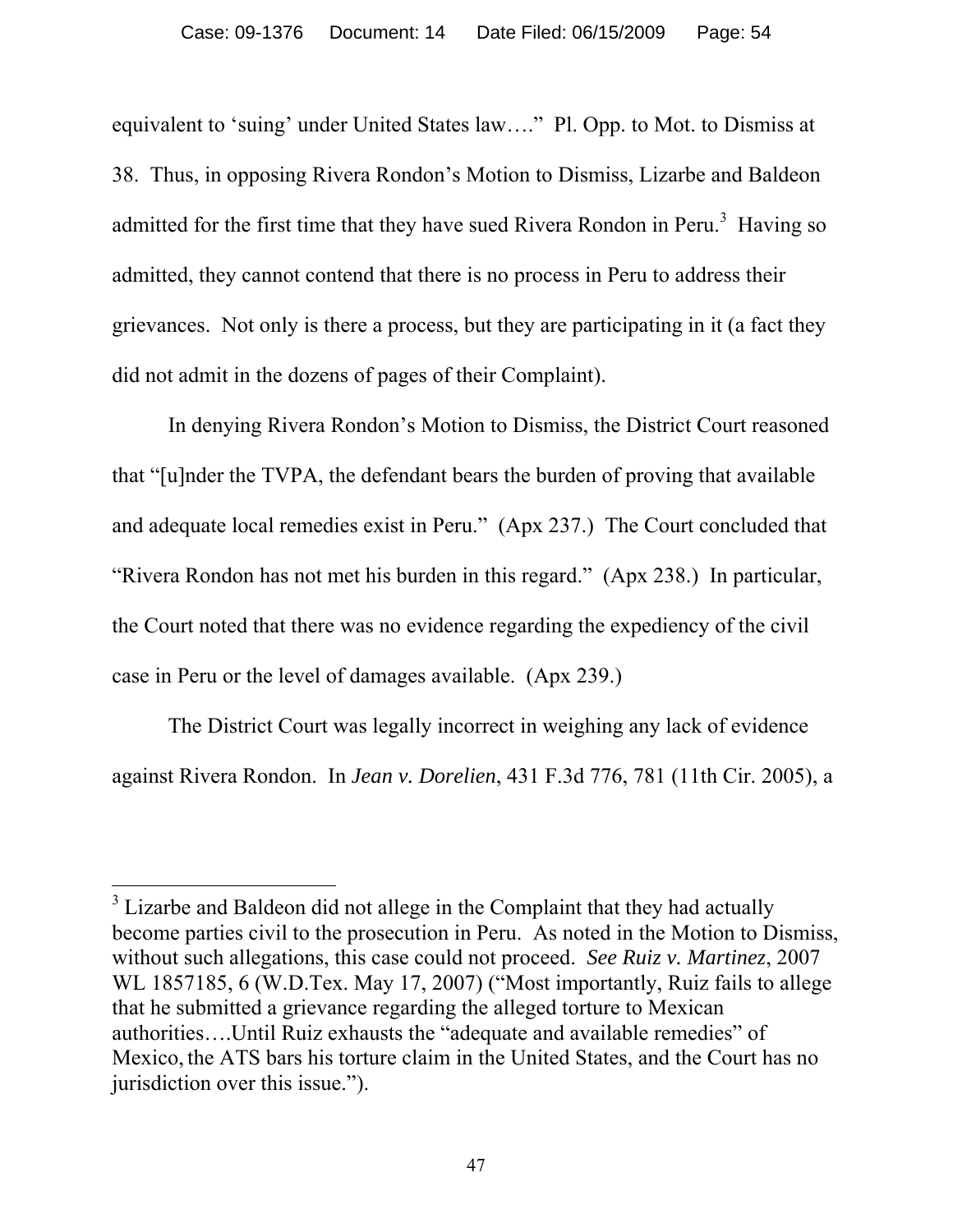equivalent to 'suing' under United States law…." Pl. Opp. to Mot. to Dismiss at 38. Thus, in opposing Rivera Rondon's Motion to Dismiss, Lizarbe and Baldeon admitted for the first time that they have sued Rivera Rondon in Peru.[3] Having so admitted, they cannot contend that there is no process in Peru to address their grievances. Not only is there a process, but they are participating in it (a fact they did not admit in the dozens of pages of their Complaint).

In denying Rivera Rondon's Motion to Dismiss, the District Court reasoned that "[u]nder the TVPA, the defendant bears the burden of proving that available and adequate local remedies exist in Peru." (Apx 237.) The Court concluded that "Rivera Rondon has not met his burden in this regard." (Apx 238.) In particular, the Court noted that there was no evidence regarding the expediency of the civil case in Peru or the level of damages available. (Apx 239.)

The District Court was legally incorrect in weighing any lack of evidence against Rivera Rondon. In *Jean v. Dorelien*, 431 F.3d 776, 781 (11th Cir. 2005), a

---

[3] Lizarbe and Baldeon did not allege in the Complaint that they had actually become parties civil to the prosecution in Peru. As noted in the Motion to Dismiss, without such allegations, this case could not proceed. *See Ruiz v. Martinez*, 2007 WL 1857185, 6 (W.D.Tex. May 17, 2007) ("Most importantly, Ruiz fails to allege that he submitted a grievance regarding the alleged torture to Mexican authorities….Until Ruiz exhausts the "adequate and available remedies" of Mexico, the ATS bars his torture claim in the United States, and the Court has no jurisdiction over this issue.").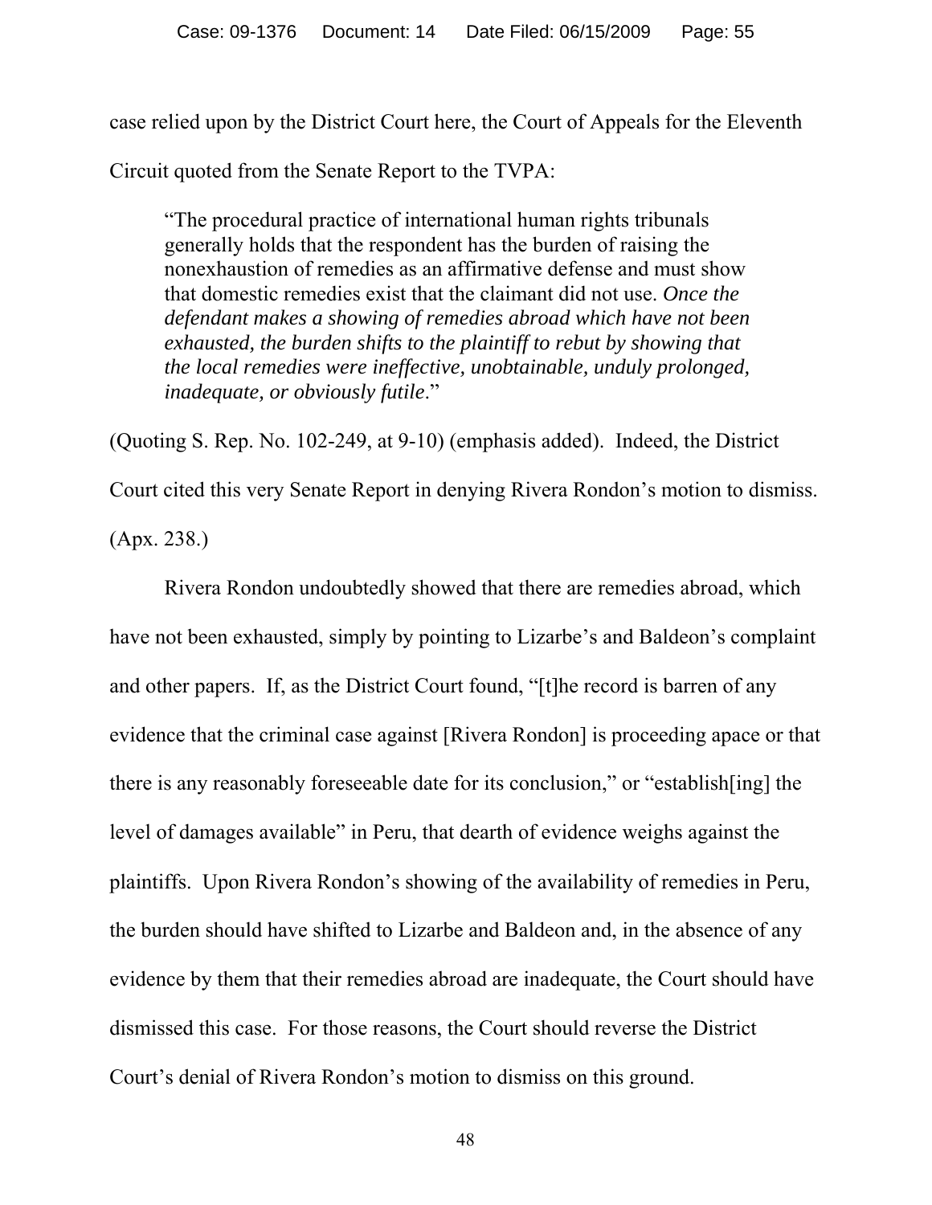case relied upon by the District Court here, the Court of Appeals for the Eleventh Circuit quoted from the Senate Report to the TVPA:

> "The procedural practice of international human rights tribunals generally holds that the respondent has the burden of raising the nonexhaustion of remedies as an affirmative defense and must show that domestic remedies exist that the claimant did not use. *Once the defendant makes a showing of remedies abroad which have not been exhausted, the burden shifts to the plaintiff to rebut by showing that the local remedies were ineffective, unobtainable, unduly prolonged, inadequate, or obviously futile*."

(Quoting S. Rep. No. 102-249, at 9-10) (emphasis added). Indeed, the District Court cited this very Senate Report in denying Rivera Rondon's motion to dismiss. (Apx. 238.)

Rivera Rondon undoubtedly showed that there are remedies abroad, which have not been exhausted, simply by pointing to Lizarbe's and Baldeon's complaint and other papers. If, as the District Court found, "[t]he record is barren of any evidence that the criminal case against [Rivera Rondon] is proceeding apace or that there is any reasonably foreseeable date for its conclusion," or "establish[ing] the level of damages available" in Peru, that dearth of evidence weighs against the plaintiffs. Upon Rivera Rondon's showing of the availability of remedies in Peru, the burden should have shifted to Lizarbe and Baldeon and, in the absence of any evidence by them that their remedies abroad are inadequate, the Court should have dismissed this case. For those reasons, the Court should reverse the District Court's denial of Rivera Rondon's motion to dismiss on this ground.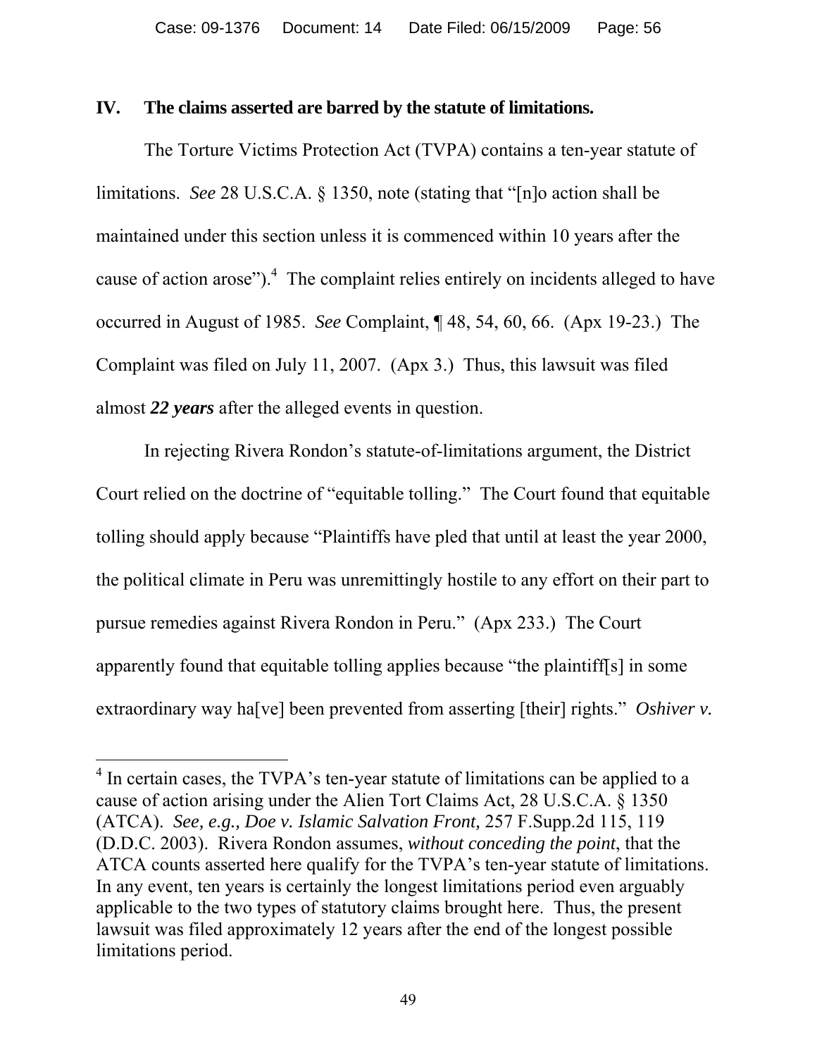## IV. The claims asserted are barred by the statute of limitations.

The Torture Victims Protection Act (TVPA) contains a ten-year statute of limitations. *See* 28 U.S.C.A. § 1350, note (stating that "[n]o action shall be maintained under this section unless it is commenced within 10 years after the cause of action arose").[4] The complaint relies entirely on incidents alleged to have occurred in August of 1985. *See* Complaint, ¶ 48, 54, 60, 66. (Apx 19-23.) The Complaint was filed on July 11, 2007. (Apx 3.) Thus, this lawsuit was filed almost ***22 years*** after the alleged events in question.

In rejecting Rivera Rondon's statute-of-limitations argument, the District Court relied on the doctrine of "equitable tolling." The Court found that equitable tolling should apply because "Plaintiffs have pled that until at least the year 2000, the political climate in Peru was unremittingly hostile to any effort on their part to pursue remedies against Rivera Rondon in Peru." (Apx 233.) The Court apparently found that equitable tolling applies because "the plaintiff[s] in some extraordinary way ha[ve] been prevented from asserting [their] rights." *Oshiver v.*

[4] In certain cases, the TVPA's ten-year statute of limitations can be applied to a cause of action arising under the Alien Tort Claims Act, 28 U.S.C.A. § 1350 (ATCA). *See, e.g., Doe v. Islamic Salvation Front,* 257 F.Supp.2d 115, 119 (D.D.C. 2003). Rivera Rondon assumes, *without conceding the point*, that the ATCA counts asserted here qualify for the TVPA's ten-year statute of limitations. In any event, ten years is certainly the longest limitations period even arguably applicable to the two types of statutory claims brought here. Thus, the present lawsuit was filed approximately 12 years after the end of the longest possible limitations period.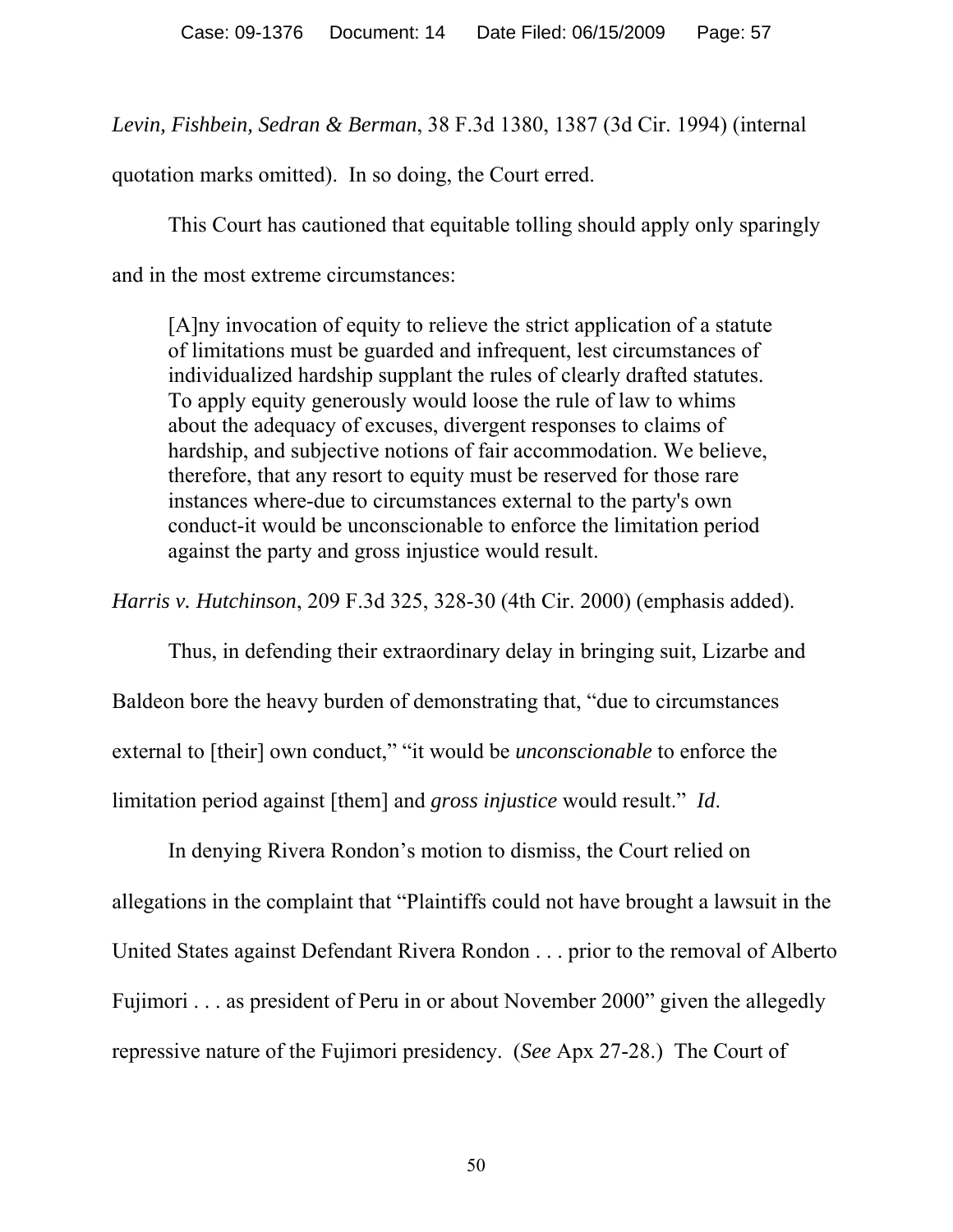*Levin, Fishbein, Sedran & Berman*, 38 F.3d 1380, 1387 (3d Cir. 1994) (internal quotation marks omitted). In so doing, the Court erred.

This Court has cautioned that equitable tolling should apply only sparingly and in the most extreme circumstances:

> [A]ny invocation of equity to relieve the strict application of a statute of limitations must be guarded and infrequent, lest circumstances of individualized hardship supplant the rules of clearly drafted statutes. To apply equity generously would loose the rule of law to whims about the adequacy of excuses, divergent responses to claims of hardship, and subjective notions of fair accommodation. We believe, therefore, that any resort to equity must be reserved for those rare instances where-due to circumstances external to the party's own conduct-it would be unconscionable to enforce the limitation period against the party and gross injustice would result.

*Harris v. Hutchinson*, 209 F.3d 325, 328-30 (4th Cir. 2000) (emphasis added).

Thus, in defending their extraordinary delay in bringing suit, Lizarbe and Baldeon bore the heavy burden of demonstrating that, "due to circumstances external to [their] own conduct," "it would be *unconscionable* to enforce the limitation period against [them] and *gross injustice* would result." *Id*.

In denying Rivera Rondon's motion to dismiss, the Court relied on allegations in the complaint that "Plaintiffs could not have brought a lawsuit in the United States against Defendant Rivera Rondon . . . prior to the removal of Alberto Fujimori . . . as president of Peru in or about November 2000" given the allegedly repressive nature of the Fujimori presidency. (*See* Apx 27-28.) The Court of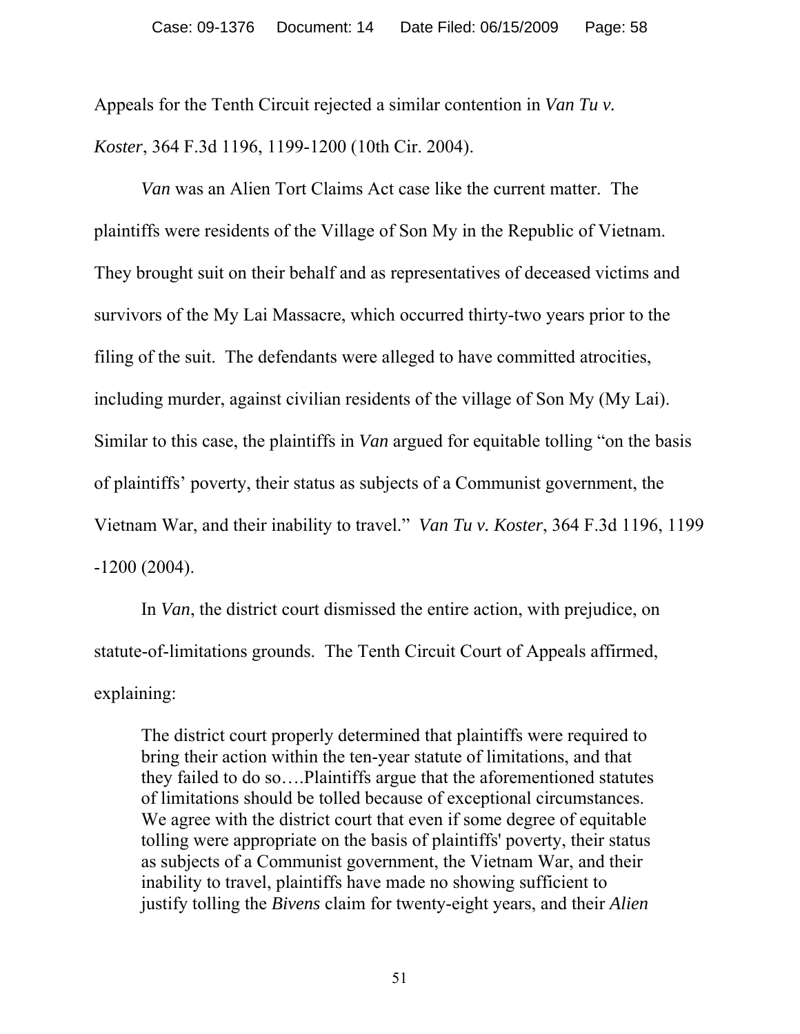Appeals for the Tenth Circuit rejected a similar contention in *Van Tu v. Koster*, 364 F.3d 1196, 1199-1200 (10th Cir. 2004).

*Van* was an Alien Tort Claims Act case like the current matter. The plaintiffs were residents of the Village of Son My in the Republic of Vietnam. They brought suit on their behalf and as representatives of deceased victims and survivors of the My Lai Massacre, which occurred thirty-two years prior to the filing of the suit. The defendants were alleged to have committed atrocities, including murder, against civilian residents of the village of Son My (My Lai). Similar to this case, the plaintiffs in *Van* argued for equitable tolling "on the basis of plaintiffs' poverty, their status as subjects of a Communist government, the Vietnam War, and their inability to travel." *Van Tu v. Koster*, 364 F.3d 1196, 1199 -1200 (2004).

In *Van*, the district court dismissed the entire action, with prejudice, on statute-of-limitations grounds. The Tenth Circuit Court of Appeals affirmed, explaining:

> The district court properly determined that plaintiffs were required to bring their action within the ten-year statute of limitations, and that they failed to do so….Plaintiffs argue that the aforementioned statutes of limitations should be tolled because of exceptional circumstances. We agree with the district court that even if some degree of equitable tolling were appropriate on the basis of plaintiffs' poverty, their status as subjects of a Communist government, the Vietnam War, and their inability to travel, plaintiffs have made no showing sufficient to justify tolling the *Bivens* claim for twenty-eight years, and their *Alien*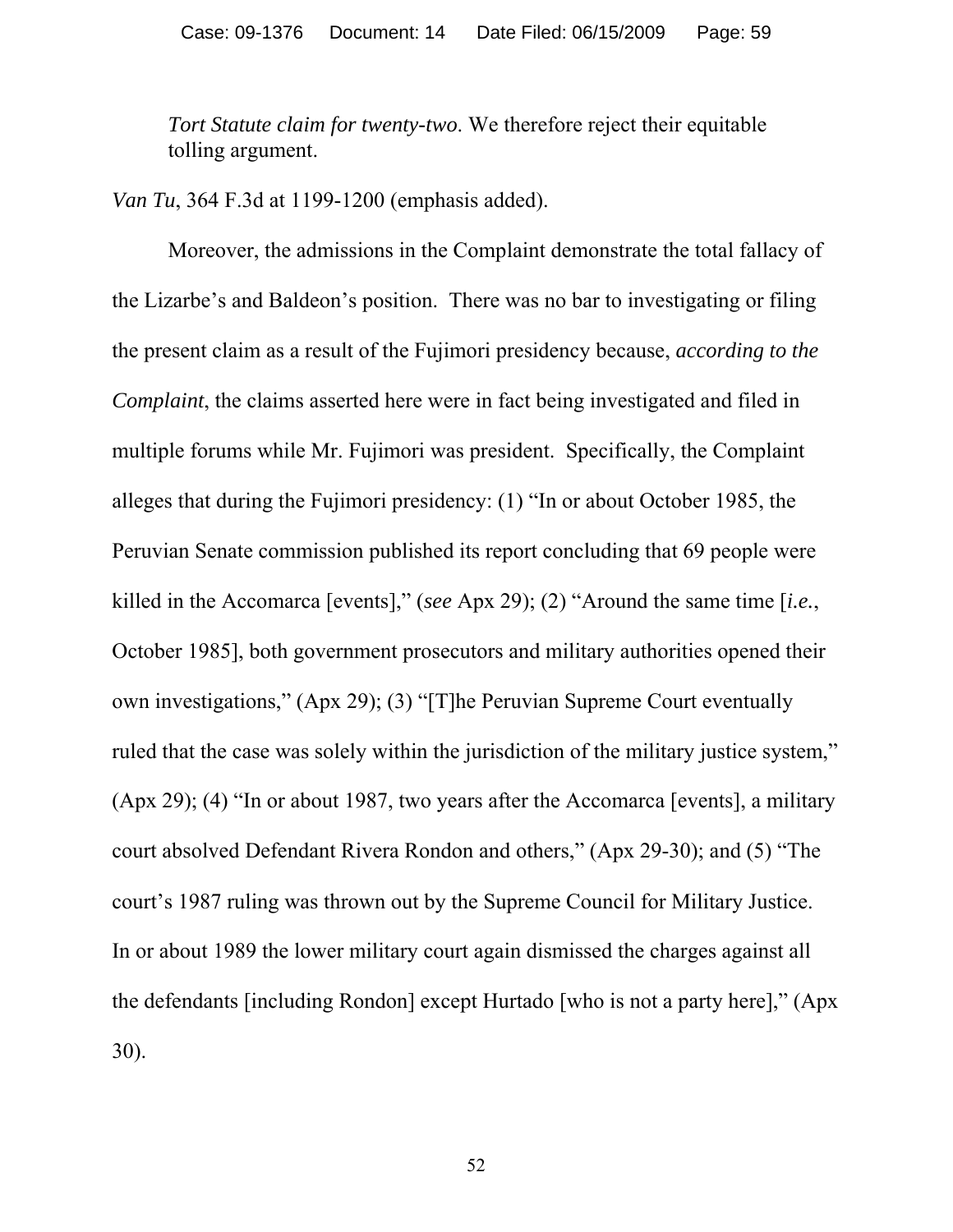> *Tort Statute claim for twenty-two*. We therefore reject their equitable tolling argument.

*Van Tu*, 364 F.3d at 1199-1200 (emphasis added).

Moreover, the admissions in the Complaint demonstrate the total fallacy of the Lizarbe's and Baldeon's position. There was no bar to investigating or filing the present claim as a result of the Fujimori presidency because, *according to the Complaint*, the claims asserted here were in fact being investigated and filed in multiple forums while Mr. Fujimori was president. Specifically, the Complaint alleges that during the Fujimori presidency: (1) "In or about October 1985, the Peruvian Senate commission published its report concluding that 69 people were killed in the Accomarca [events]," (*see* Apx 29); (2) "Around the same time [*i.e.*, October 1985], both government prosecutors and military authorities opened their own investigations," (Apx 29); (3) "[T]he Peruvian Supreme Court eventually ruled that the case was solely within the jurisdiction of the military justice system," (Apx 29); (4) "In or about 1987, two years after the Accomarca [events], a military court absolved Defendant Rivera Rondon and others," (Apx 29-30); and (5) "The court's 1987 ruling was thrown out by the Supreme Council for Military Justice. In or about 1989 the lower military court again dismissed the charges against all the defendants [including Rondon] except Hurtado [who is not a party here]," (Apx 30).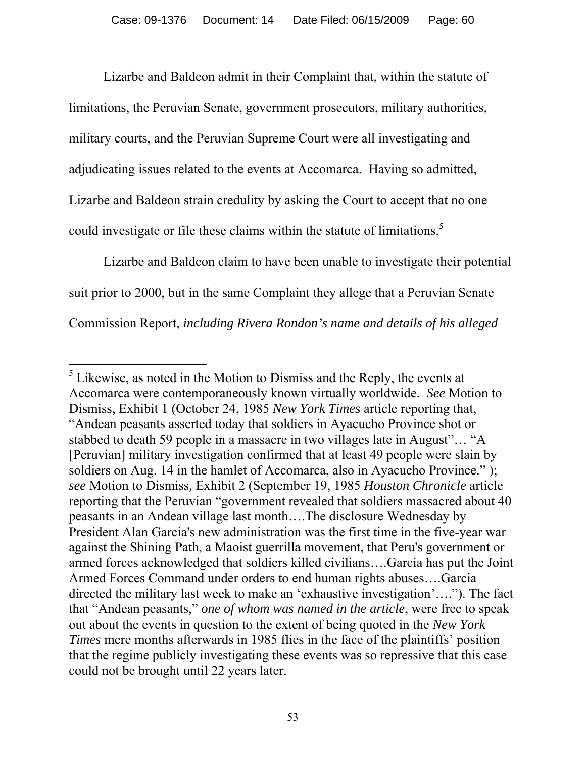Lizarbe and Baldeon admit in their Complaint that, within the statute of limitations, the Peruvian Senate, government prosecutors, military authorities, military courts, and the Peruvian Supreme Court were all investigating and adjudicating issues related to the events at Accomarca. Having so admitted, Lizarbe and Baldeon strain credulity by asking the Court to accept that no one could investigate or file these claims within the statute of limitations.[5]

Lizarbe and Baldeon claim to have been unable to investigate their potential suit prior to 2000, but in the same Complaint they allege that a Peruvian Senate Commission Report, *including Rivera Rondon's name and details of his alleged*

---

[5] Likewise, as noted in the Motion to Dismiss and the Reply, the events at Accomarca were contemporaneously known virtually worldwide. *See* Motion to Dismiss, Exhibit 1 (October 24, 1985 *New York Times* article reporting that, "Andean peasants asserted today that soldiers in Ayacucho Province shot or stabbed to death 59 people in a massacre in two villages late in August"… "A [Peruvian] military investigation confirmed that at least 49 people were slain by soldiers on Aug. 14 in the hamlet of Accomarca, also in Ayacucho Province." ); *see* Motion to Dismiss, Exhibit 2 (September 19, 1985 *Houston Chronicle* article reporting that the Peruvian "government revealed that soldiers massacred about 40 peasants in an Andean village last month….The disclosure Wednesday by President Alan Garcia's new administration was the first time in the five-year war against the Shining Path, a Maoist guerrilla movement, that Peru's government or armed forces acknowledged that soldiers killed civilians….Garcia has put the Joint Armed Forces Command under orders to end human rights abuses….Garcia directed the military last week to make an 'exhaustive investigation'…."). The fact that "Andean peasants," *one of whom was named in the article*, were free to speak out about the events in question to the extent of being quoted in the *New York Times* mere months afterwards in 1985 flies in the face of the plaintiffs' position that the regime publicly investigating these events was so repressive that this case could not be brought until 22 years later.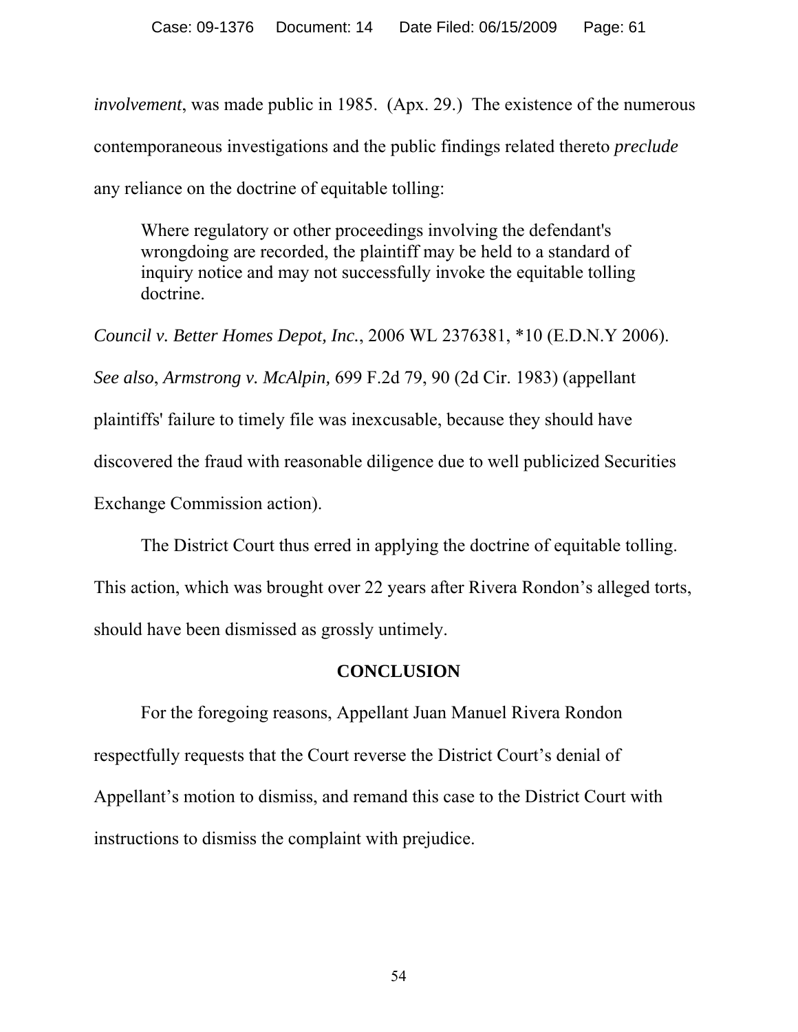*involvement*, was made public in 1985. (Apx. 29.) The existence of the numerous contemporaneous investigations and the public findings related thereto *preclude* any reliance on the doctrine of equitable tolling:

> Where regulatory or other proceedings involving the defendant's wrongdoing are recorded, the plaintiff may be held to a standard of inquiry notice and may not successfully invoke the equitable tolling doctrine.

*Council v. Better Homes Depot, Inc.*, 2006 WL 2376381, *10 (E.D.N.Y 2006). *See also*, *Armstrong v. McAlpin,* 699 F.2d 79, 90 (2d Cir. 1983) (appellant plaintiffs' failure to timely file was inexcusable, because they should have discovered the fraud with reasonable diligence due to well publicized Securities Exchange Commission action).

The District Court thus erred in applying the doctrine of equitable tolling. This action, which was brought over 22 years after Rivera Rondon's alleged torts, should have been dismissed as grossly untimely.

## CONCLUSION

For the foregoing reasons, Appellant Juan Manuel Rivera Rondon respectfully requests that the Court reverse the District Court's denial of Appellant's motion to dismiss, and remand this case to the District Court with instructions to dismiss the complaint with prejudice.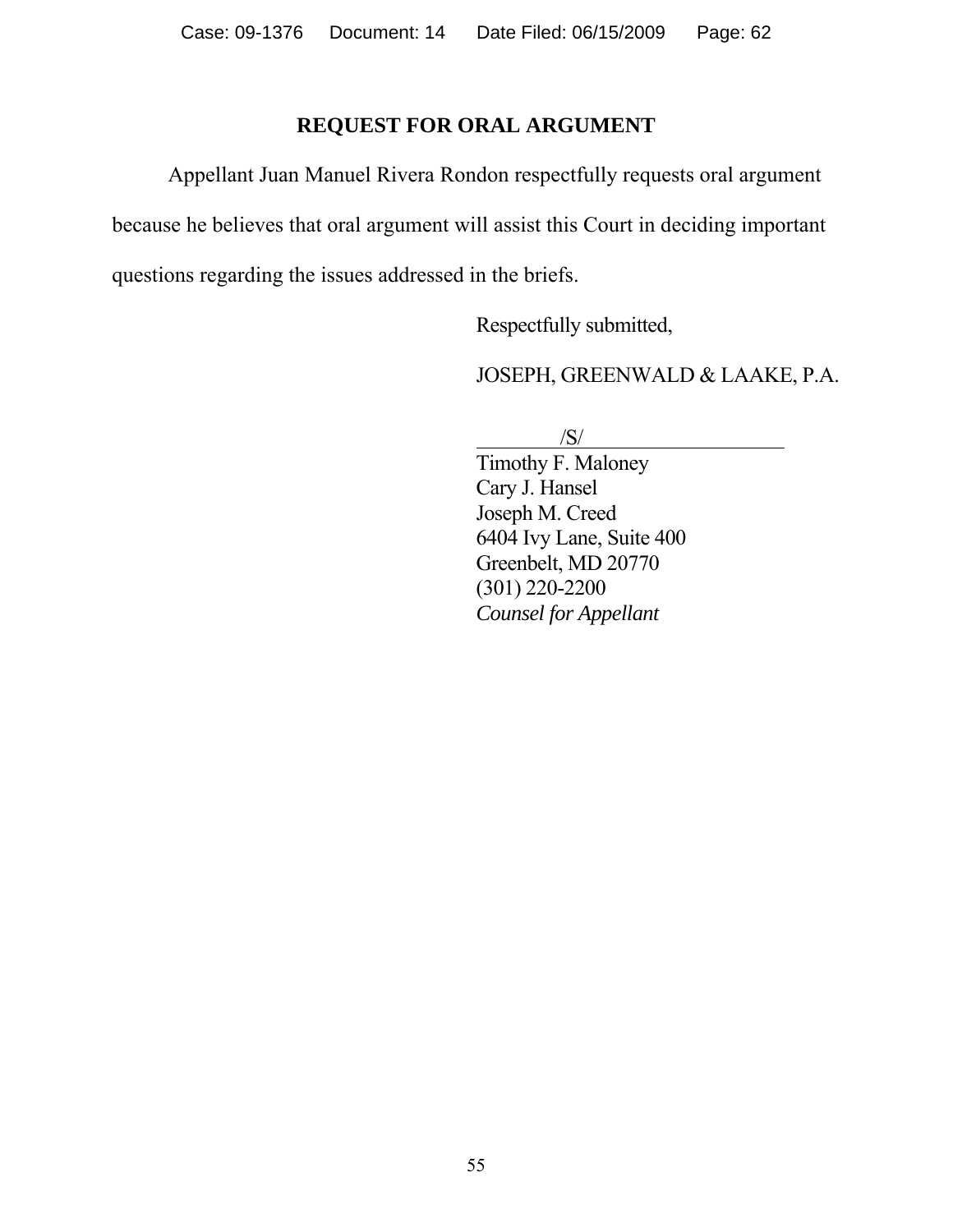## REQUEST FOR ORAL ARGUMENT

Appellant Juan Manuel Rivera Rondon respectfully requests oral argument because he believes that oral argument will assist this Court in deciding important questions regarding the issues addressed in the briefs.

Respectfully submitted,

JOSEPH, GREENWALD & LAAKE, P.A.

/S/

Timothy F. Maloney
Cary J. Hansel
Joseph M. Creed
6404 Ivy Lane, Suite 400
Greenbelt, MD 20770
(301) 220-2200
*Counsel for Appellant*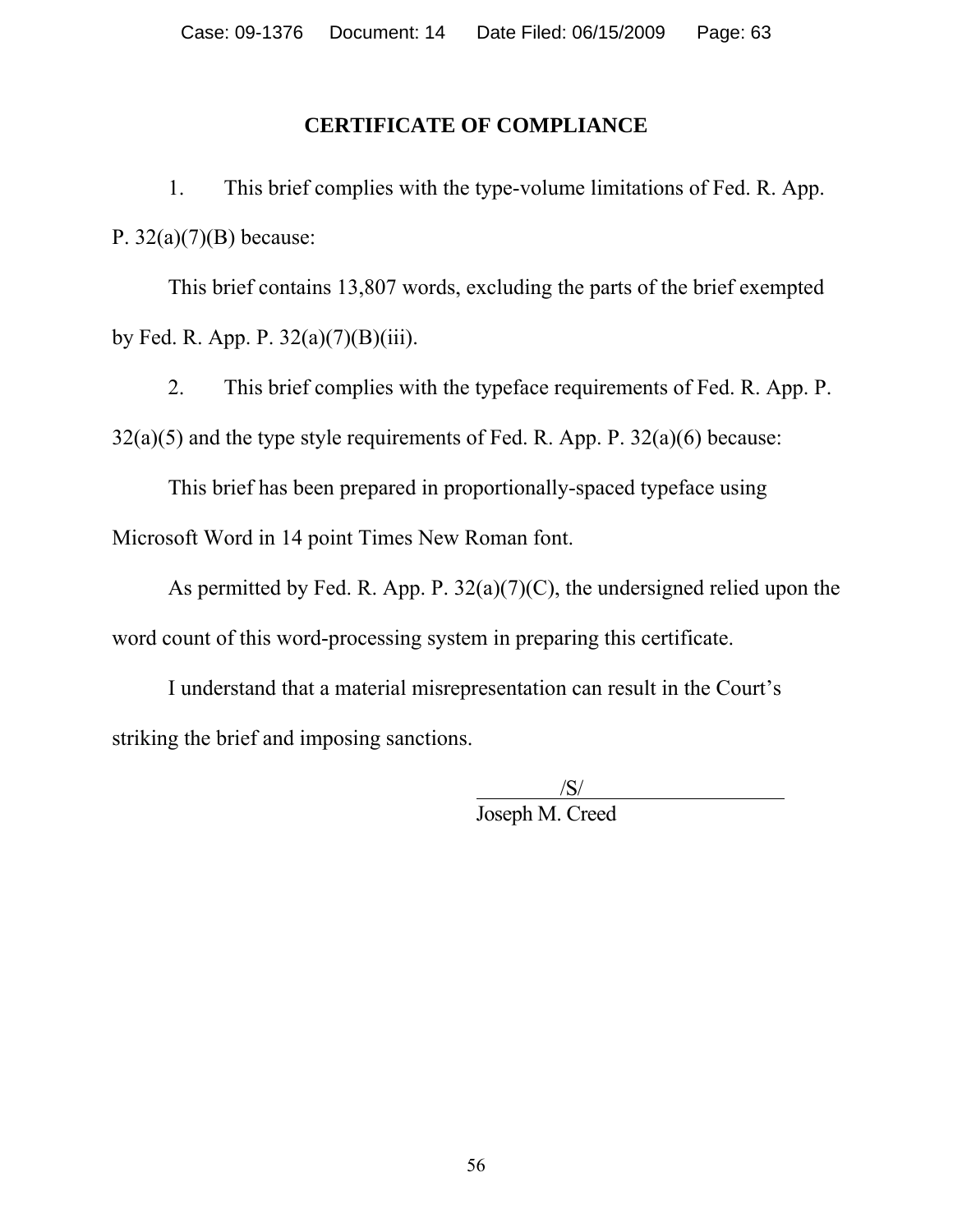## CERTIFICATE OF COMPLIANCE

1. This brief complies with the type-volume limitations of Fed. R. App. P. 32(a)(7)(B) because:

This brief contains 13,807 words, excluding the parts of the brief exempted by Fed. R. App. P. 32(a)(7)(B)(iii).

2. This brief complies with the typeface requirements of Fed. R. App. P. 32(a)(5) and the type style requirements of Fed. R. App. P. 32(a)(6) because:

This brief has been prepared in proportionally-spaced typeface using Microsoft Word in 14 point Times New Roman font.

As permitted by Fed. R. App. P. 32(a)(7)(C), the undersigned relied upon the word count of this word-processing system in preparing this certificate.

I understand that a material misrepresentation can result in the Court's striking the brief and imposing sanctions.

/S/
Joseph M. Creed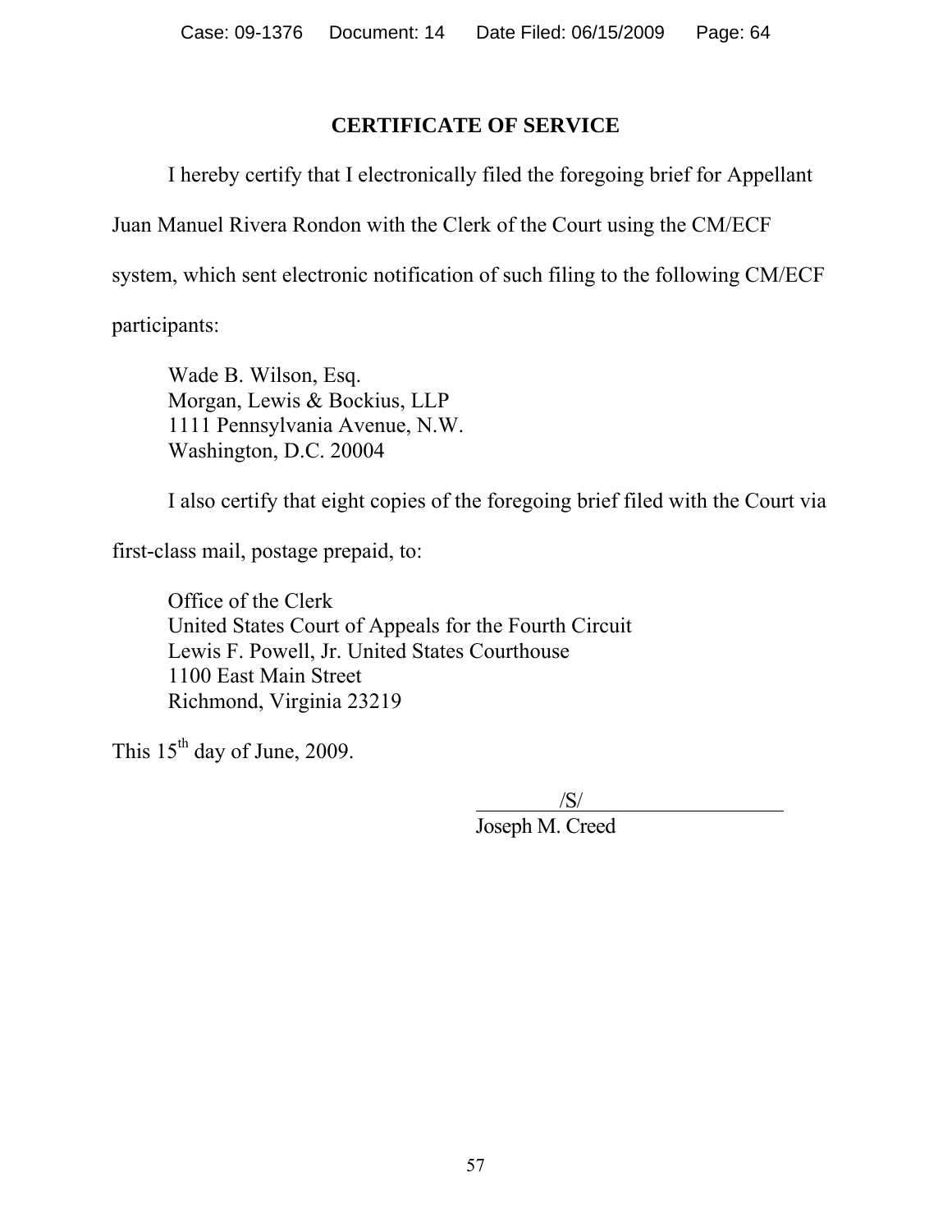# CERTIFICATE OF SERVICE

I hereby certify that I electronically filed the foregoing brief for Appellant Juan Manuel Rivera Rondon with the Clerk of the Court using the CM/ECF system, which sent electronic notification of such filing to the following CM/ECF participants:

Wade B. Wilson, Esq.
Morgan, Lewis & Bockius, LLP
1111 Pennsylvania Avenue, N.W.
Washington, D.C. 20004

I also certify that eight copies of the foregoing brief filed with the Court via first-class mail, postage prepaid, to:

Office of the Clerk
United States Court of Appeals for the Fourth Circuit
Lewis F. Powell, Jr. United States Courthouse
1100 East Main Street
Richmond, Virginia 23219

This 15th day of June, 2009.

/S/
Joseph M. Creed